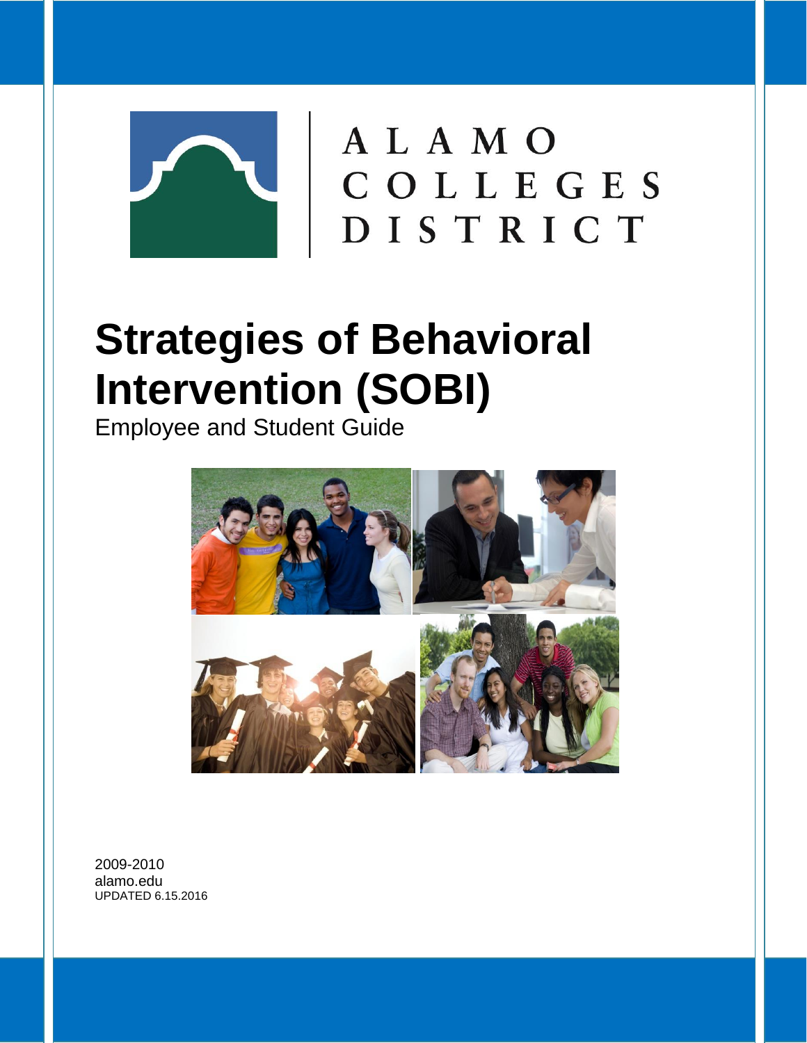ALAMO COLLEGES DISTRICT

# Strategies of Behavioral Intervention (SOBI)

Employee and Student Guide

2009-2010
alamo.edu
UPDATED 6.15.2016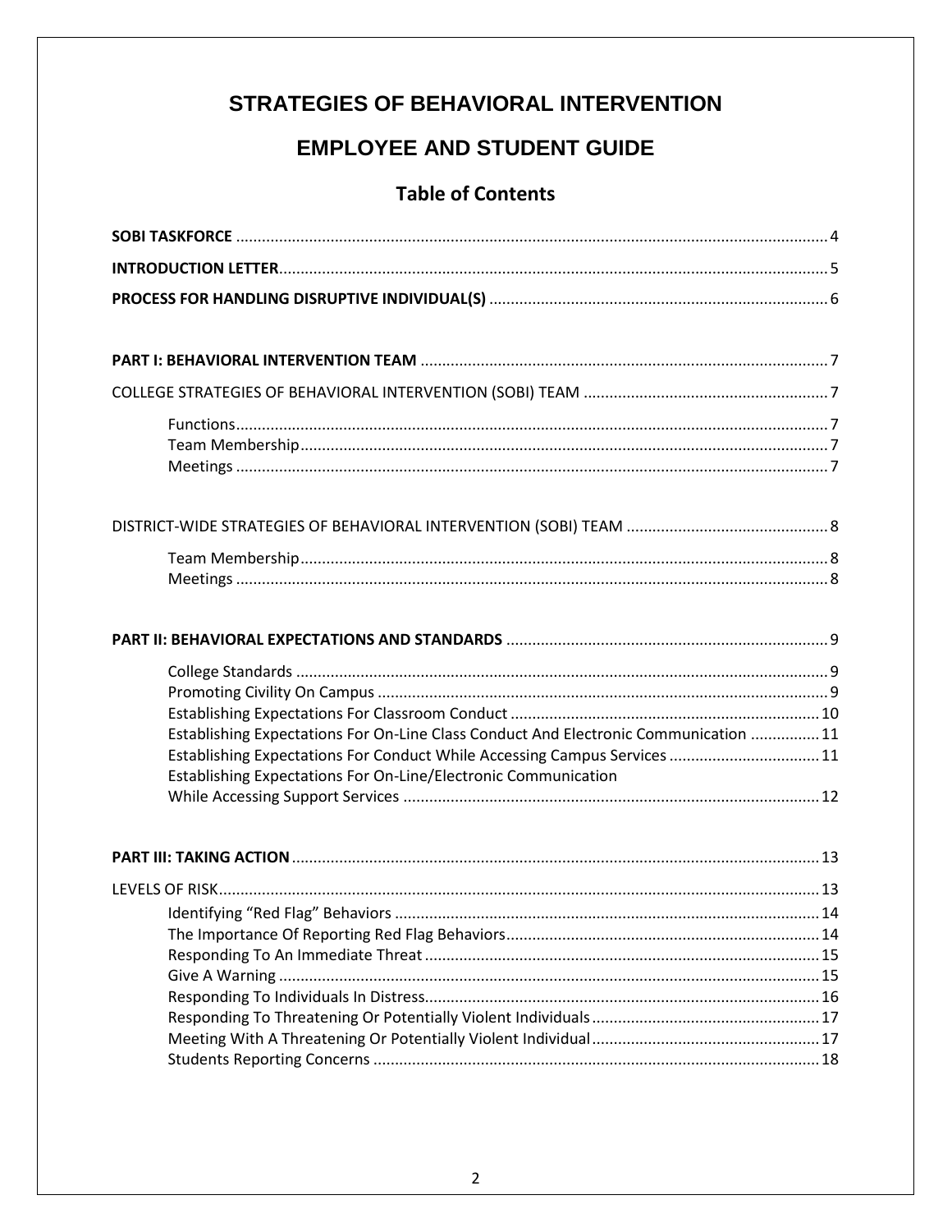# STRATEGIES OF BEHAVIORAL INTERVENTION

## EMPLOYEE AND STUDENT GUIDE

### Table of Contents

**SOBI TASKFORCE** .......... 4

**INTRODUCTION LETTER** .......... 5

**PROCESS FOR HANDLING DISRUPTIVE INDIVIDUAL(S)** .......... 6

**PART I: BEHAVIORAL INTERVENTION TEAM** .......... 7

COLLEGE STRATEGIES OF BEHAVIORAL INTERVENTION (SOBI) TEAM .......... 7

- Functions .......... 7
- Team Membership .......... 7
- Meetings .......... 7

DISTRICT-WIDE STRATEGIES OF BEHAVIORAL INTERVENTION (SOBI) TEAM .......... 8

- Team Membership .......... 8
- Meetings .......... 8

**PART II: BEHAVIORAL EXPECTATIONS AND STANDARDS** .......... 9

- College Standards .......... 9
- Promoting Civility On Campus .......... 9
- Establishing Expectations For Classroom Conduct .......... 10
- Establishing Expectations For On-Line Class Conduct And Electronic Communication .......... 11
- Establishing Expectations For Conduct While Accessing Campus Services .......... 11
- Establishing Expectations For On-Line/Electronic Communication While Accessing Support Services .......... 12

**PART III: TAKING ACTION** .......... 13

LEVELS OF RISK .......... 13

- Identifying "Red Flag" Behaviors .......... 14
- The Importance Of Reporting Red Flag Behaviors .......... 14
- Responding To An Immediate Threat .......... 15
- Give A Warning .......... 15
- Responding To Individuals In Distress .......... 16
- Responding To Threatening Or Potentially Violent Individuals .......... 17
- Meeting With A Threatening Or Potentially Violent Individual .......... 17
- Students Reporting Concerns .......... 18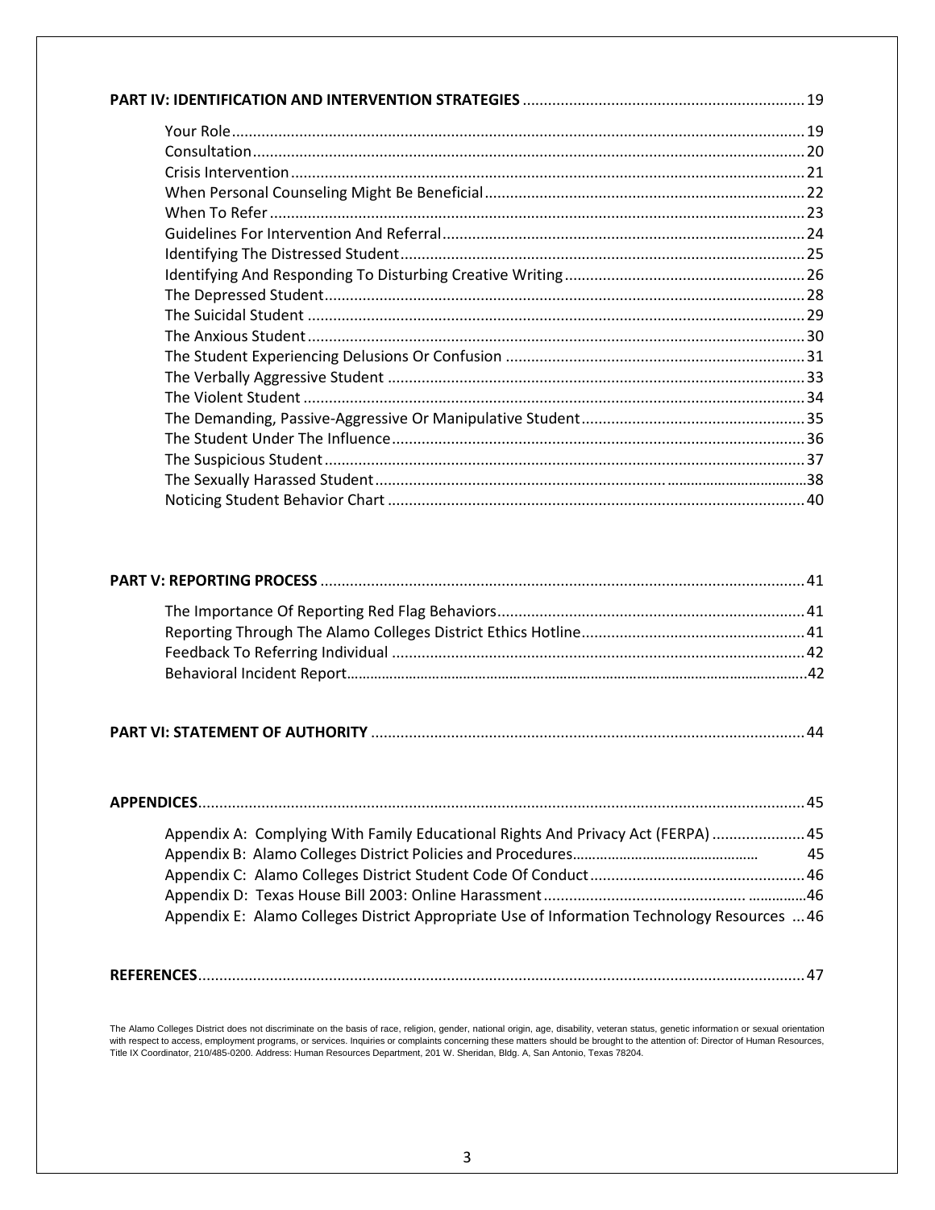**PART IV: IDENTIFICATION AND INTERVENTION STRATEGIES** .......... 19

- Your Role .......... 19
- Consultation .......... 20
- Crisis Intervention .......... 21
- When Personal Counseling Might Be Beneficial .......... 22
- When To Refer .......... 23
- Guidelines For Intervention And Referral .......... 24
- Identifying The Distressed Student .......... 25
- Identifying And Responding To Disturbing Creative Writing .......... 26
- The Depressed Student .......... 28
- The Suicidal Student .......... 29
- The Anxious Student .......... 30
- The Student Experiencing Delusions Or Confusion .......... 31
- The Verbally Aggressive Student .......... 33
- The Violent Student .......... 34
- The Demanding, Passive-Aggressive Or Manipulative Student .......... 35
- The Student Under The Influence .......... 36
- The Suspicious Student .......... 37
- The Sexually Harassed Student .......... 38
- Noticing Student Behavior Chart .......... 40

**PART V: REPORTING PROCESS** .......... 41

- The Importance Of Reporting Red Flag Behaviors .......... 41
- Reporting Through The Alamo Colleges District Ethics Hotline .......... 41
- Feedback To Referring Individual .......... 42
- Behavioral Incident Report .......... 42

**PART VI: STATEMENT OF AUTHORITY** .......... 44

**APPENDICES** .......... 45

- Appendix A: Complying With Family Educational Rights And Privacy Act (FERPA) .......... 45
- Appendix B: Alamo Colleges District Policies and Procedures .......... 45
- Appendix C: Alamo Colleges District Student Code Of Conduct .......... 46
- Appendix D: Texas House Bill 2003: Online Harassment .......... 46
- Appendix E: Alamo Colleges District Appropriate Use of Information Technology Resources .......... 46

**REFERENCES** .......... 47

The Alamo Colleges District does not discriminate on the basis of race, religion, gender, national origin, age, disability, veteran status, genetic information or sexual orientation with respect to access, employment programs, or services. Inquiries or complaints concerning these matters should be brought to the attention of: Director of Human Resources, Title IX Coordinator, 210/485-0200. Address: Human Resources Department, 201 W. Sheridan, Bldg. A, San Antonio, Texas 78204.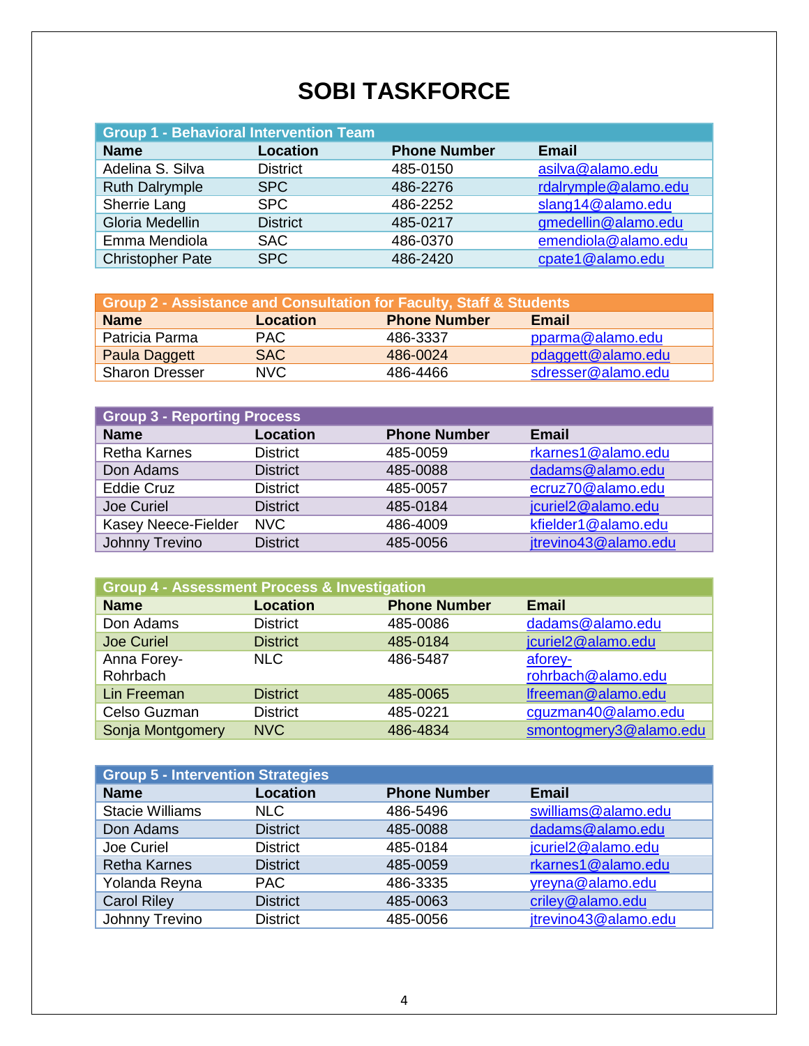# SOBI TASKFORCE

| Group 1 - Behavioral Intervention Team | | | |
|---|---|---|---|
| **Name** | **Location** | **Phone Number** | **Email** |
| Adelina S. Silva | District | 485-0150 | asilva@alamo.edu |
| Ruth Dalrymple | SPC | 486-2276 | rdalrymple@alamo.edu |
| Sherrie Lang | SPC | 486-2252 | slang14@alamo.edu |
| Gloria Medellin | District | 485-0217 | gmedellin@alamo.edu |
| Emma Mendiola | SAC | 486-0370 | emendiola@alamo.edu |
| Christopher Pate | SPC | 486-2420 | cpate1@alamo.edu |

| Group 2 - Assistance and Consultation for Faculty, Staff & Students | | | |
|---|---|---|---|
| **Name** | **Location** | **Phone Number** | **Email** |
| Patricia Parma | PAC | 486-3337 | pparma@alamo.edu |
| Paula Daggett | SAC | 486-0024 | pdaggett@alamo.edu |
| Sharon Dresser | NVC | 486-4466 | sdresser@alamo.edu |

| Group 3 - Reporting Process | | | |
|---|---|---|---|
| **Name** | **Location** | **Phone Number** | **Email** |
| Retha Karnes | District | 485-0059 | rkarnes1@alamo.edu |
| Don Adams | District | 485-0088 | dadams@alamo.edu |
| Eddie Cruz | District | 485-0057 | ecruz70@alamo.edu |
| Joe Curiel | District | 485-0184 | jcuriel2@alamo.edu |
| Kasey Neece-Fielder | NVC | 486-4009 | kfielder1@alamo.edu |
| Johnny Trevino | District | 485-0056 | jtrevino43@alamo.edu |

| Group 4 - Assessment Process & Investigation | | | |
|---|---|---|---|
| **Name** | **Location** | **Phone Number** | **Email** |
| Don Adams | District | 485-0086 | dadams@alamo.edu |
| Joe Curiel | District | 485-0184 | jcuriel2@alamo.edu |
| Anna Forey-Rohrbach | NLC | 486-5487 | aforey-rohrbach@alamo.edu |
| Lin Freeman | District | 485-0065 | lfreeman@alamo.edu |
| Celso Guzman | District | 485-0221 | cguzman40@alamo.edu |
| Sonja Montgomery | NVC | 486-4834 | smontogmery3@alamo.edu |

| Group 5 - Intervention Strategies | | | |
|---|---|---|---|
| **Name** | **Location** | **Phone Number** | **Email** |
| Stacie Williams | NLC | 486-5496 | swilliams@alamo.edu |
| Don Adams | District | 485-0088 | dadams@alamo.edu |
| Joe Curiel | District | 485-0184 | jcuriel2@alamo.edu |
| Retha Karnes | District | 485-0059 | rkarnes1@alamo.edu |
| Yolanda Reyna | PAC | 486-3335 | yreyna@alamo.edu |
| Carol Riley | District | 485-0063 | criley@alamo.edu |
| Johnny Trevino | District | 485-0056 | jtrevino43@alamo.edu |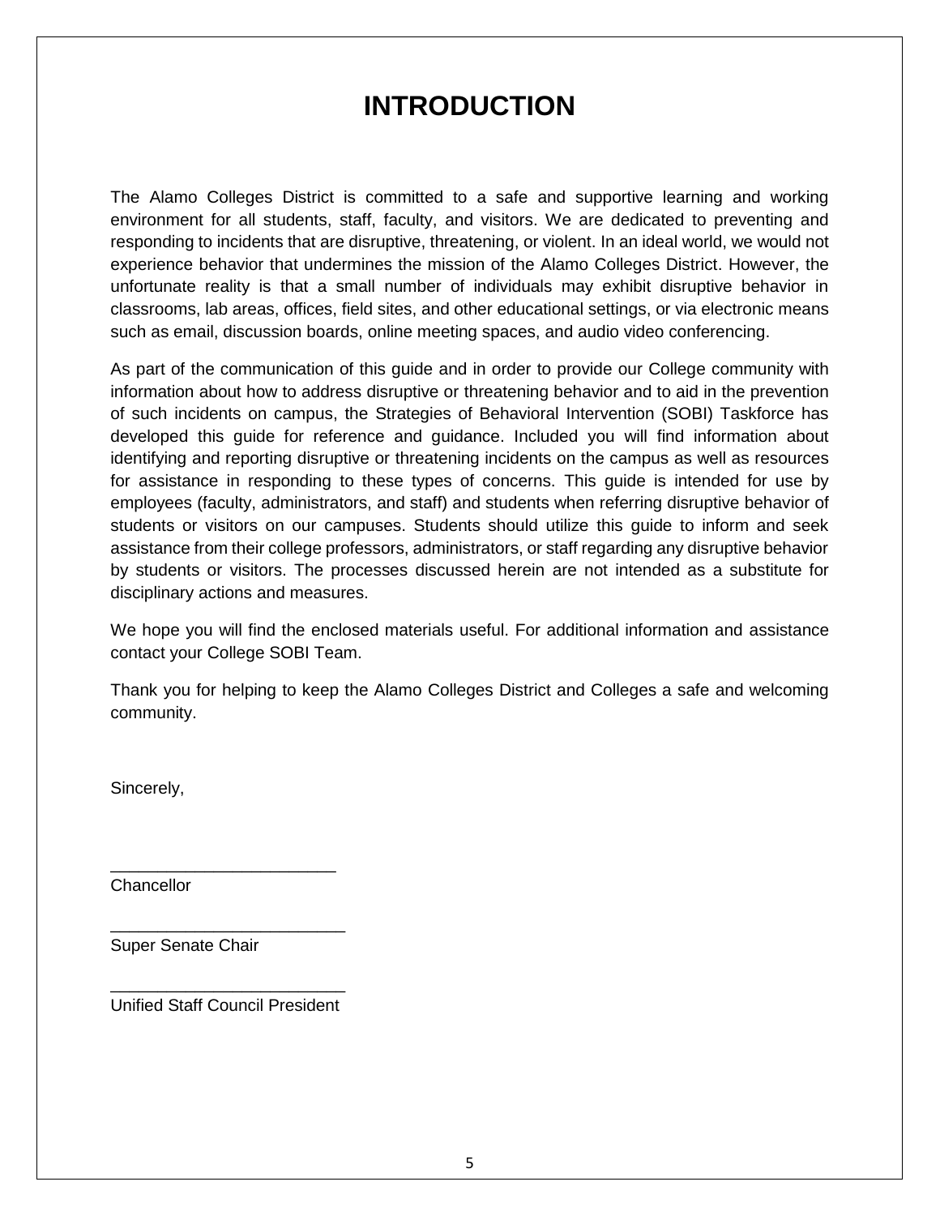# INTRODUCTION

The Alamo Colleges District is committed to a safe and supportive learning and working environment for all students, staff, faculty, and visitors. We are dedicated to preventing and responding to incidents that are disruptive, threatening, or violent. In an ideal world, we would not experience behavior that undermines the mission of the Alamo Colleges District. However, the unfortunate reality is that a small number of individuals may exhibit disruptive behavior in classrooms, lab areas, offices, field sites, and other educational settings, or via electronic means such as email, discussion boards, online meeting spaces, and audio video conferencing.

As part of the communication of this guide and in order to provide our College community with information about how to address disruptive or threatening behavior and to aid in the prevention of such incidents on campus, the Strategies of Behavioral Intervention (SOBI) Taskforce has developed this guide for reference and guidance. Included you will find information about identifying and reporting disruptive or threatening incidents on the campus as well as resources for assistance in responding to these types of concerns. This guide is intended for use by employees (faculty, administrators, and staff) and students when referring disruptive behavior of students or visitors on our campuses. Students should utilize this guide to inform and seek assistance from their college professors, administrators, or staff regarding any disruptive behavior by students or visitors. The processes discussed herein are not intended as a substitute for disciplinary actions and measures.

We hope you will find the enclosed materials useful. For additional information and assistance contact your College SOBI Team.

Thank you for helping to keep the Alamo Colleges District and Colleges a safe and welcoming community.

Sincerely,

________________________
Chancellor

_________________________
Super Senate Chair

_________________________
Unified Staff Council President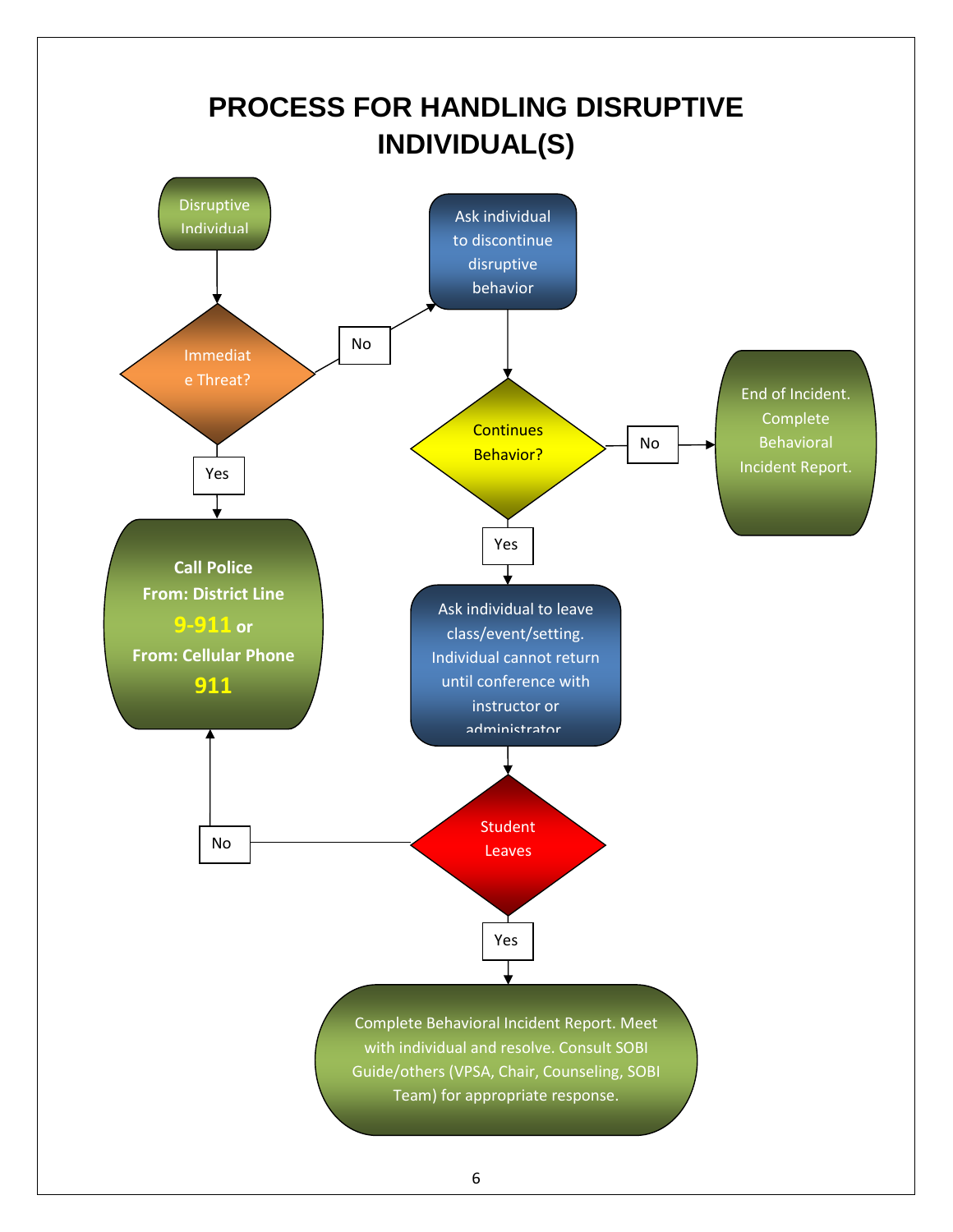# PROCESS FOR HANDLING DISRUPTIVE INDIVIDUAL(S)

Disruptive Individual

Immediate Threat?

- Yes → **Call Police From: District Line 9-911 or From: Cellular Phone 911**
- No → Ask individual to discontinue disruptive behavior

Continues Behavior?

- No → End of Incident. Complete Behavioral Incident Report.
- Yes → Ask individual to leave class/event/setting. Individual cannot return until conference with instructor or administrator

Student Leaves

- No → **Call Police From: District Line 9-911 or From: Cellular Phone 911**
- Yes → Complete Behavioral Incident Report. Meet with individual and resolve. Consult SOBI Guide/others (VPSA, Chair, Counseling, SOBI Team) for appropriate response.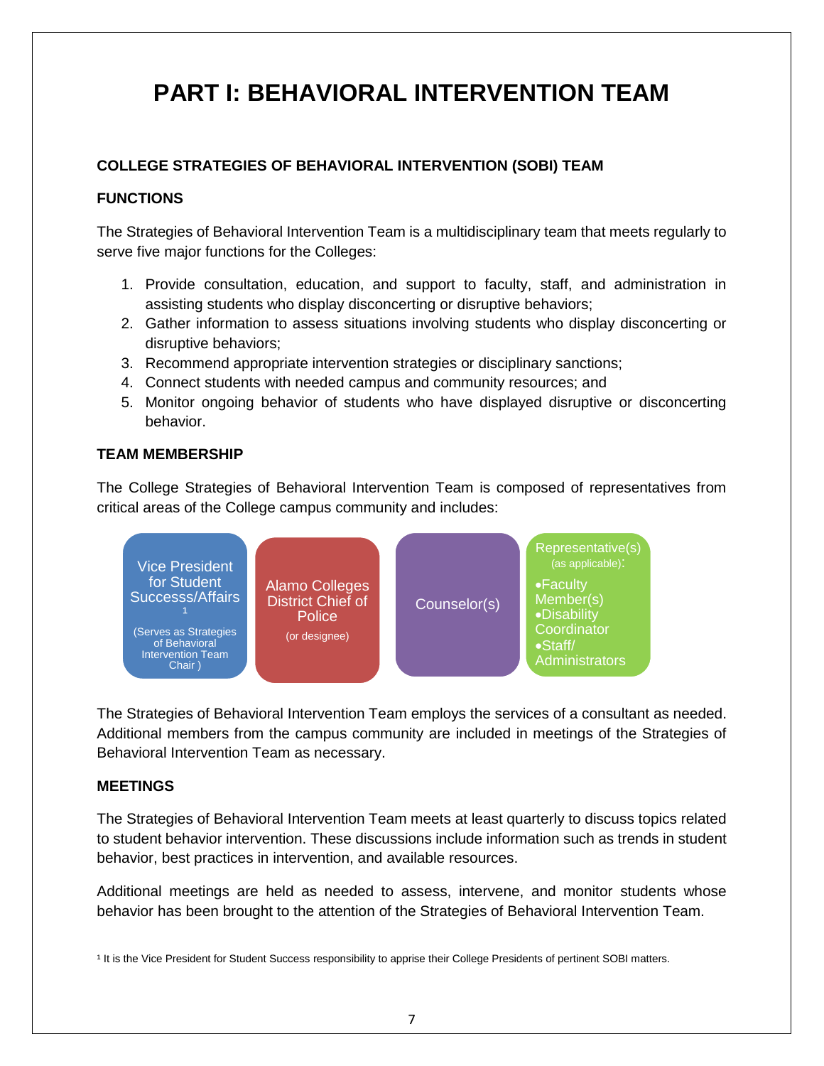# PART I: BEHAVIORAL INTERVENTION TEAM

## COLLEGE STRATEGIES OF BEHAVIORAL INTERVENTION (SOBI) TEAM

### FUNCTIONS

The Strategies of Behavioral Intervention Team is a multidisciplinary team that meets regularly to serve five major functions for the Colleges:

1. Provide consultation, education, and support to faculty, staff, and administration in assisting students who display disconcerting or disruptive behaviors;
2. Gather information to assess situations involving students who display disconcerting or disruptive behaviors;
3. Recommend appropriate intervention strategies or disciplinary sanctions;
4. Connect students with needed campus and community resources; and
5. Monitor ongoing behavior of students who have displayed disruptive or disconcerting behavior.

### TEAM MEMBERSHIP

The College Strategies of Behavioral Intervention Team is composed of representatives from critical areas of the College campus community and includes:

- Vice President for Student Successs/Affairs[1] (Serves as Strategies of Behavioral Intervention Team Chair )
- Alamo Colleges District Chief of Police (or designee)
- Counselor(s)
- Representative(s) (as applicable):
  - Faculty Member(s)
  - Disability Coordinator
  - Staff/ Administrators

The Strategies of Behavioral Intervention Team employs the services of a consultant as needed. Additional members from the campus community are included in meetings of the Strategies of Behavioral Intervention Team as necessary.

### MEETINGS

The Strategies of Behavioral Intervention Team meets at least quarterly to discuss topics related to student behavior intervention. These discussions include information such as trends in student behavior, best practices in intervention, and available resources.

Additional meetings are held as needed to assess, intervene, and monitor students whose behavior has been brought to the attention of the Strategies of Behavioral Intervention Team.

[1] It is the Vice President for Student Success responsibility to apprise their College Presidents of pertinent SOBI matters.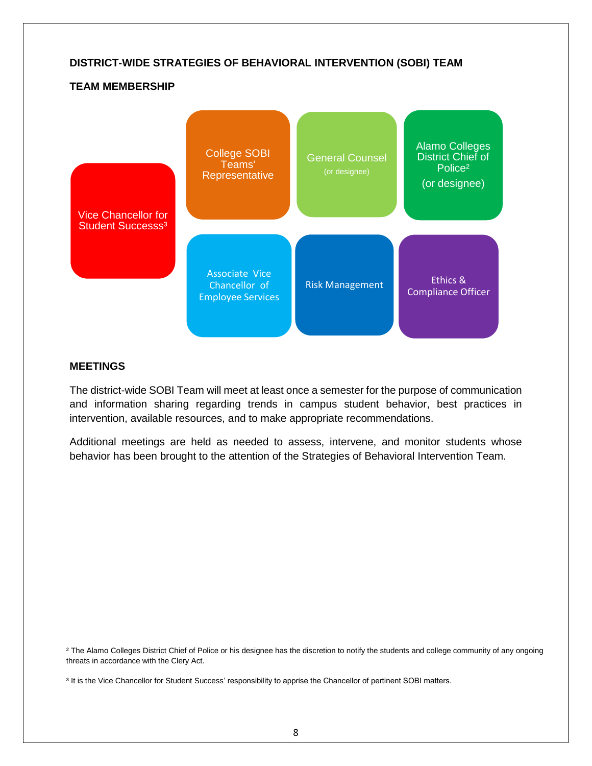**DISTRICT-WIDE STRATEGIES OF BEHAVIORAL INTERVENTION (SOBI) TEAM**

**TEAM MEMBERSHIP**

- Vice Chancellor for Student Successs[3]
- College SOBI Teams' Representative
- General Counsel (or designee)
- Alamo Colleges District Chief of Police[2] (or designee)
- Associate Vice Chancellor of Employee Services
- Risk Management
- Ethics & Compliance Officer

**MEETINGS**

The district-wide SOBI Team will meet at least once a semester for the purpose of communication and information sharing regarding trends in campus student behavior, best practices in intervention, available resources, and to make appropriate recommendations.

Additional meetings are held as needed to assess, intervene, and monitor students whose behavior has been brought to the attention of the Strategies of Behavioral Intervention Team.

[2] The Alamo Colleges District Chief of Police or his designee has the discretion to notify the students and college community of any ongoing threats in accordance with the Clery Act.

[3] It is the Vice Chancellor for Student Success' responsibility to apprise the Chancellor of pertinent SOBI matters.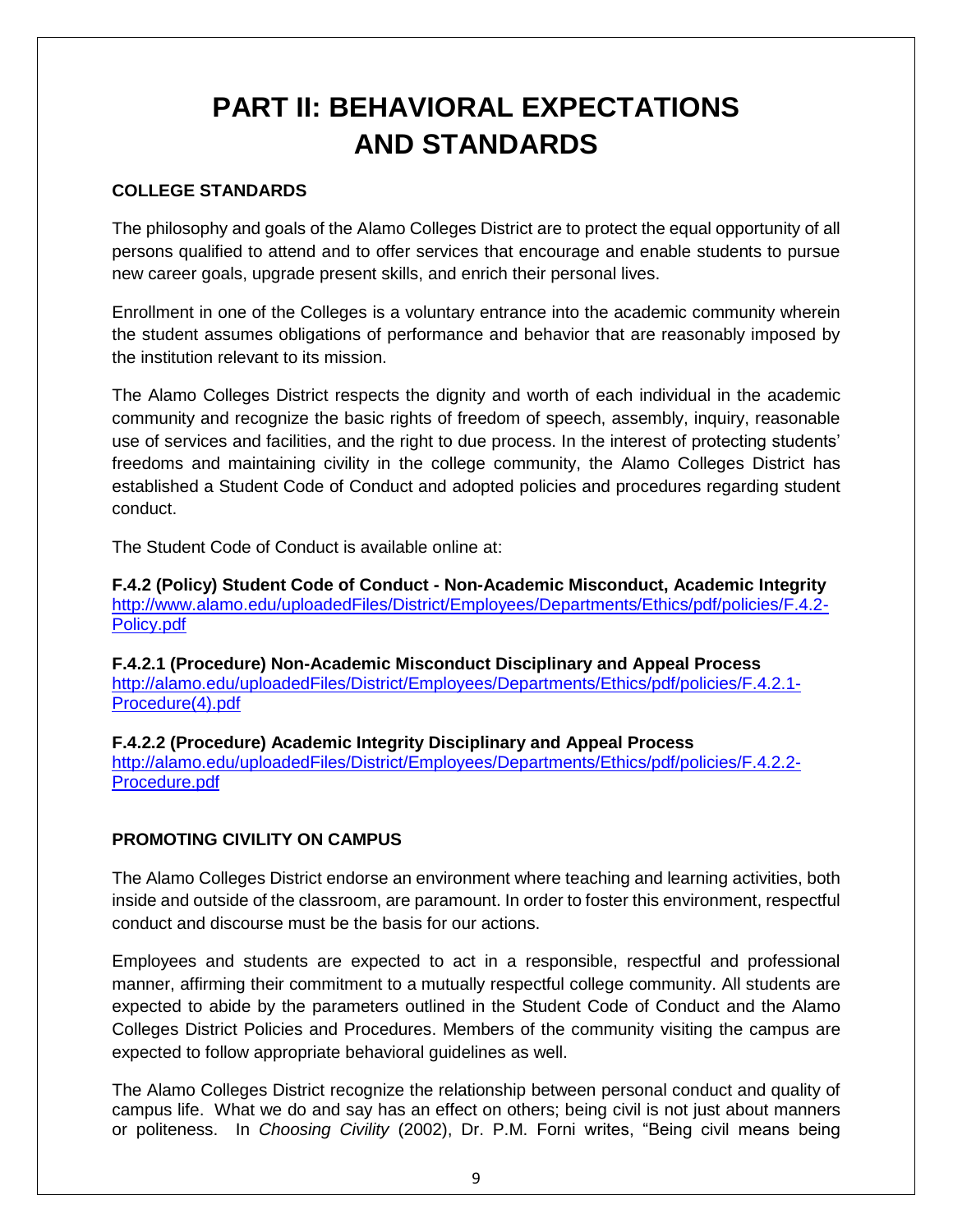# PART II: BEHAVIORAL EXPECTATIONS AND STANDARDS

### COLLEGE STANDARDS

The philosophy and goals of the Alamo Colleges District are to protect the equal opportunity of all persons qualified to attend and to offer services that encourage and enable students to pursue new career goals, upgrade present skills, and enrich their personal lives.

Enrollment in one of the Colleges is a voluntary entrance into the academic community wherein the student assumes obligations of performance and behavior that are reasonably imposed by the institution relevant to its mission.

The Alamo Colleges District respects the dignity and worth of each individual in the academic community and recognize the basic rights of freedom of speech, assembly, inquiry, reasonable use of services and facilities, and the right to due process. In the interest of protecting students' freedoms and maintaining civility in the college community, the Alamo Colleges District has established a Student Code of Conduct and adopted policies and procedures regarding student conduct.

The Student Code of Conduct is available online at:

**F.4.2 (Policy) Student Code of Conduct - Non-Academic Misconduct, Academic Integrity**
[http://www.alamo.edu/uploadedFiles/District/Employees/Departments/Ethics/pdf/policies/F.4.2-Policy.pdf](http://www.alamo.edu/uploadedFiles/District/Employees/Departments/Ethics/pdf/policies/F.4.2-Policy.pdf)

**F.4.2.1 (Procedure) Non-Academic Misconduct Disciplinary and Appeal Process**
[http://alamo.edu/uploadedFiles/District/Employees/Departments/Ethics/pdf/policies/F.4.2.1-Procedure(4).pdf](http://alamo.edu/uploadedFiles/District/Employees/Departments/Ethics/pdf/policies/F.4.2.1-Procedure(4).pdf)

**F.4.2.2 (Procedure) Academic Integrity Disciplinary and Appeal Process**
[http://alamo.edu/uploadedFiles/District/Employees/Departments/Ethics/pdf/policies/F.4.2.2-Procedure.pdf](http://alamo.edu/uploadedFiles/District/Employees/Departments/Ethics/pdf/policies/F.4.2.2-Procedure.pdf)

### PROMOTING CIVILITY ON CAMPUS

The Alamo Colleges District endorse an environment where teaching and learning activities, both inside and outside of the classroom, are paramount. In order to foster this environment, respectful conduct and discourse must be the basis for our actions.

Employees and students are expected to act in a responsible, respectful and professional manner, affirming their commitment to a mutually respectful college community. All students are expected to abide by the parameters outlined in the Student Code of Conduct and the Alamo Colleges District Policies and Procedures. Members of the community visiting the campus are expected to follow appropriate behavioral guidelines as well.

The Alamo Colleges District recognize the relationship between personal conduct and quality of campus life. What we do and say has an effect on others; being civil is not just about manners or politeness. In *Choosing Civility* (2002), Dr. P.M. Forni writes, "Being civil means being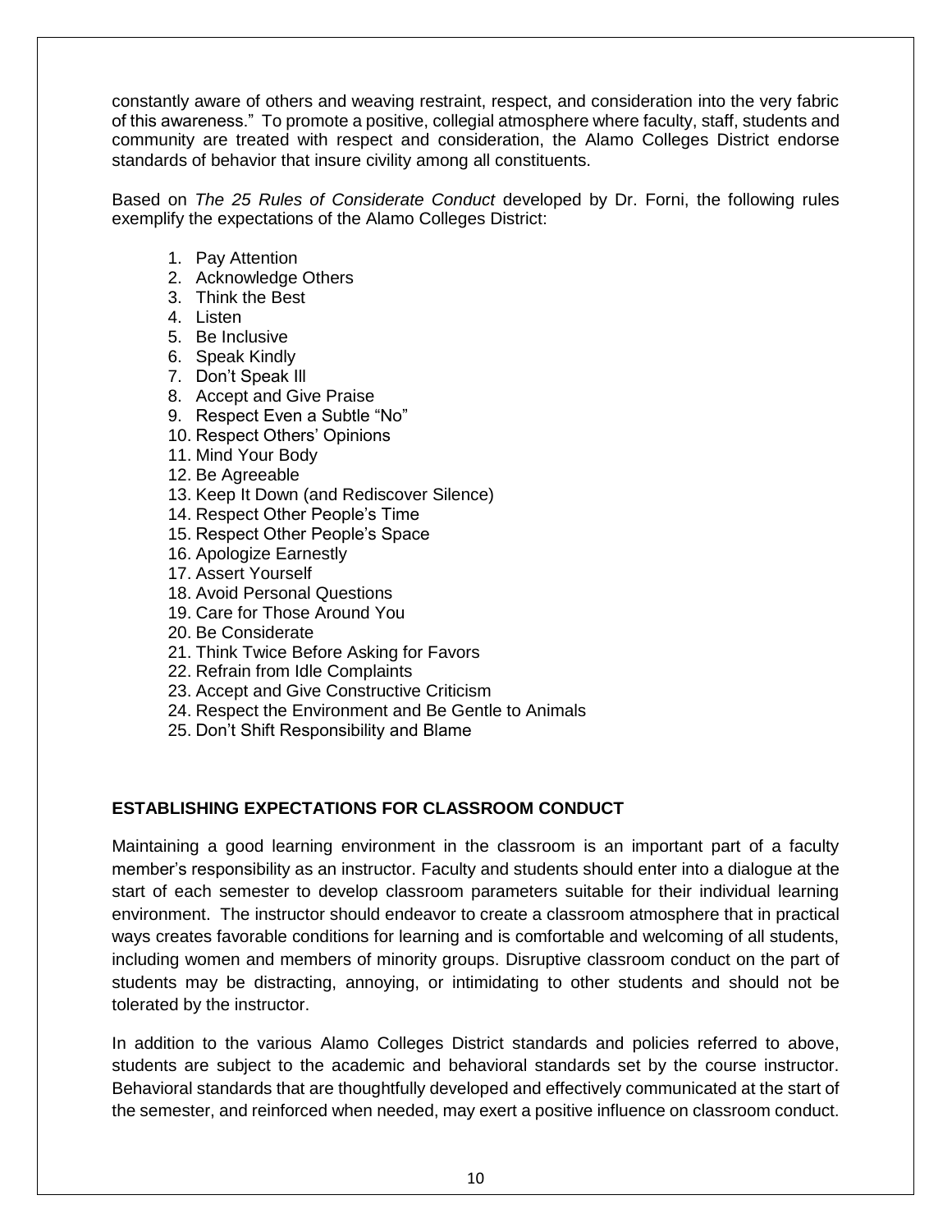constantly aware of others and weaving restraint, respect, and consideration into the very fabric of this awareness." To promote a positive, collegial atmosphere where faculty, staff, students and community are treated with respect and consideration, the Alamo Colleges District endorse standards of behavior that insure civility among all constituents.

Based on *The 25 Rules of Considerate Conduct* developed by Dr. Forni, the following rules exemplify the expectations of the Alamo Colleges District:

1. Pay Attention
2. Acknowledge Others
3. Think the Best
4. Listen
5. Be Inclusive
6. Speak Kindly
7. Don't Speak Ill
8. Accept and Give Praise
9. Respect Even a Subtle "No"
10. Respect Others' Opinions
11. Mind Your Body
12. Be Agreeable
13. Keep It Down (and Rediscover Silence)
14. Respect Other People's Time
15. Respect Other People's Space
16. Apologize Earnestly
17. Assert Yourself
18. Avoid Personal Questions
19. Care for Those Around You
20. Be Considerate
21. Think Twice Before Asking for Favors
22. Refrain from Idle Complaints
23. Accept and Give Constructive Criticism
24. Respect the Environment and Be Gentle to Animals
25. Don't Shift Responsibility and Blame

## ESTABLISHING EXPECTATIONS FOR CLASSROOM CONDUCT

Maintaining a good learning environment in the classroom is an important part of a faculty member's responsibility as an instructor. Faculty and students should enter into a dialogue at the start of each semester to develop classroom parameters suitable for their individual learning environment. The instructor should endeavor to create a classroom atmosphere that in practical ways creates favorable conditions for learning and is comfortable and welcoming of all students, including women and members of minority groups. Disruptive classroom conduct on the part of students may be distracting, annoying, or intimidating to other students and should not be tolerated by the instructor.

In addition to the various Alamo Colleges District standards and policies referred to above, students are subject to the academic and behavioral standards set by the course instructor. Behavioral standards that are thoughtfully developed and effectively communicated at the start of the semester, and reinforced when needed, may exert a positive influence on classroom conduct.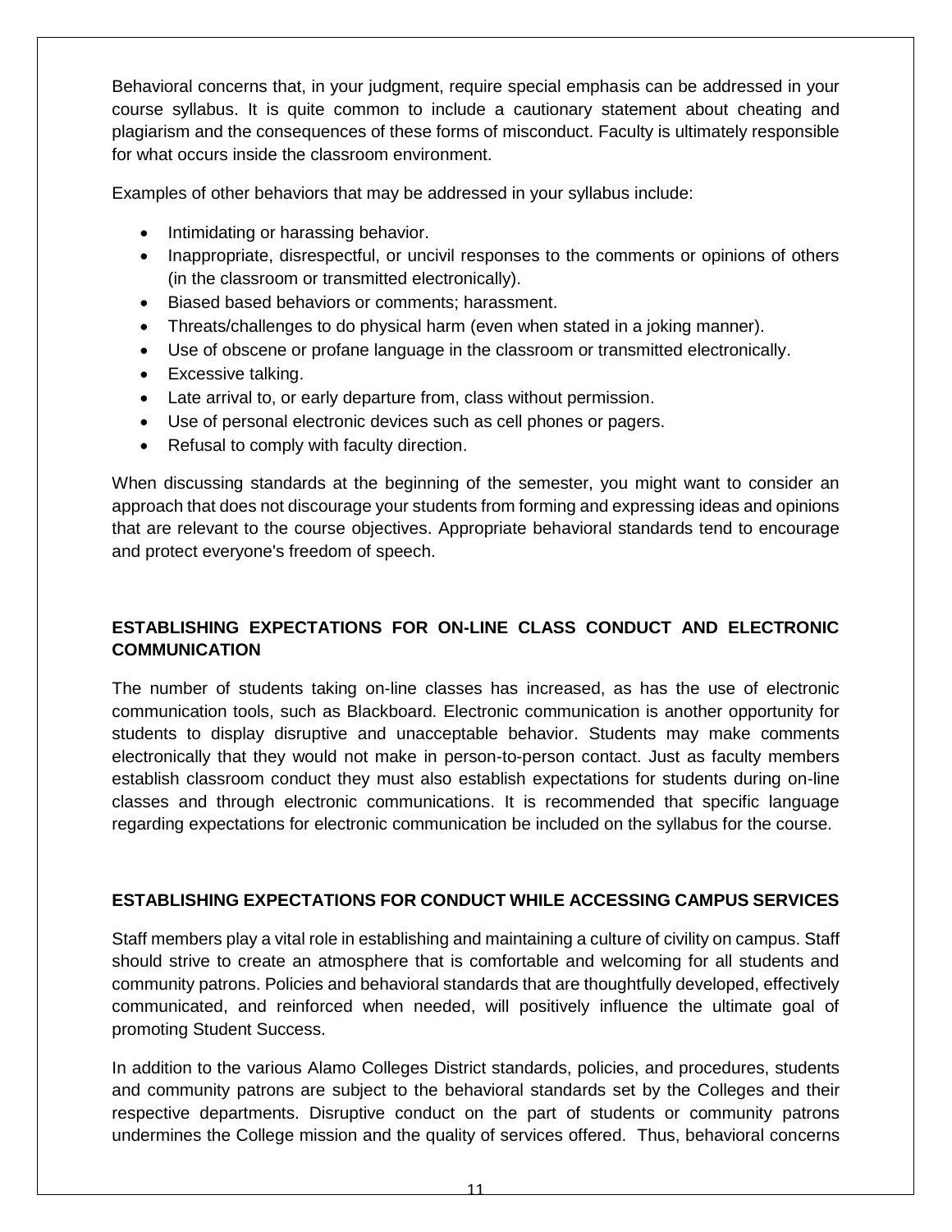Behavioral concerns that, in your judgment, require special emphasis can be addressed in your course syllabus. It is quite common to include a cautionary statement about cheating and plagiarism and the consequences of these forms of misconduct. Faculty is ultimately responsible for what occurs inside the classroom environment.

Examples of other behaviors that may be addressed in your syllabus include:

- Intimidating or harassing behavior.
- Inappropriate, disrespectful, or uncivil responses to the comments or opinions of others (in the classroom or transmitted electronically).
- Biased based behaviors or comments; harassment.
- Threats/challenges to do physical harm (even when stated in a joking manner).
- Use of obscene or profane language in the classroom or transmitted electronically.
- Excessive talking.
- Late arrival to, or early departure from, class without permission.
- Use of personal electronic devices such as cell phones or pagers.
- Refusal to comply with faculty direction.

When discussing standards at the beginning of the semester, you might want to consider an approach that does not discourage your students from forming and expressing ideas and opinions that are relevant to the course objectives. Appropriate behavioral standards tend to encourage and protect everyone's freedom of speech.

## ESTABLISHING EXPECTATIONS FOR ON-LINE CLASS CONDUCT AND ELECTRONIC COMMUNICATION

The number of students taking on-line classes has increased, as has the use of electronic communication tools, such as Blackboard. Electronic communication is another opportunity for students to display disruptive and unacceptable behavior. Students may make comments electronically that they would not make in person-to-person contact. Just as faculty members establish classroom conduct they must also establish expectations for students during on-line classes and through electronic communications. It is recommended that specific language regarding expectations for electronic communication be included on the syllabus for the course.

## ESTABLISHING EXPECTATIONS FOR CONDUCT WHILE ACCESSING CAMPUS SERVICES

Staff members play a vital role in establishing and maintaining a culture of civility on campus. Staff should strive to create an atmosphere that is comfortable and welcoming for all students and community patrons. Policies and behavioral standards that are thoughtfully developed, effectively communicated, and reinforced when needed, will positively influence the ultimate goal of promoting Student Success.

In addition to the various Alamo Colleges District standards, policies, and procedures, students and community patrons are subject to the behavioral standards set by the Colleges and their respective departments. Disruptive conduct on the part of students or community patrons undermines the College mission and the quality of services offered. Thus, behavioral concerns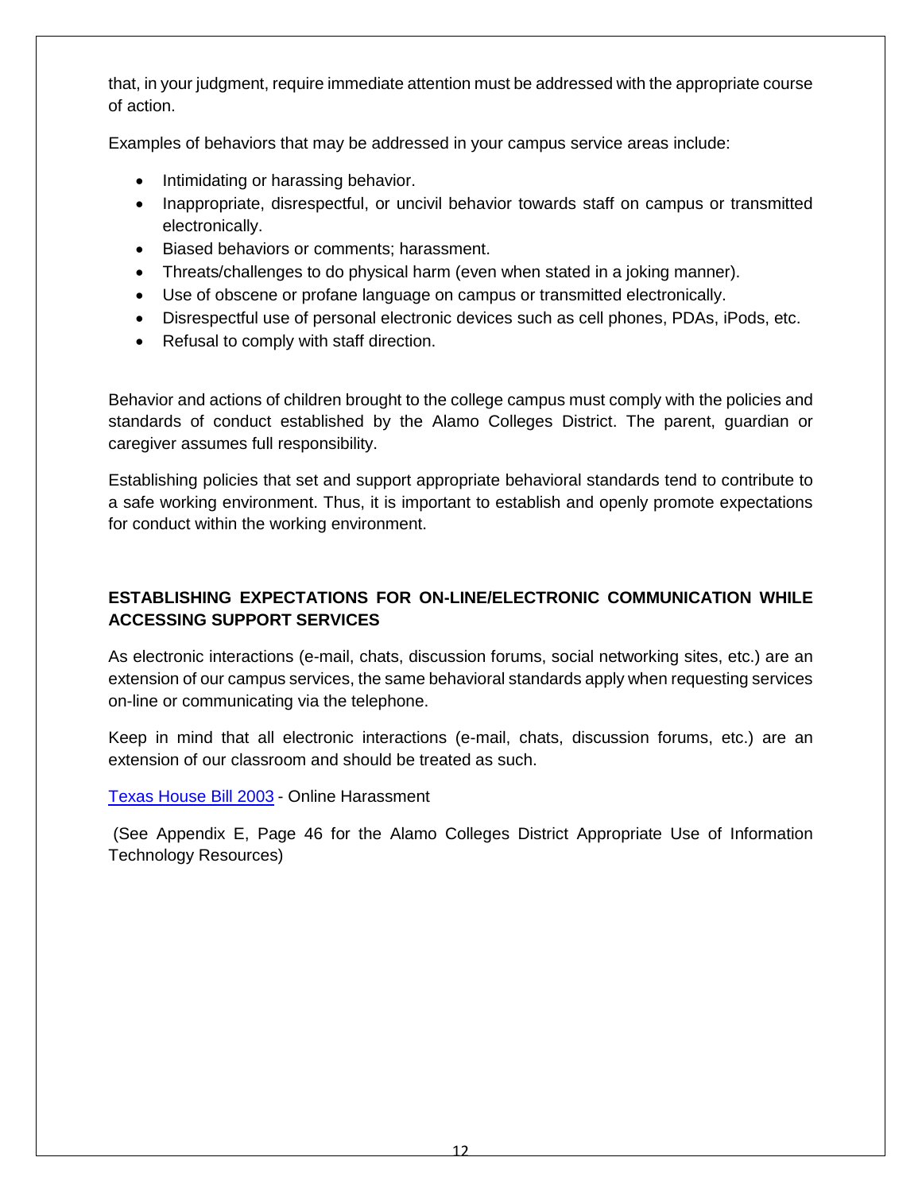that, in your judgment, require immediate attention must be addressed with the appropriate course of action.

Examples of behaviors that may be addressed in your campus service areas include:

- Intimidating or harassing behavior.
- Inappropriate, disrespectful, or uncivil behavior towards staff on campus or transmitted electronically.
- Biased behaviors or comments; harassment.
- Threats/challenges to do physical harm (even when stated in a joking manner).
- Use of obscene or profane language on campus or transmitted electronically.
- Disrespectful use of personal electronic devices such as cell phones, PDAs, iPods, etc.
- Refusal to comply with staff direction.

Behavior and actions of children brought to the college campus must comply with the policies and standards of conduct established by the Alamo Colleges District. The parent, guardian or caregiver assumes full responsibility.

Establishing policies that set and support appropriate behavioral standards tend to contribute to a safe working environment. Thus, it is important to establish and openly promote expectations for conduct within the working environment.

**ESTABLISHING EXPECTATIONS FOR ON-LINE/ELECTRONIC COMMUNICATION WHILE ACCESSING SUPPORT SERVICES**

As electronic interactions (e-mail, chats, discussion forums, social networking sites, etc.) are an extension of our campus services, the same behavioral standards apply when requesting services on-line or communicating via the telephone.

Keep in mind that all electronic interactions (e-mail, chats, discussion forums, etc.) are an extension of our classroom and should be treated as such.

Texas House Bill 2003 - Online Harassment

(See Appendix E, Page 46 for the Alamo Colleges District Appropriate Use of Information Technology Resources)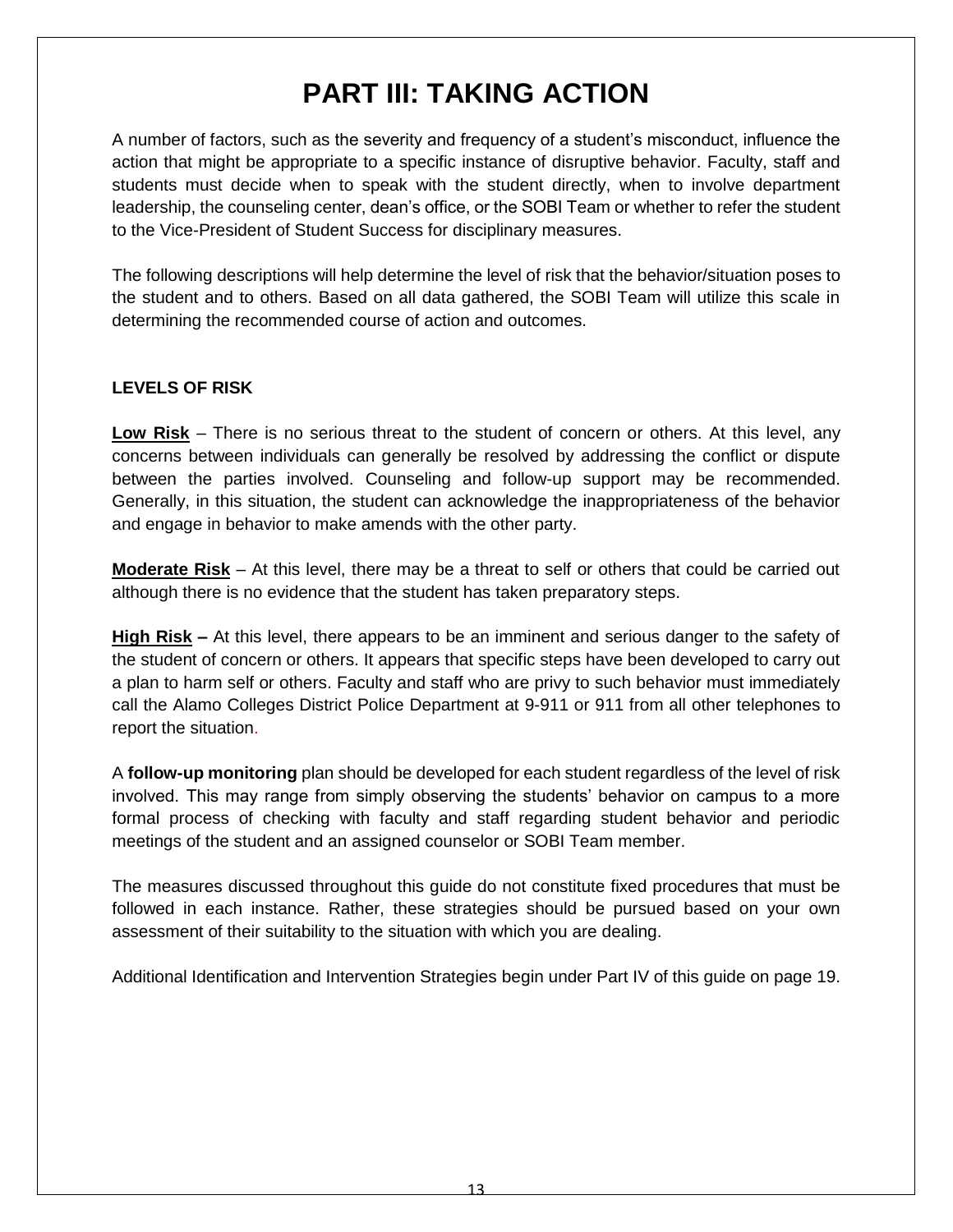# PART III: TAKING ACTION

A number of factors, such as the severity and frequency of a student's misconduct, influence the action that might be appropriate to a specific instance of disruptive behavior. Faculty, staff and students must decide when to speak with the student directly, when to involve department leadership, the counseling center, dean's office, or the SOBI Team or whether to refer the student to the Vice-President of Student Success for disciplinary measures.

The following descriptions will help determine the level of risk that the behavior/situation poses to the student and to others. Based on all data gathered, the SOBI Team will utilize this scale in determining the recommended course of action and outcomes.

**LEVELS OF RISK**

**Low Risk** – There is no serious threat to the student of concern or others. At this level, any concerns between individuals can generally be resolved by addressing the conflict or dispute between the parties involved. Counseling and follow-up support may be recommended. Generally, in this situation, the student can acknowledge the inappropriateness of the behavior and engage in behavior to make amends with the other party.

**Moderate Risk** – At this level, there may be a threat to self or others that could be carried out although there is no evidence that the student has taken preparatory steps.

**High Risk –** At this level, there appears to be an imminent and serious danger to the safety of the student of concern or others. It appears that specific steps have been developed to carry out a plan to harm self or others. Faculty and staff who are privy to such behavior must immediately call the Alamo Colleges District Police Department at 9-911 or 911 from all other telephones to report the situation.

A **follow-up monitoring** plan should be developed for each student regardless of the level of risk involved. This may range from simply observing the students' behavior on campus to a more formal process of checking with faculty and staff regarding student behavior and periodic meetings of the student and an assigned counselor or SOBI Team member.

The measures discussed throughout this guide do not constitute fixed procedures that must be followed in each instance. Rather, these strategies should be pursued based on your own assessment of their suitability to the situation with which you are dealing.

Additional Identification and Intervention Strategies begin under Part IV of this guide on page 19.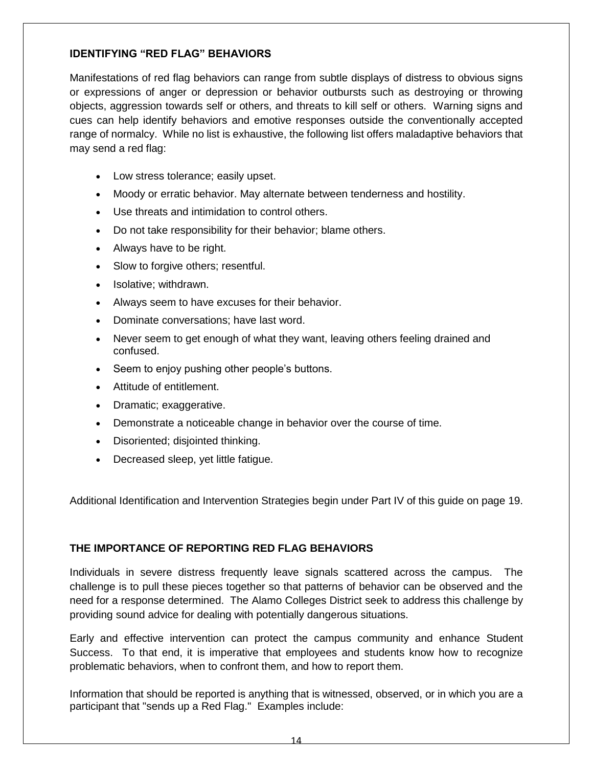## IDENTIFYING "RED FLAG" BEHAVIORS

Manifestations of red flag behaviors can range from subtle displays of distress to obvious signs or expressions of anger or depression or behavior outbursts such as destroying or throwing objects, aggression towards self or others, and threats to kill self or others. Warning signs and cues can help identify behaviors and emotive responses outside the conventionally accepted range of normalcy. While no list is exhaustive, the following list offers maladaptive behaviors that may send a red flag:

- Low stress tolerance; easily upset.
- Moody or erratic behavior. May alternate between tenderness and hostility.
- Use threats and intimidation to control others.
- Do not take responsibility for their behavior; blame others.
- Always have to be right.
- Slow to forgive others; resentful.
- Isolative; withdrawn.
- Always seem to have excuses for their behavior.
- Dominate conversations; have last word.
- Never seem to get enough of what they want, leaving others feeling drained and confused.
- Seem to enjoy pushing other people's buttons.
- Attitude of entitlement.
- Dramatic; exaggerative.
- Demonstrate a noticeable change in behavior over the course of time.
- Disoriented; disjointed thinking.
- Decreased sleep, yet little fatigue.

Additional Identification and Intervention Strategies begin under Part IV of this guide on page 19.

## THE IMPORTANCE OF REPORTING RED FLAG BEHAVIORS

Individuals in severe distress frequently leave signals scattered across the campus. The challenge is to pull these pieces together so that patterns of behavior can be observed and the need for a response determined. The Alamo Colleges District seek to address this challenge by providing sound advice for dealing with potentially dangerous situations.

Early and effective intervention can protect the campus community and enhance Student Success. To that end, it is imperative that employees and students know how to recognize problematic behaviors, when to confront them, and how to report them.

Information that should be reported is anything that is witnessed, observed, or in which you are a participant that "sends up a Red Flag." Examples include: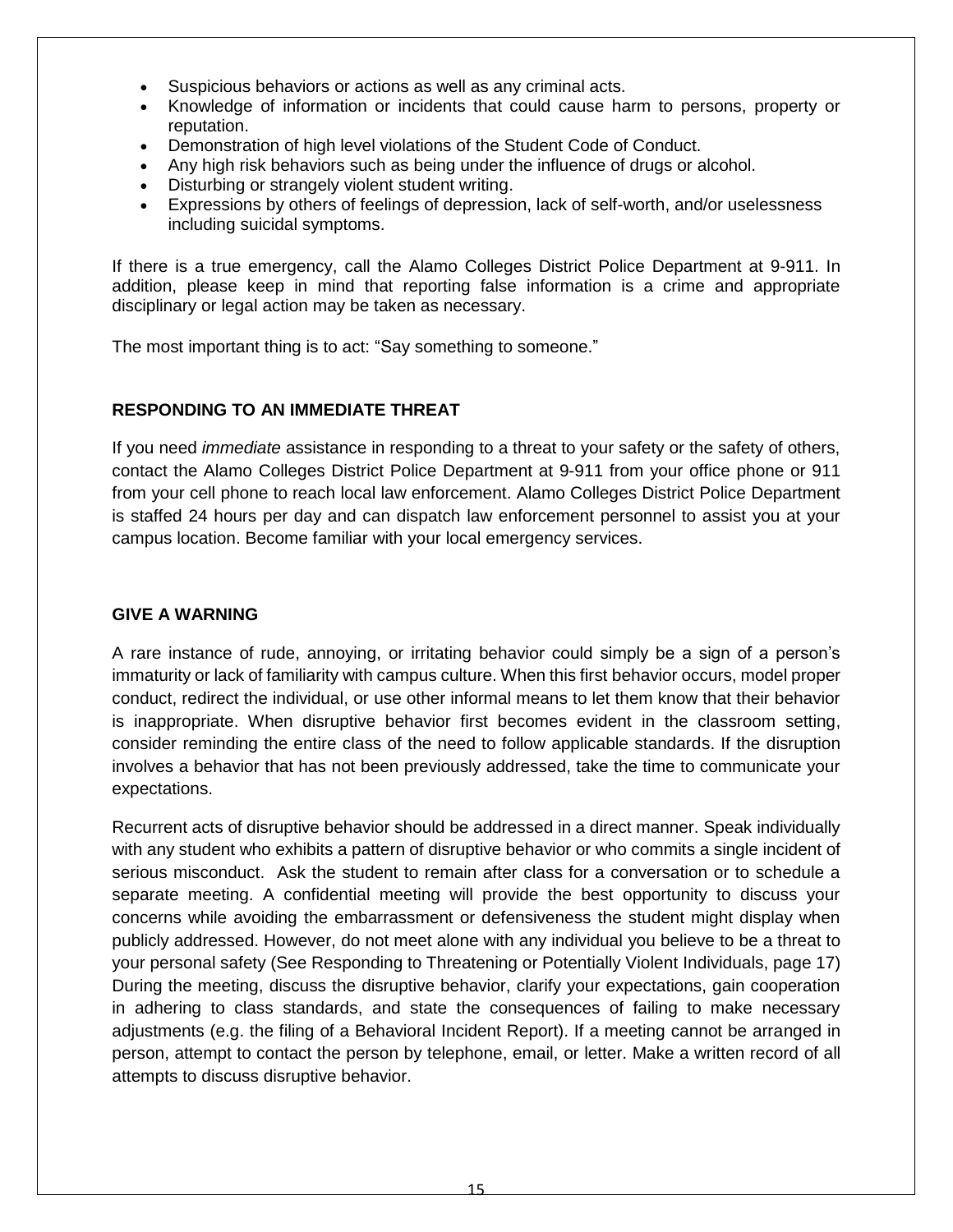- Suspicious behaviors or actions as well as any criminal acts.
- Knowledge of information or incidents that could cause harm to persons, property or reputation.
- Demonstration of high level violations of the Student Code of Conduct.
- Any high risk behaviors such as being under the influence of drugs or alcohol.
- Disturbing or strangely violent student writing.
- Expressions by others of feelings of depression, lack of self-worth, and/or uselessness including suicidal symptoms.

If there is a true emergency, call the Alamo Colleges District Police Department at 9-911. In addition, please keep in mind that reporting false information is a crime and appropriate disciplinary or legal action may be taken as necessary.

The most important thing is to act: "Say something to someone."

## RESPONDING TO AN IMMEDIATE THREAT

If you need *immediate* assistance in responding to a threat to your safety or the safety of others, contact the Alamo Colleges District Police Department at 9-911 from your office phone or 911 from your cell phone to reach local law enforcement. Alamo Colleges District Police Department is staffed 24 hours per day and can dispatch law enforcement personnel to assist you at your campus location. Become familiar with your local emergency services.

## GIVE A WARNING

A rare instance of rude, annoying, or irritating behavior could simply be a sign of a person's immaturity or lack of familiarity with campus culture. When this first behavior occurs, model proper conduct, redirect the individual, or use other informal means to let them know that their behavior is inappropriate. When disruptive behavior first becomes evident in the classroom setting, consider reminding the entire class of the need to follow applicable standards. If the disruption involves a behavior that has not been previously addressed, take the time to communicate your expectations.

Recurrent acts of disruptive behavior should be addressed in a direct manner. Speak individually with any student who exhibits a pattern of disruptive behavior or who commits a single incident of serious misconduct. Ask the student to remain after class for a conversation or to schedule a separate meeting. A confidential meeting will provide the best opportunity to discuss your concerns while avoiding the embarrassment or defensiveness the student might display when publicly addressed. However, do not meet alone with any individual you believe to be a threat to your personal safety (See Responding to Threatening or Potentially Violent Individuals, page 17) During the meeting, discuss the disruptive behavior, clarify your expectations, gain cooperation in adhering to class standards, and state the consequences of failing to make necessary adjustments (e.g. the filing of a Behavioral Incident Report). If a meeting cannot be arranged in person, attempt to contact the person by telephone, email, or letter. Make a written record of all attempts to discuss disruptive behavior.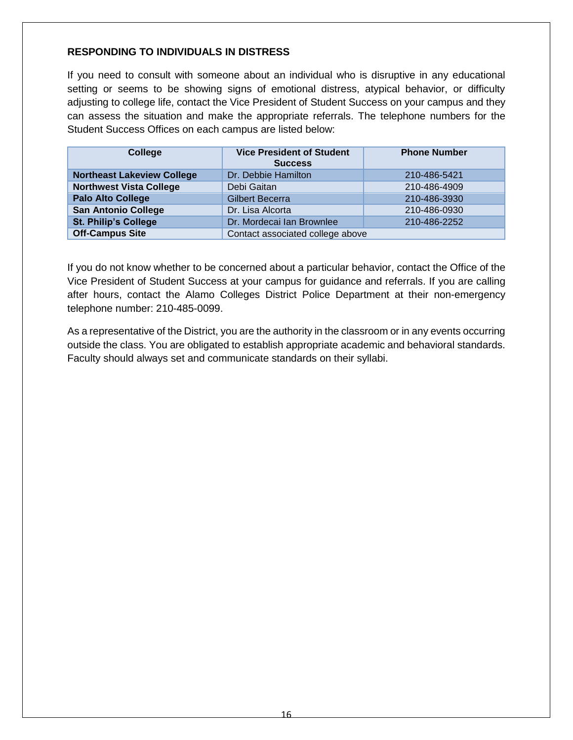### RESPONDING TO INDIVIDUALS IN DISTRESS

If you need to consult with someone about an individual who is disruptive in any educational setting or seems to be showing signs of emotional distress, atypical behavior, or difficulty adjusting to college life, contact the Vice President of Student Success on your campus and they can assess the situation and make the appropriate referrals. The telephone numbers for the Student Success Offices on each campus are listed below:

| College | Vice President of Student Success | Phone Number |
|---|---|---|
| **Northeast Lakeview College** | Dr. Debbie Hamilton | 210-486-5421 |
| **Northwest Vista College** | Debi Gaitan | 210-486-4909 |
| **Palo Alto College** | Gilbert Becerra | 210-486-3930 |
| **San Antonio College** | Dr. Lisa Alcorta | 210-486-0930 |
| **St. Philip's College** | Dr. Mordecai Ian Brownlee | 210-486-2252 |
| **Off-Campus Site** | Contact associated college above | |

If you do not know whether to be concerned about a particular behavior, contact the Office of the Vice President of Student Success at your campus for guidance and referrals. If you are calling after hours, contact the Alamo Colleges District Police Department at their non-emergency telephone number: 210-485-0099.

As a representative of the District, you are the authority in the classroom or in any events occurring outside the class. You are obligated to establish appropriate academic and behavioral standards. Faculty should always set and communicate standards on their syllabi.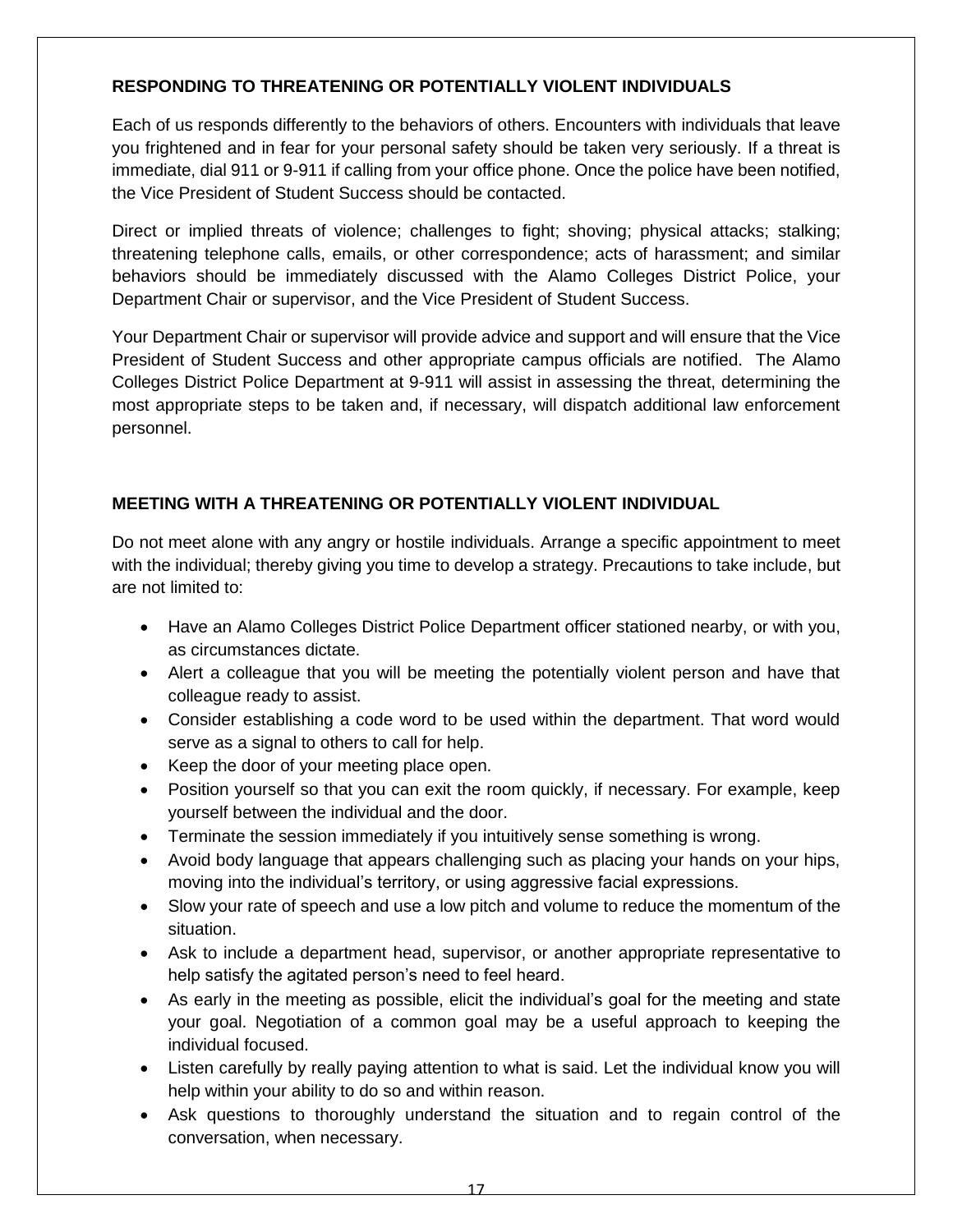**RESPONDING TO THREATENING OR POTENTIALLY VIOLENT INDIVIDUALS**

Each of us responds differently to the behaviors of others. Encounters with individuals that leave you frightened and in fear for your personal safety should be taken very seriously. If a threat is immediate, dial 911 or 9-911 if calling from your office phone. Once the police have been notified, the Vice President of Student Success should be contacted.

Direct or implied threats of violence; challenges to fight; shoving; physical attacks; stalking; threatening telephone calls, emails, or other correspondence; acts of harassment; and similar behaviors should be immediately discussed with the Alamo Colleges District Police, your Department Chair or supervisor, and the Vice President of Student Success.

Your Department Chair or supervisor will provide advice and support and will ensure that the Vice President of Student Success and other appropriate campus officials are notified. The Alamo Colleges District Police Department at 9-911 will assist in assessing the threat, determining the most appropriate steps to be taken and, if necessary, will dispatch additional law enforcement personnel.

**MEETING WITH A THREATENING OR POTENTIALLY VIOLENT INDIVIDUAL**

Do not meet alone with any angry or hostile individuals. Arrange a specific appointment to meet with the individual; thereby giving you time to develop a strategy. Precautions to take include, but are not limited to:

- Have an Alamo Colleges District Police Department officer stationed nearby, or with you, as circumstances dictate.
- Alert a colleague that you will be meeting the potentially violent person and have that colleague ready to assist.
- Consider establishing a code word to be used within the department. That word would serve as a signal to others to call for help.
- Keep the door of your meeting place open.
- Position yourself so that you can exit the room quickly, if necessary. For example, keep yourself between the individual and the door.
- Terminate the session immediately if you intuitively sense something is wrong.
- Avoid body language that appears challenging such as placing your hands on your hips, moving into the individual's territory, or using aggressive facial expressions.
- Slow your rate of speech and use a low pitch and volume to reduce the momentum of the situation.
- Ask to include a department head, supervisor, or another appropriate representative to help satisfy the agitated person's need to feel heard.
- As early in the meeting as possible, elicit the individual's goal for the meeting and state your goal. Negotiation of a common goal may be a useful approach to keeping the individual focused.
- Listen carefully by really paying attention to what is said. Let the individual know you will help within your ability to do so and within reason.
- Ask questions to thoroughly understand the situation and to regain control of the conversation, when necessary.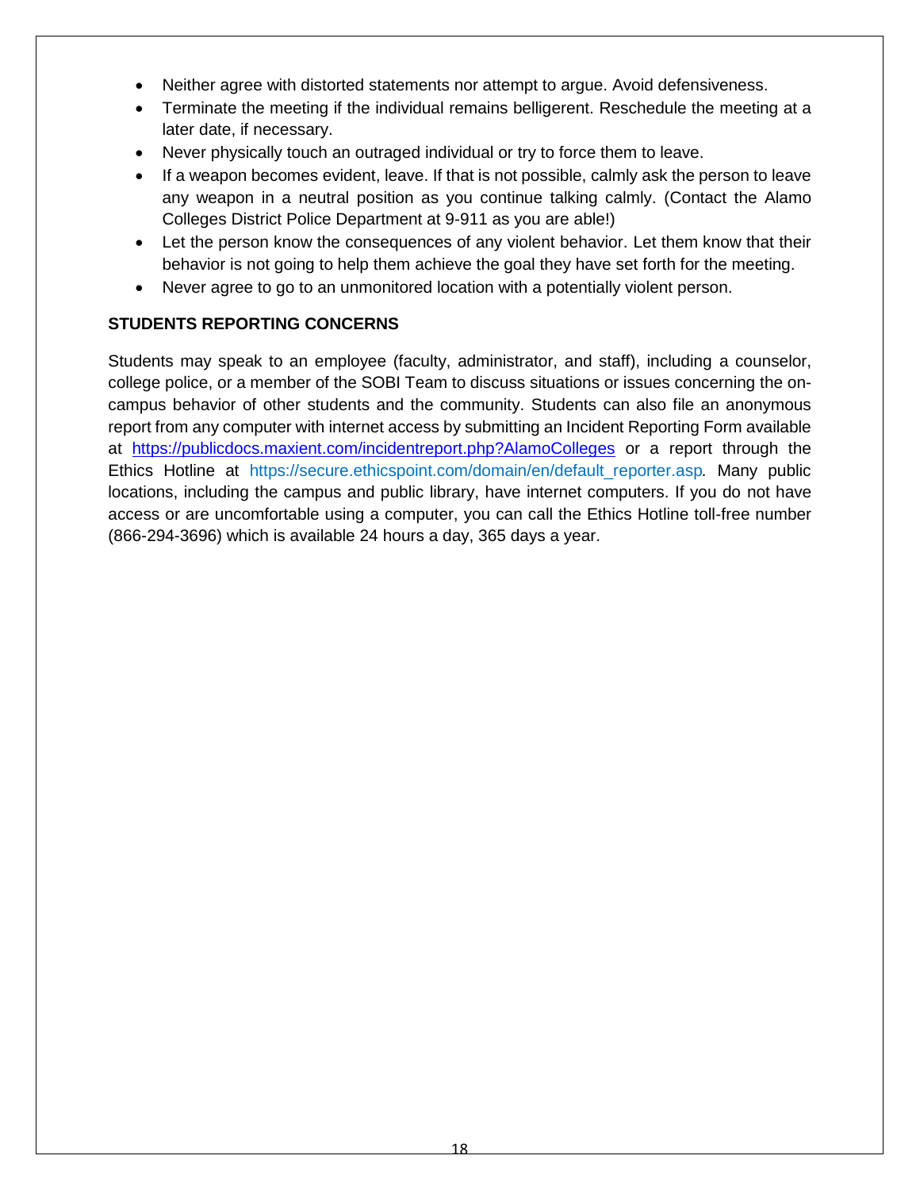- Neither agree with distorted statements nor attempt to argue. Avoid defensiveness.
- Terminate the meeting if the individual remains belligerent. Reschedule the meeting at a later date, if necessary.
- Never physically touch an outraged individual or try to force them to leave.
- If a weapon becomes evident, leave. If that is not possible, calmly ask the person to leave any weapon in a neutral position as you continue talking calmly. (Contact the Alamo Colleges District Police Department at 9-911 as you are able!)
- Let the person know the consequences of any violent behavior. Let them know that their behavior is not going to help them achieve the goal they have set forth for the meeting.
- Never agree to go to an unmonitored location with a potentially violent person.

**STUDENTS REPORTING CONCERNS**

Students may speak to an employee (faculty, administrator, and staff), including a counselor, college police, or a member of the SOBI Team to discuss situations or issues concerning the on-campus behavior of other students and the community. Students can also file an anonymous report from any computer with internet access by submitting an Incident Reporting Form available at https://publicdocs.maxient.com/incidentreport.php?AlamoColleges or a report through the Ethics Hotline at https://secure.ethicspoint.com/domain/en/default_reporter.asp. Many public locations, including the campus and public library, have internet computers. If you do not have access or are uncomfortable using a computer, you can call the Ethics Hotline toll-free number (866-294-3696) which is available 24 hours a day, 365 days a year.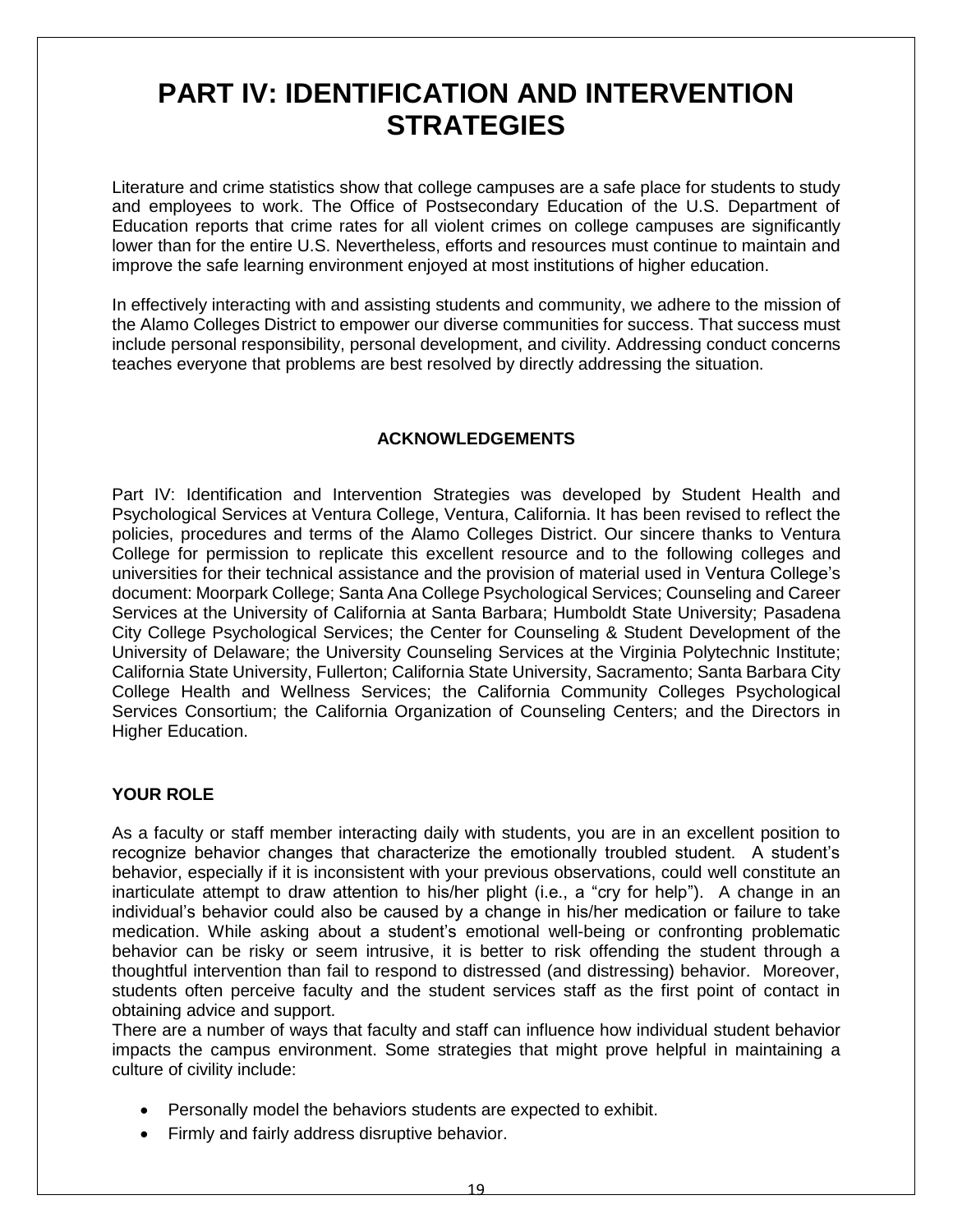# PART IV: IDENTIFICATION AND INTERVENTION STRATEGIES

Literature and crime statistics show that college campuses are a safe place for students to study and employees to work. The Office of Postsecondary Education of the U.S. Department of Education reports that crime rates for all violent crimes on college campuses are significantly lower than for the entire U.S. Nevertheless, efforts and resources must continue to maintain and improve the safe learning environment enjoyed at most institutions of higher education.

In effectively interacting with and assisting students and community, we adhere to the mission of the Alamo Colleges District to empower our diverse communities for success. That success must include personal responsibility, personal development, and civility. Addressing conduct concerns teaches everyone that problems are best resolved by directly addressing the situation.

### ACKNOWLEDGEMENTS

Part IV: Identification and Intervention Strategies was developed by Student Health and Psychological Services at Ventura College, Ventura, California. It has been revised to reflect the policies, procedures and terms of the Alamo Colleges District. Our sincere thanks to Ventura College for permission to replicate this excellent resource and to the following colleges and universities for their technical assistance and the provision of material used in Ventura College's document: Moorpark College; Santa Ana College Psychological Services; Counseling and Career Services at the University of California at Santa Barbara; Humboldt State University; Pasadena City College Psychological Services; the Center for Counseling & Student Development of the University of Delaware; the University Counseling Services at the Virginia Polytechnic Institute; California State University, Fullerton; California State University, Sacramento; Santa Barbara City College Health and Wellness Services; the California Community Colleges Psychological Services Consortium; the California Organization of Counseling Centers; and the Directors in Higher Education.

### YOUR ROLE

As a faculty or staff member interacting daily with students, you are in an excellent position to recognize behavior changes that characterize the emotionally troubled student. A student's behavior, especially if it is inconsistent with your previous observations, could well constitute an inarticulate attempt to draw attention to his/her plight (i.e., a "cry for help"). A change in an individual's behavior could also be caused by a change in his/her medication or failure to take medication. While asking about a student's emotional well-being or confronting problematic behavior can be risky or seem intrusive, it is better to risk offending the student through a thoughtful intervention than fail to respond to distressed (and distressing) behavior. Moreover, students often perceive faculty and the student services staff as the first point of contact in obtaining advice and support.

There are a number of ways that faculty and staff can influence how individual student behavior impacts the campus environment. Some strategies that might prove helpful in maintaining a culture of civility include:

- Personally model the behaviors students are expected to exhibit.
- Firmly and fairly address disruptive behavior.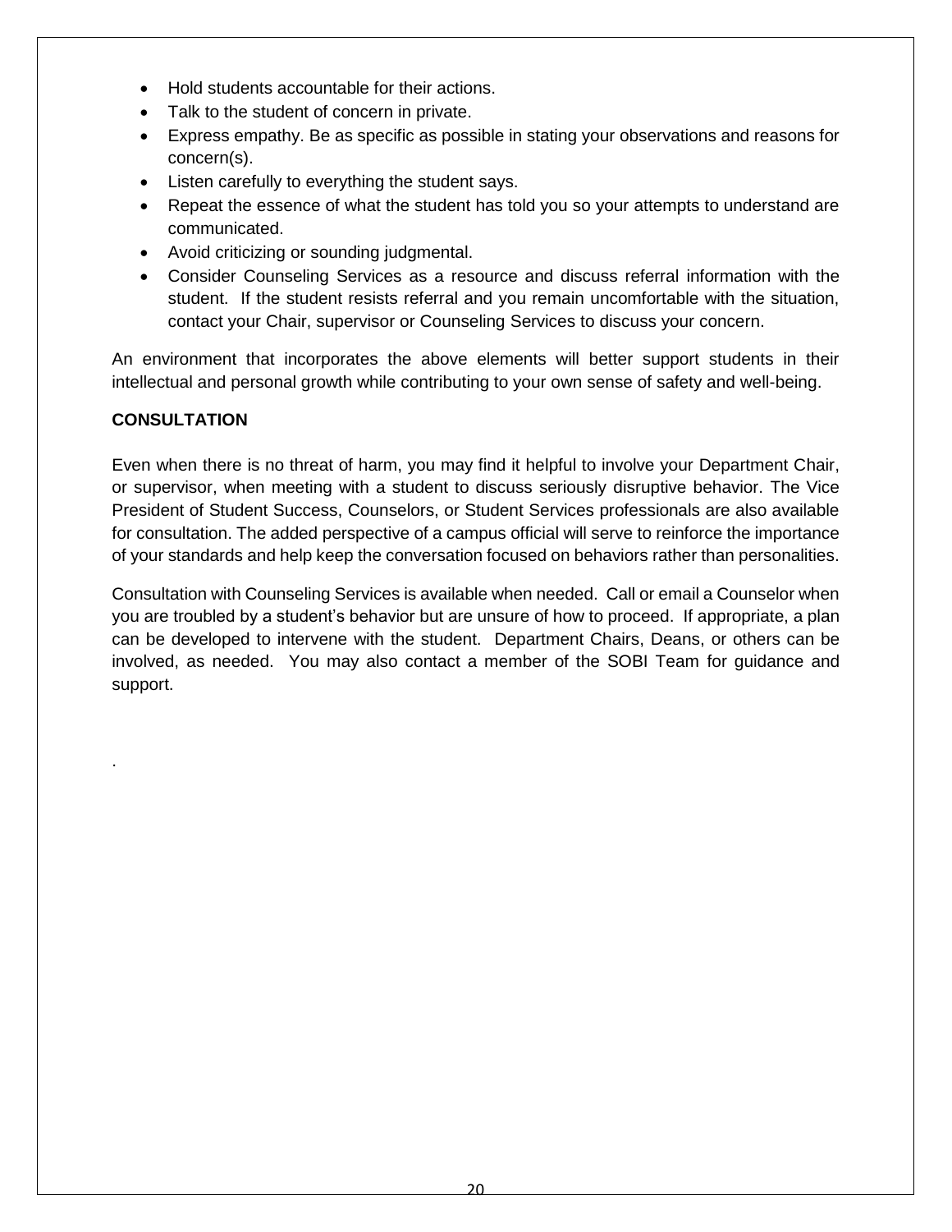- Hold students accountable for their actions.
- Talk to the student of concern in private.
- Express empathy. Be as specific as possible in stating your observations and reasons for concern(s).
- Listen carefully to everything the student says.
- Repeat the essence of what the student has told you so your attempts to understand are communicated.
- Avoid criticizing or sounding judgmental.
- Consider Counseling Services as a resource and discuss referral information with the student. If the student resists referral and you remain uncomfortable with the situation, contact your Chair, supervisor or Counseling Services to discuss your concern.

An environment that incorporates the above elements will better support students in their intellectual and personal growth while contributing to your own sense of safety and well-being.

**CONSULTATION**

Even when there is no threat of harm, you may find it helpful to involve your Department Chair, or supervisor, when meeting with a student to discuss seriously disruptive behavior. The Vice President of Student Success, Counselors, or Student Services professionals are also available for consultation. The added perspective of a campus official will serve to reinforce the importance of your standards and help keep the conversation focused on behaviors rather than personalities.

Consultation with Counseling Services is available when needed. Call or email a Counselor when you are troubled by a student's behavior but are unsure of how to proceed. If appropriate, a plan can be developed to intervene with the student. Department Chairs, Deans, or others can be involved, as needed. You may also contact a member of the SOBI Team for guidance and support.

.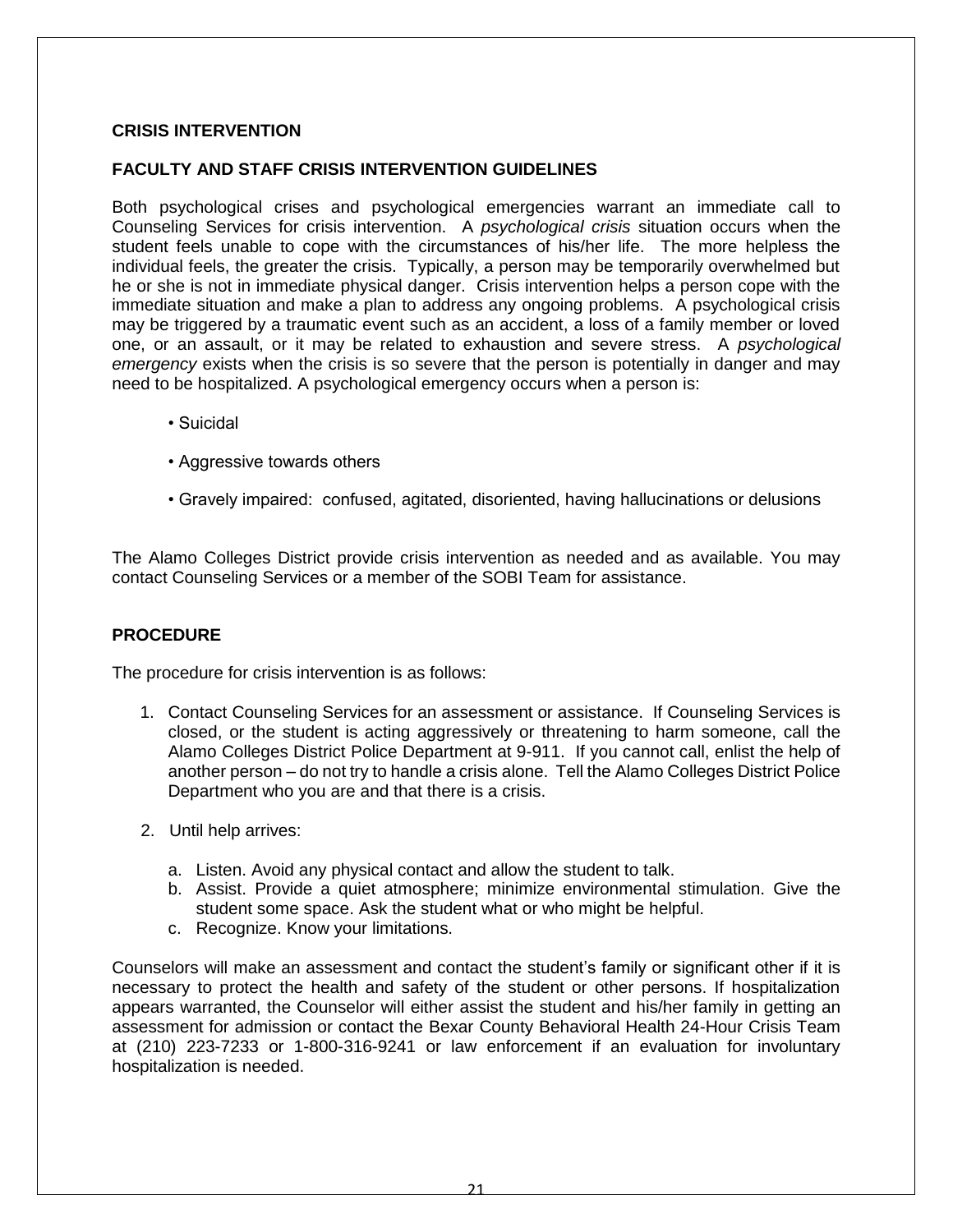## CRISIS INTERVENTION

### FACULTY AND STAFF CRISIS INTERVENTION GUIDELINES

Both psychological crises and psychological emergencies warrant an immediate call to Counseling Services for crisis intervention. A *psychological crisis* situation occurs when the student feels unable to cope with the circumstances of his/her life. The more helpless the individual feels, the greater the crisis. Typically, a person may be temporarily overwhelmed but he or she is not in immediate physical danger. Crisis intervention helps a person cope with the immediate situation and make a plan to address any ongoing problems. A psychological crisis may be triggered by a traumatic event such as an accident, a loss of a family member or loved one, or an assault, or it may be related to exhaustion and severe stress. A *psychological emergency* exists when the crisis is so severe that the person is potentially in danger and may need to be hospitalized. A psychological emergency occurs when a person is:

- Suicidal
- Aggressive towards others
- Gravely impaired: confused, agitated, disoriented, having hallucinations or delusions

The Alamo Colleges District provide crisis intervention as needed and as available. You may contact Counseling Services or a member of the SOBI Team for assistance.

### PROCEDURE

The procedure for crisis intervention is as follows:

1. Contact Counseling Services for an assessment or assistance. If Counseling Services is closed, or the student is acting aggressively or threatening to harm someone, call the Alamo Colleges District Police Department at 9-911. If you cannot call, enlist the help of another person – do not try to handle a crisis alone. Tell the Alamo Colleges District Police Department who you are and that there is a crisis.
2. Until help arrives:
   a. Listen. Avoid any physical contact and allow the student to talk.
   b. Assist. Provide a quiet atmosphere; minimize environmental stimulation. Give the student some space. Ask the student what or who might be helpful.
   c. Recognize. Know your limitations.

Counselors will make an assessment and contact the student's family or significant other if it is necessary to protect the health and safety of the student or other persons. If hospitalization appears warranted, the Counselor will either assist the student and his/her family in getting an assessment for admission or contact the Bexar County Behavioral Health 24-Hour Crisis Team at (210) 223-7233 or 1-800-316-9241 or law enforcement if an evaluation for involuntary hospitalization is needed.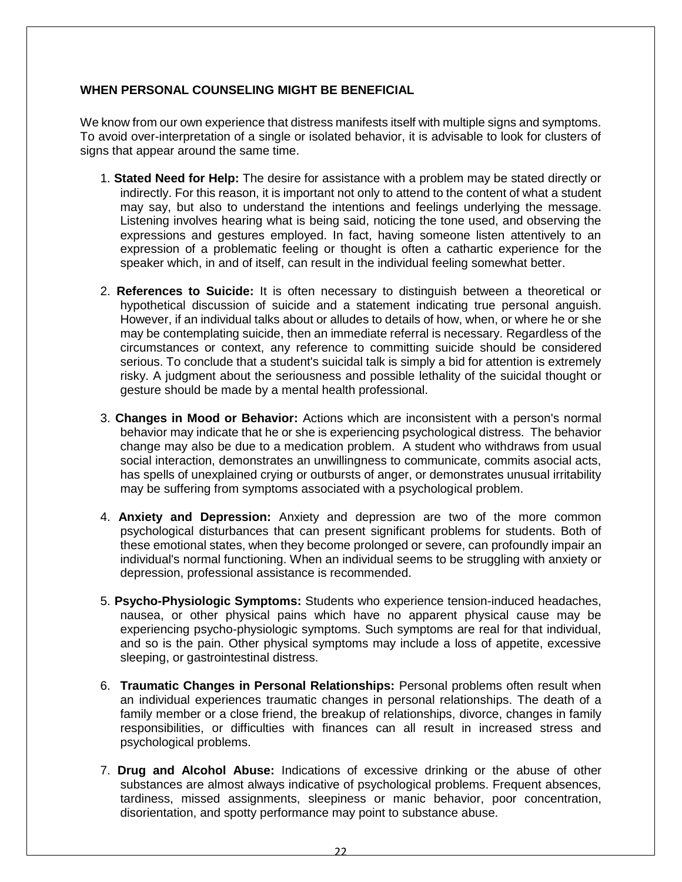## WHEN PERSONAL COUNSELING MIGHT BE BENEFICIAL

We know from our own experience that distress manifests itself with multiple signs and symptoms. To avoid over-interpretation of a single or isolated behavior, it is advisable to look for clusters of signs that appear around the same time.

1. **Stated Need for Help:** The desire for assistance with a problem may be stated directly or indirectly. For this reason, it is important not only to attend to the content of what a student may say, but also to understand the intentions and feelings underlying the message. Listening involves hearing what is being said, noticing the tone used, and observing the expressions and gestures employed. In fact, having someone listen attentively to an expression of a problematic feeling or thought is often a cathartic experience for the speaker which, in and of itself, can result in the individual feeling somewhat better.

2. **References to Suicide:** It is often necessary to distinguish between a theoretical or hypothetical discussion of suicide and a statement indicating true personal anguish. However, if an individual talks about or alludes to details of how, when, or where he or she may be contemplating suicide, then an immediate referral is necessary. Regardless of the circumstances or context, any reference to committing suicide should be considered serious. To conclude that a student's suicidal talk is simply a bid for attention is extremely risky. A judgment about the seriousness and possible lethality of the suicidal thought or gesture should be made by a mental health professional.

3. **Changes in Mood or Behavior:** Actions which are inconsistent with a person's normal behavior may indicate that he or she is experiencing psychological distress. The behavior change may also be due to a medication problem. A student who withdraws from usual social interaction, demonstrates an unwillingness to communicate, commits asocial acts, has spells of unexplained crying or outbursts of anger, or demonstrates unusual irritability may be suffering from symptoms associated with a psychological problem.

4. **Anxiety and Depression:** Anxiety and depression are two of the more common psychological disturbances that can present significant problems for students. Both of these emotional states, when they become prolonged or severe, can profoundly impair an individual's normal functioning. When an individual seems to be struggling with anxiety or depression, professional assistance is recommended.

5. **Psycho-Physiologic Symptoms:** Students who experience tension-induced headaches, nausea, or other physical pains which have no apparent physical cause may be experiencing psycho-physiologic symptoms. Such symptoms are real for that individual, and so is the pain. Other physical symptoms may include a loss of appetite, excessive sleeping, or gastrointestinal distress.

6. **Traumatic Changes in Personal Relationships:** Personal problems often result when an individual experiences traumatic changes in personal relationships. The death of a family member or a close friend, the breakup of relationships, divorce, changes in family responsibilities, or difficulties with finances can all result in increased stress and psychological problems.

7. **Drug and Alcohol Abuse:** Indications of excessive drinking or the abuse of other substances are almost always indicative of psychological problems. Frequent absences, tardiness, missed assignments, sleepiness or manic behavior, poor concentration, disorientation, and spotty performance may point to substance abuse.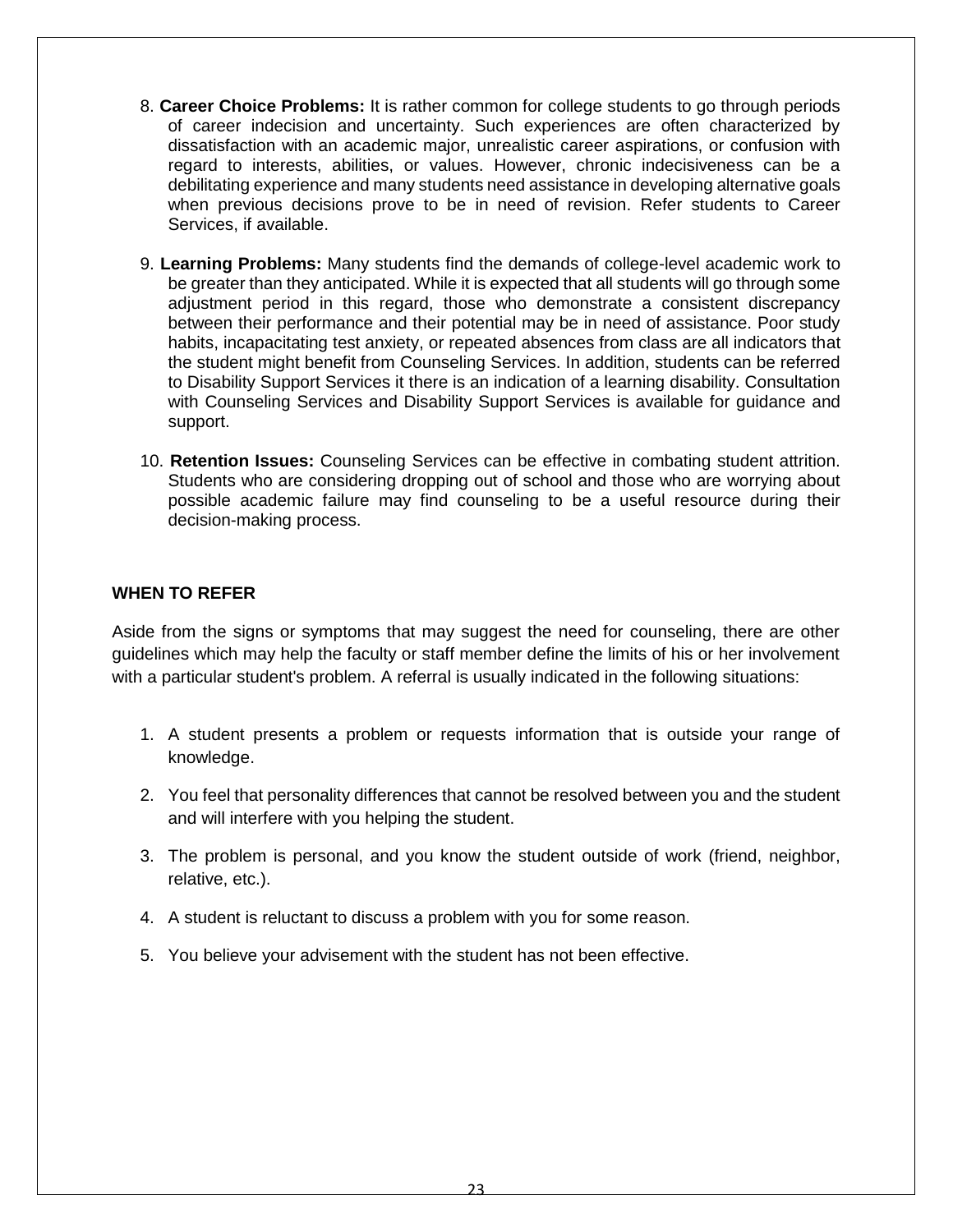8. **Career Choice Problems:** It is rather common for college students to go through periods of career indecision and uncertainty. Such experiences are often characterized by dissatisfaction with an academic major, unrealistic career aspirations, or confusion with regard to interests, abilities, or values. However, chronic indecisiveness can be a debilitating experience and many students need assistance in developing alternative goals when previous decisions prove to be in need of revision. Refer students to Career Services, if available.

9. **Learning Problems:** Many students find the demands of college-level academic work to be greater than they anticipated. While it is expected that all students will go through some adjustment period in this regard, those who demonstrate a consistent discrepancy between their performance and their potential may be in need of assistance. Poor study habits, incapacitating test anxiety, or repeated absences from class are all indicators that the student might benefit from Counseling Services. In addition, students can be referred to Disability Support Services it there is an indication of a learning disability. Consultation with Counseling Services and Disability Support Services is available for guidance and support.

10. **Retention Issues:** Counseling Services can be effective in combating student attrition. Students who are considering dropping out of school and those who are worrying about possible academic failure may find counseling to be a useful resource during their decision-making process.

**WHEN TO REFER**

Aside from the signs or symptoms that may suggest the need for counseling, there are other guidelines which may help the faculty or staff member define the limits of his or her involvement with a particular student's problem. A referral is usually indicated in the following situations:

1. A student presents a problem or requests information that is outside your range of knowledge.
2. You feel that personality differences that cannot be resolved between you and the student and will interfere with you helping the student.
3. The problem is personal, and you know the student outside of work (friend, neighbor, relative, etc.).
4. A student is reluctant to discuss a problem with you for some reason.
5. You believe your advisement with the student has not been effective.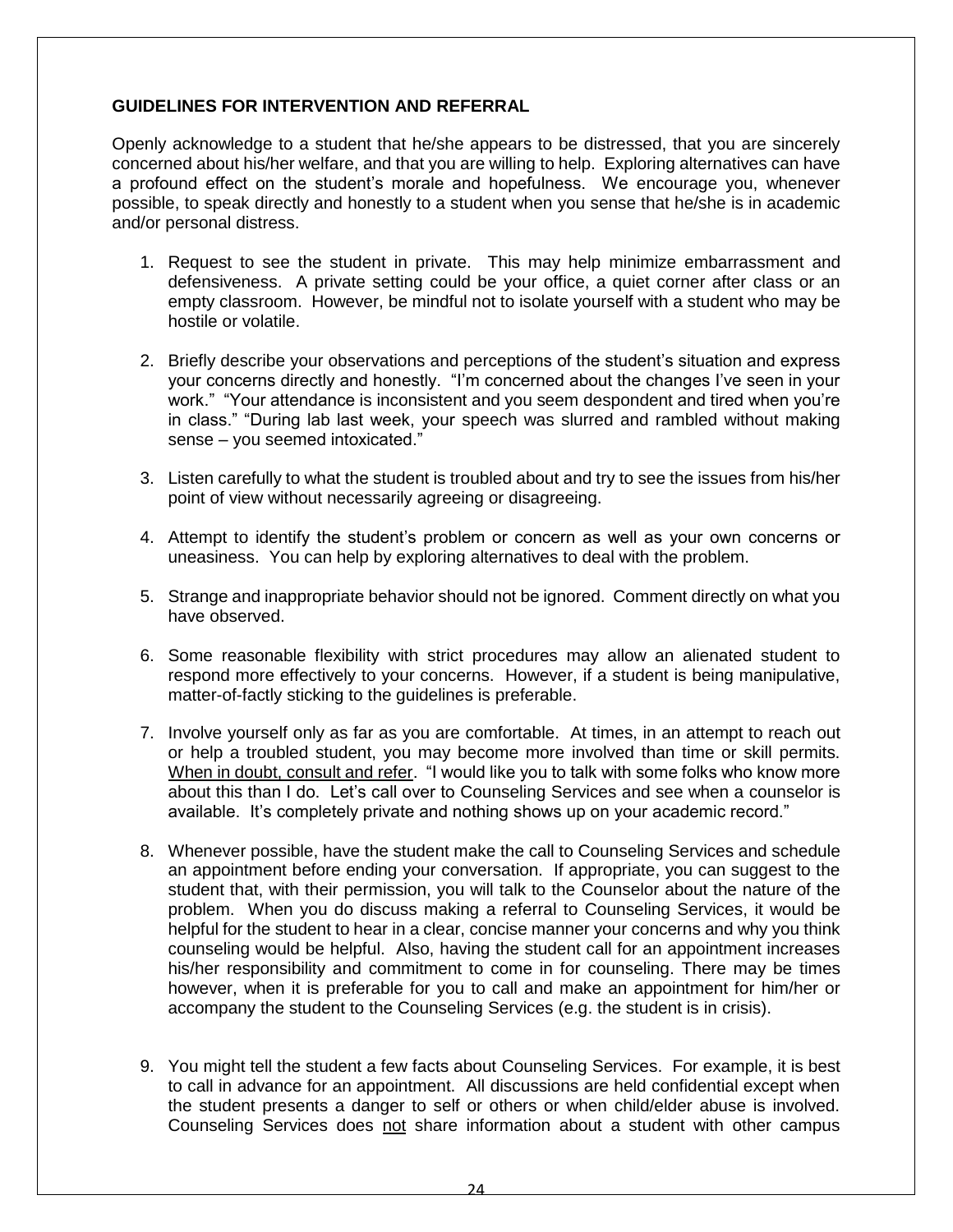### GUIDELINES FOR INTERVENTION AND REFERRAL

Openly acknowledge to a student that he/she appears to be distressed, that you are sincerely concerned about his/her welfare, and that you are willing to help. Exploring alternatives can have a profound effect on the student's morale and hopefulness. We encourage you, whenever possible, to speak directly and honestly to a student when you sense that he/she is in academic and/or personal distress.

1. Request to see the student in private. This may help minimize embarrassment and defensiveness. A private setting could be your office, a quiet corner after class or an empty classroom. However, be mindful not to isolate yourself with a student who may be hostile or volatile.

2. Briefly describe your observations and perceptions of the student's situation and express your concerns directly and honestly. "I'm concerned about the changes I've seen in your work." "Your attendance is inconsistent and you seem despondent and tired when you're in class." "During lab last week, your speech was slurred and rambled without making sense – you seemed intoxicated."

3. Listen carefully to what the student is troubled about and try to see the issues from his/her point of view without necessarily agreeing or disagreeing.

4. Attempt to identify the student's problem or concern as well as your own concerns or uneasiness. You can help by exploring alternatives to deal with the problem.

5. Strange and inappropriate behavior should not be ignored. Comment directly on what you have observed.

6. Some reasonable flexibility with strict procedures may allow an alienated student to respond more effectively to your concerns. However, if a student is being manipulative, matter-of-factly sticking to the guidelines is preferable.

7. Involve yourself only as far as you are comfortable. At times, in an attempt to reach out or help a troubled student, you may become more involved than time or skill permits. When in doubt, consult and refer. "I would like you to talk with some folks who know more about this than I do. Let's call over to Counseling Services and see when a counselor is available. It's completely private and nothing shows up on your academic record."

8. Whenever possible, have the student make the call to Counseling Services and schedule an appointment before ending your conversation. If appropriate, you can suggest to the student that, with their permission, you will talk to the Counselor about the nature of the problem. When you do discuss making a referral to Counseling Services, it would be helpful for the student to hear in a clear, concise manner your concerns and why you think counseling would be helpful. Also, having the student call for an appointment increases his/her responsibility and commitment to come in for counseling. There may be times however, when it is preferable for you to call and make an appointment for him/her or accompany the student to the Counseling Services (e.g. the student is in crisis).

9. You might tell the student a few facts about Counseling Services. For example, it is best to call in advance for an appointment. All discussions are held confidential except when the student presents a danger to self or others or when child/elder abuse is involved. Counseling Services does not share information about a student with other campus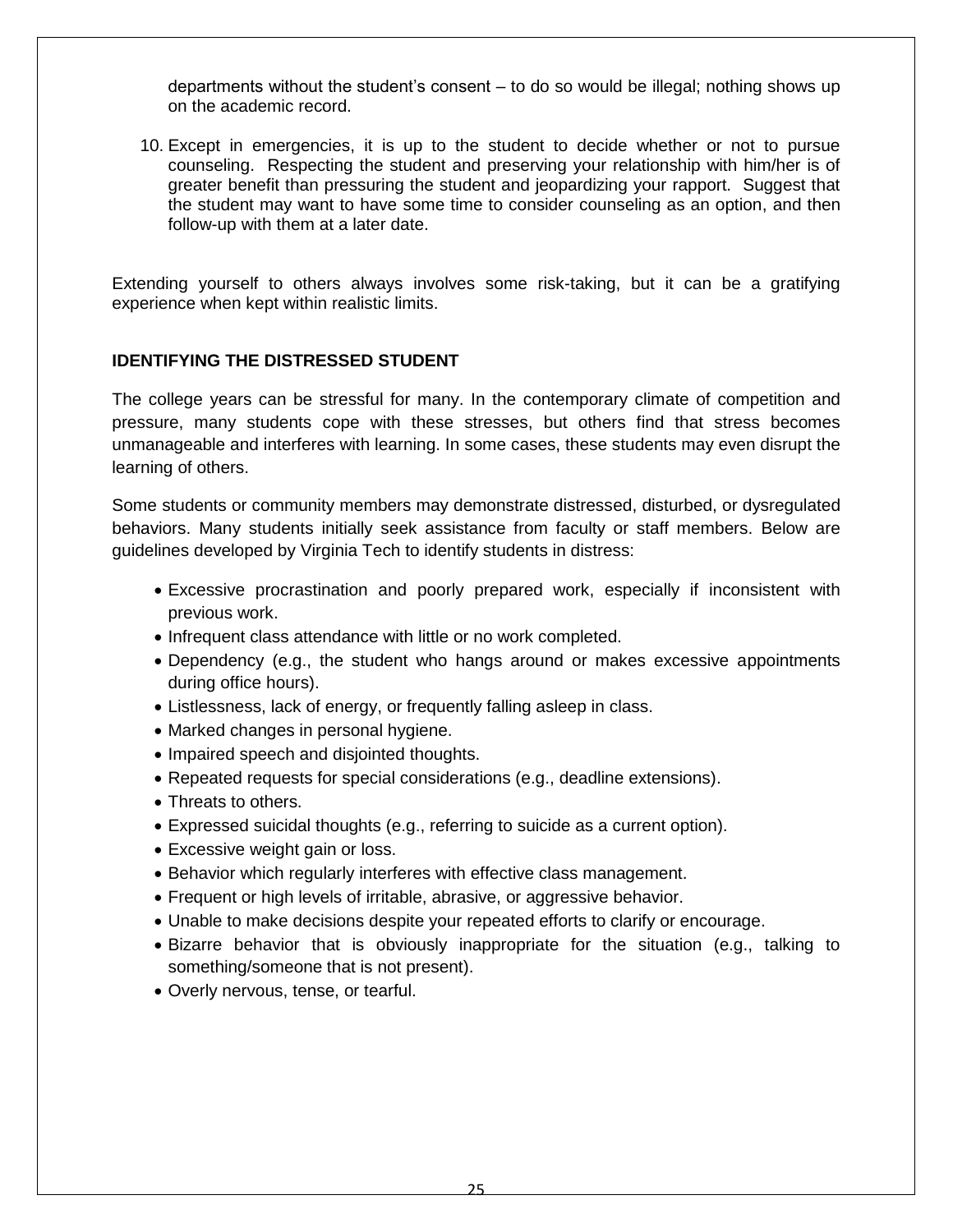departments without the student's consent – to do so would be illegal; nothing shows up on the academic record.

10. Except in emergencies, it is up to the student to decide whether or not to pursue counseling. Respecting the student and preserving your relationship with him/her is of greater benefit than pressuring the student and jeopardizing your rapport. Suggest that the student may want to have some time to consider counseling as an option, and then follow-up with them at a later date.

Extending yourself to others always involves some risk-taking, but it can be a gratifying experience when kept within realistic limits.

**IDENTIFYING THE DISTRESSED STUDENT**

The college years can be stressful for many. In the contemporary climate of competition and pressure, many students cope with these stresses, but others find that stress becomes unmanageable and interferes with learning. In some cases, these students may even disrupt the learning of others.

Some students or community members may demonstrate distressed, disturbed, or dysregulated behaviors. Many students initially seek assistance from faculty or staff members. Below are guidelines developed by Virginia Tech to identify students in distress:

- Excessive procrastination and poorly prepared work, especially if inconsistent with previous work.
- Infrequent class attendance with little or no work completed.
- Dependency (e.g., the student who hangs around or makes excessive appointments during office hours).
- Listlessness, lack of energy, or frequently falling asleep in class.
- Marked changes in personal hygiene.
- Impaired speech and disjointed thoughts.
- Repeated requests for special considerations (e.g., deadline extensions).
- Threats to others.
- Expressed suicidal thoughts (e.g., referring to suicide as a current option).
- Excessive weight gain or loss.
- Behavior which regularly interferes with effective class management.
- Frequent or high levels of irritable, abrasive, or aggressive behavior.
- Unable to make decisions despite your repeated efforts to clarify or encourage.
- Bizarre behavior that is obviously inappropriate for the situation (e.g., talking to something/someone that is not present).
- Overly nervous, tense, or tearful.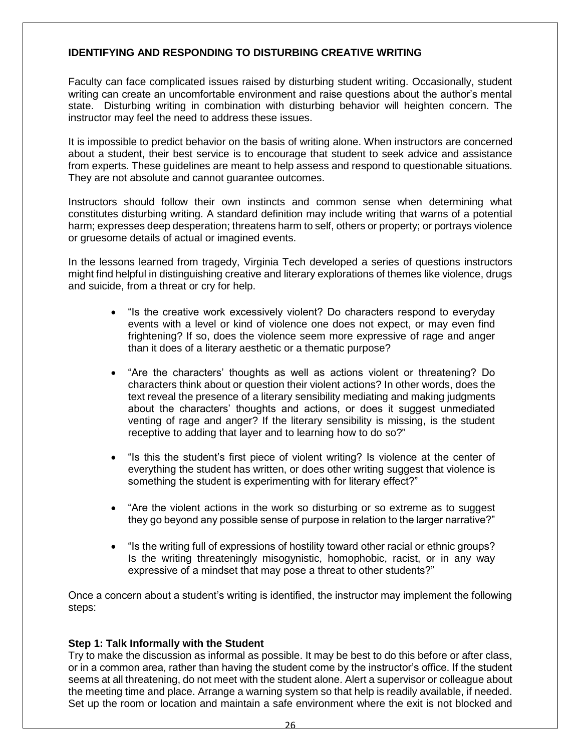## IDENTIFYING AND RESPONDING TO DISTURBING CREATIVE WRITING

Faculty can face complicated issues raised by disturbing student writing. Occasionally, student writing can create an uncomfortable environment and raise questions about the author's mental state. Disturbing writing in combination with disturbing behavior will heighten concern. The instructor may feel the need to address these issues.

It is impossible to predict behavior on the basis of writing alone. When instructors are concerned about a student, their best service is to encourage that student to seek advice and assistance from experts. These guidelines are meant to help assess and respond to questionable situations. They are not absolute and cannot guarantee outcomes.

Instructors should follow their own instincts and common sense when determining what constitutes disturbing writing. A standard definition may include writing that warns of a potential harm; expresses deep desperation; threatens harm to self, others or property; or portrays violence or gruesome details of actual or imagined events.

In the lessons learned from tragedy, Virginia Tech developed a series of questions instructors might find helpful in distinguishing creative and literary explorations of themes like violence, drugs and suicide, from a threat or cry for help.

- "Is the creative work excessively violent? Do characters respond to everyday events with a level or kind of violence one does not expect, or may even find frightening? If so, does the violence seem more expressive of rage and anger than it does of a literary aesthetic or a thematic purpose?
- "Are the characters' thoughts as well as actions violent or threatening? Do characters think about or question their violent actions? In other words, does the text reveal the presence of a literary sensibility mediating and making judgments about the characters' thoughts and actions, or does it suggest unmediated venting of rage and anger? If the literary sensibility is missing, is the student receptive to adding that layer and to learning how to do so?"
- "Is this the student's first piece of violent writing? Is violence at the center of everything the student has written, or does other writing suggest that violence is something the student is experimenting with for literary effect?"
- "Are the violent actions in the work so disturbing or so extreme as to suggest they go beyond any possible sense of purpose in relation to the larger narrative?"
- "Is the writing full of expressions of hostility toward other racial or ethnic groups? Is the writing threateningly misogynistic, homophobic, racist, or in any way expressive of a mindset that may pose a threat to other students?"

Once a concern about a student's writing is identified, the instructor may implement the following steps:

**Step 1: Talk Informally with the Student**

Try to make the discussion as informal as possible. It may be best to do this before or after class, or in a common area, rather than having the student come by the instructor's office. If the student seems at all threatening, do not meet with the student alone. Alert a supervisor or colleague about the meeting time and place. Arrange a warning system so that help is readily available, if needed. Set up the room or location and maintain a safe environment where the exit is not blocked and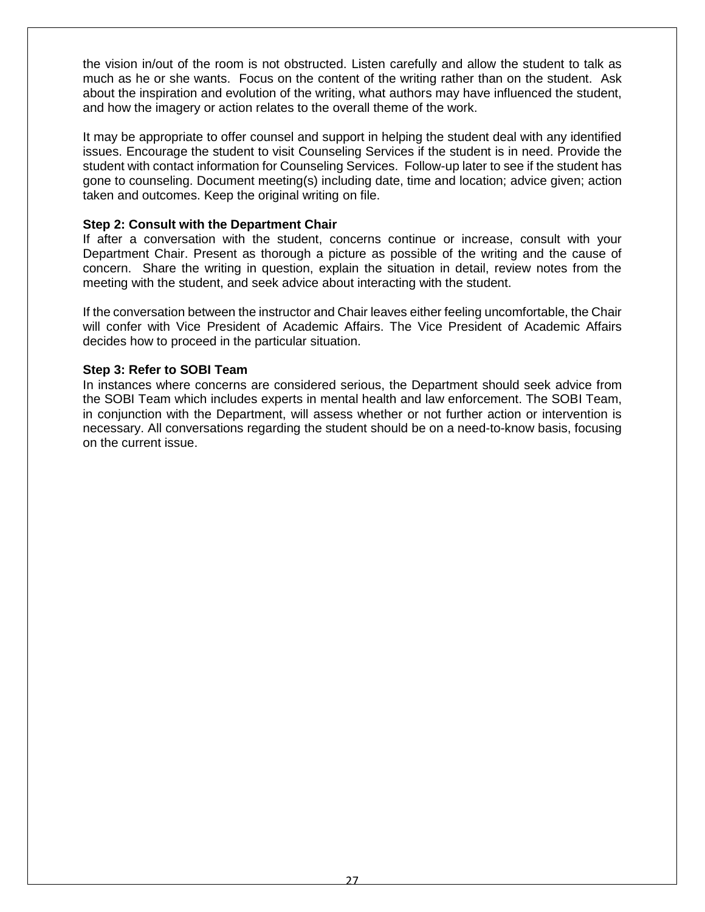the vision in/out of the room is not obstructed. Listen carefully and allow the student to talk as much as he or she wants. Focus on the content of the writing rather than on the student. Ask about the inspiration and evolution of the writing, what authors may have influenced the student, and how the imagery or action relates to the overall theme of the work.

It may be appropriate to offer counsel and support in helping the student deal with any identified issues. Encourage the student to visit Counseling Services if the student is in need. Provide the student with contact information for Counseling Services. Follow-up later to see if the student has gone to counseling. Document meeting(s) including date, time and location; advice given; action taken and outcomes. Keep the original writing on file.

**Step 2: Consult with the Department Chair**

If after a conversation with the student, concerns continue or increase, consult with your Department Chair. Present as thorough a picture as possible of the writing and the cause of concern. Share the writing in question, explain the situation in detail, review notes from the meeting with the student, and seek advice about interacting with the student.

If the conversation between the instructor and Chair leaves either feeling uncomfortable, the Chair will confer with Vice President of Academic Affairs. The Vice President of Academic Affairs decides how to proceed in the particular situation.

**Step 3: Refer to SOBI Team**

In instances where concerns are considered serious, the Department should seek advice from the SOBI Team which includes experts in mental health and law enforcement. The SOBI Team, in conjunction with the Department, will assess whether or not further action or intervention is necessary. All conversations regarding the student should be on a need-to-know basis, focusing on the current issue.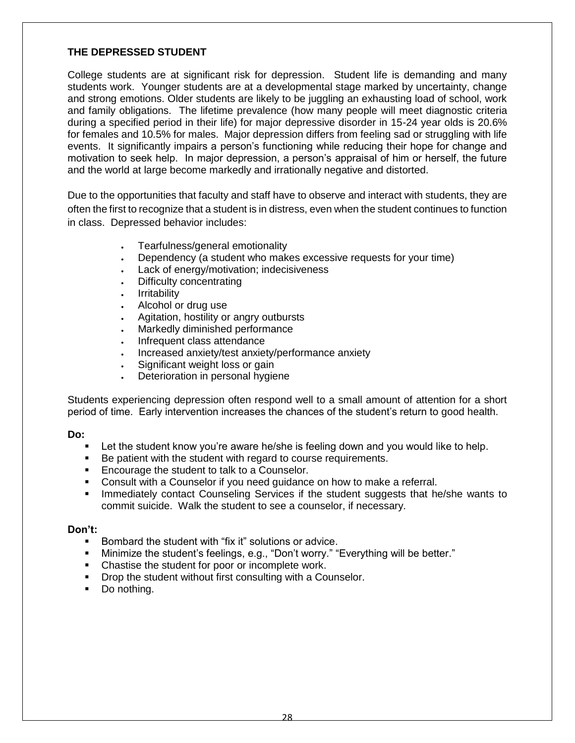## THE DEPRESSED STUDENT

College students are at significant risk for depression. Student life is demanding and many students work. Younger students are at a developmental stage marked by uncertainty, change and strong emotions. Older students are likely to be juggling an exhausting load of school, work and family obligations. The lifetime prevalence (how many people will meet diagnostic criteria during a specified period in their life) for major depressive disorder in 15-24 year olds is 20.6% for females and 10.5% for males. Major depression differs from feeling sad or struggling with life events. It significantly impairs a person's functioning while reducing their hope for change and motivation to seek help. In major depression, a person's appraisal of him or herself, the future and the world at large become markedly and irrationally negative and distorted.

Due to the opportunities that faculty and staff have to observe and interact with students, they are often the first to recognize that a student is in distress, even when the student continues to function in class. Depressed behavior includes:

- Tearfulness/general emotionality
- Dependency (a student who makes excessive requests for your time)
- Lack of energy/motivation; indecisiveness
- Difficulty concentrating
- Irritability
- Alcohol or drug use
- Agitation, hostility or angry outbursts
- Markedly diminished performance
- Infrequent class attendance
- Increased anxiety/test anxiety/performance anxiety
- Significant weight loss or gain
- Deterioration in personal hygiene

Students experiencing depression often respond well to a small amount of attention for a short period of time. Early intervention increases the chances of the student's return to good health.

**Do:**

- Let the student know you're aware he/she is feeling down and you would like to help.
- Be patient with the student with regard to course requirements.
- Encourage the student to talk to a Counselor.
- Consult with a Counselor if you need guidance on how to make a referral.
- Immediately contact Counseling Services if the student suggests that he/she wants to commit suicide. Walk the student to see a counselor, if necessary.

**Don't:**

- Bombard the student with "fix it" solutions or advice.
- Minimize the student's feelings, e.g., "Don't worry." "Everything will be better."
- Chastise the student for poor or incomplete work.
- Drop the student without first consulting with a Counselor.
- Do nothing.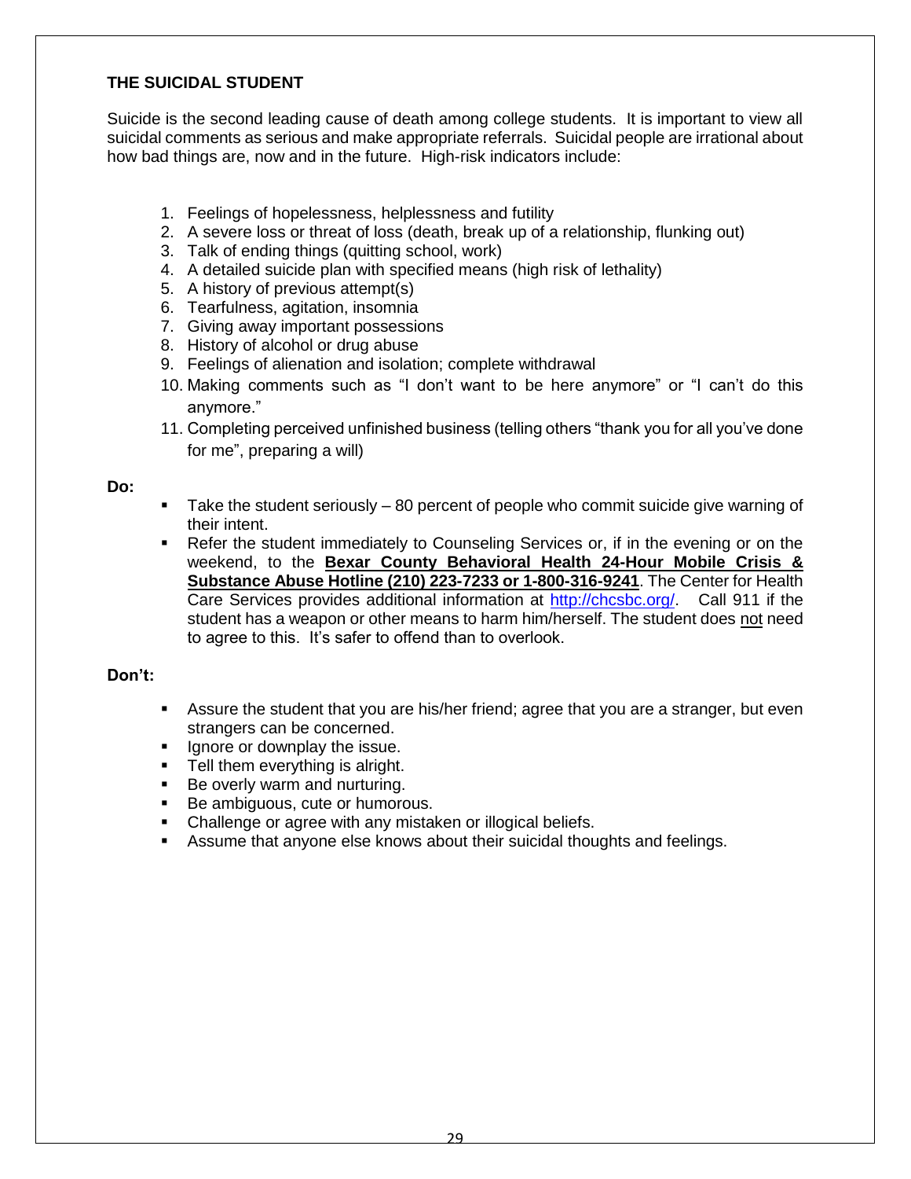### THE SUICIDAL STUDENT

Suicide is the second leading cause of death among college students. It is important to view all suicidal comments as serious and make appropriate referrals. Suicidal people are irrational about how bad things are, now and in the future. High-risk indicators include:

1. Feelings of hopelessness, helplessness and futility
2. A severe loss or threat of loss (death, break up of a relationship, flunking out)
3. Talk of ending things (quitting school, work)
4. A detailed suicide plan with specified means (high risk of lethality)
5. A history of previous attempt(s)
6. Tearfulness, agitation, insomnia
7. Giving away important possessions
8. History of alcohol or drug abuse
9. Feelings of alienation and isolation; complete withdrawal
10. Making comments such as "I don't want to be here anymore" or "I can't do this anymore."
11. Completing perceived unfinished business (telling others "thank you for all you've done for me", preparing a will)

**Do:**

- Take the student seriously – 80 percent of people who commit suicide give warning of their intent.
- Refer the student immediately to Counseling Services or, if in the evening or on the weekend, to the **Bexar County Behavioral Health 24-Hour Mobile Crisis & Substance Abuse Hotline (210) 223-7233 or 1-800-316-9241**. The Center for Health Care Services provides additional information at [http://chcsbc.org/](http://chcsbc.org/). Call 911 if the student has a weapon or other means to harm him/herself. The student does not need to agree to this. It's safer to offend than to overlook.

**Don't:**

- Assure the student that you are his/her friend; agree that you are a stranger, but even strangers can be concerned.
- Ignore or downplay the issue.
- Tell them everything is alright.
- Be overly warm and nurturing.
- Be ambiguous, cute or humorous.
- Challenge or agree with any mistaken or illogical beliefs.
- Assume that anyone else knows about their suicidal thoughts and feelings.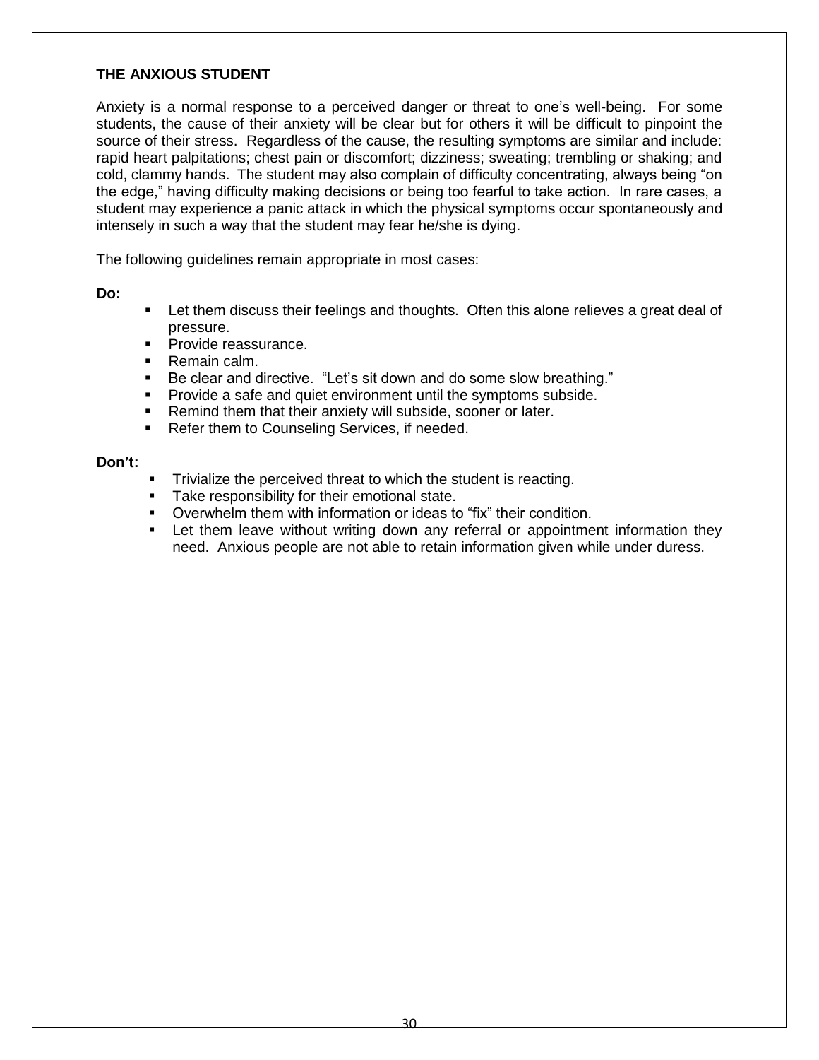## THE ANXIOUS STUDENT

Anxiety is a normal response to a perceived danger or threat to one's well-being. For some students, the cause of their anxiety will be clear but for others it will be difficult to pinpoint the source of their stress. Regardless of the cause, the resulting symptoms are similar and include: rapid heart palpitations; chest pain or discomfort; dizziness; sweating; trembling or shaking; and cold, clammy hands. The student may also complain of difficulty concentrating, always being "on the edge," having difficulty making decisions or being too fearful to take action. In rare cases, a student may experience a panic attack in which the physical symptoms occur spontaneously and intensely in such a way that the student may fear he/she is dying.

The following guidelines remain appropriate in most cases:

**Do:**

- Let them discuss their feelings and thoughts. Often this alone relieves a great deal of pressure.
- Provide reassurance.
- Remain calm.
- Be clear and directive. "Let's sit down and do some slow breathing."
- Provide a safe and quiet environment until the symptoms subside.
- Remind them that their anxiety will subside, sooner or later.
- Refer them to Counseling Services, if needed.

**Don't:**

- Trivialize the perceived threat to which the student is reacting.
- Take responsibility for their emotional state.
- Overwhelm them with information or ideas to "fix" their condition.
- Let them leave without writing down any referral or appointment information they need. Anxious people are not able to retain information given while under duress.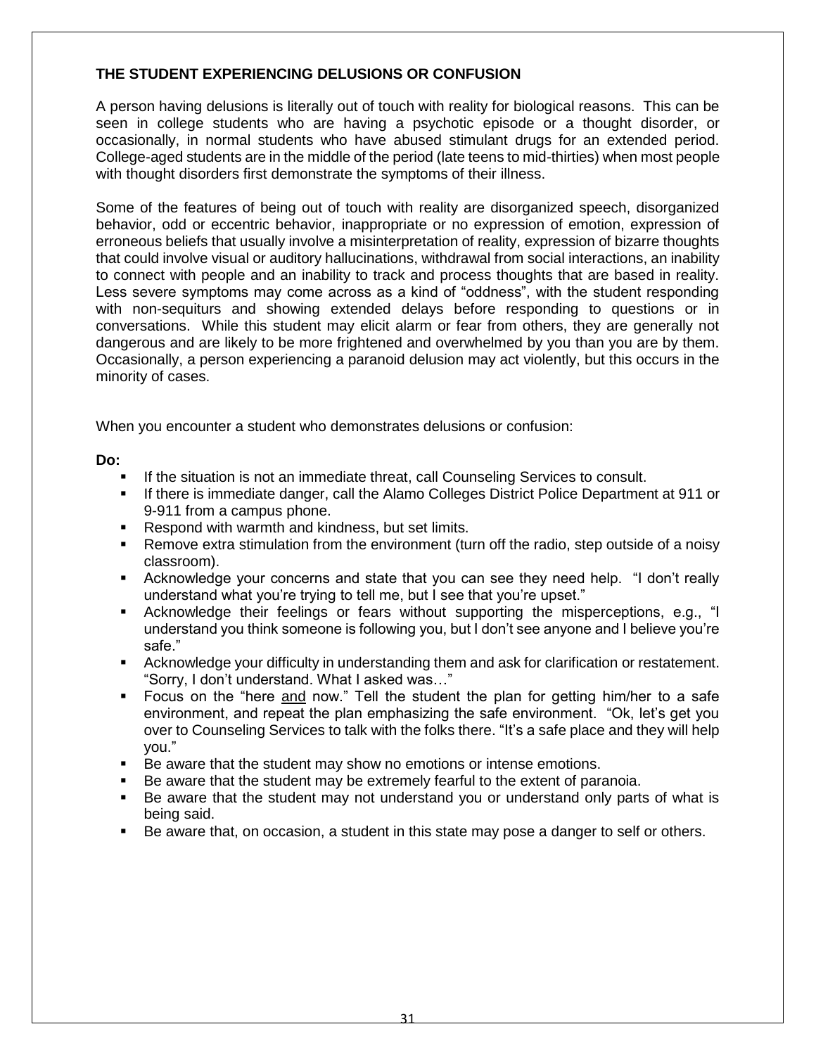### THE STUDENT EXPERIENCING DELUSIONS OR CONFUSION

A person having delusions is literally out of touch with reality for biological reasons. This can be seen in college students who are having a psychotic episode or a thought disorder, or occasionally, in normal students who have abused stimulant drugs for an extended period. College-aged students are in the middle of the period (late teens to mid-thirties) when most people with thought disorders first demonstrate the symptoms of their illness.

Some of the features of being out of touch with reality are disorganized speech, disorganized behavior, odd or eccentric behavior, inappropriate or no expression of emotion, expression of erroneous beliefs that usually involve a misinterpretation of reality, expression of bizarre thoughts that could involve visual or auditory hallucinations, withdrawal from social interactions, an inability to connect with people and an inability to track and process thoughts that are based in reality. Less severe symptoms may come across as a kind of "oddness", with the student responding with non-sequiturs and showing extended delays before responding to questions or in conversations. While this student may elicit alarm or fear from others, they are generally not dangerous and are likely to be more frightened and overwhelmed by you than you are by them. Occasionally, a person experiencing a paranoid delusion may act violently, but this occurs in the minority of cases.

When you encounter a student who demonstrates delusions or confusion:

**Do:**

- If the situation is not an immediate threat, call Counseling Services to consult.
- If there is immediate danger, call the Alamo Colleges District Police Department at 911 or 9-911 from a campus phone.
- Respond with warmth and kindness, but set limits.
- Remove extra stimulation from the environment (turn off the radio, step outside of a noisy classroom).
- Acknowledge your concerns and state that you can see they need help. "I don't really understand what you're trying to tell me, but I see that you're upset."
- Acknowledge their feelings or fears without supporting the misperceptions, e.g., "I understand you think someone is following you, but I don't see anyone and I believe you're safe."
- Acknowledge your difficulty in understanding them and ask for clarification or restatement. "Sorry, I don't understand. What I asked was…"
- Focus on the "here and now." Tell the student the plan for getting him/her to a safe environment, and repeat the plan emphasizing the safe environment. "Ok, let's get you over to Counseling Services to talk with the folks there. "It's a safe place and they will help you."
- Be aware that the student may show no emotions or intense emotions.
- Be aware that the student may be extremely fearful to the extent of paranoia.
- Be aware that the student may not understand you or understand only parts of what is being said.
- Be aware that, on occasion, a student in this state may pose a danger to self or others.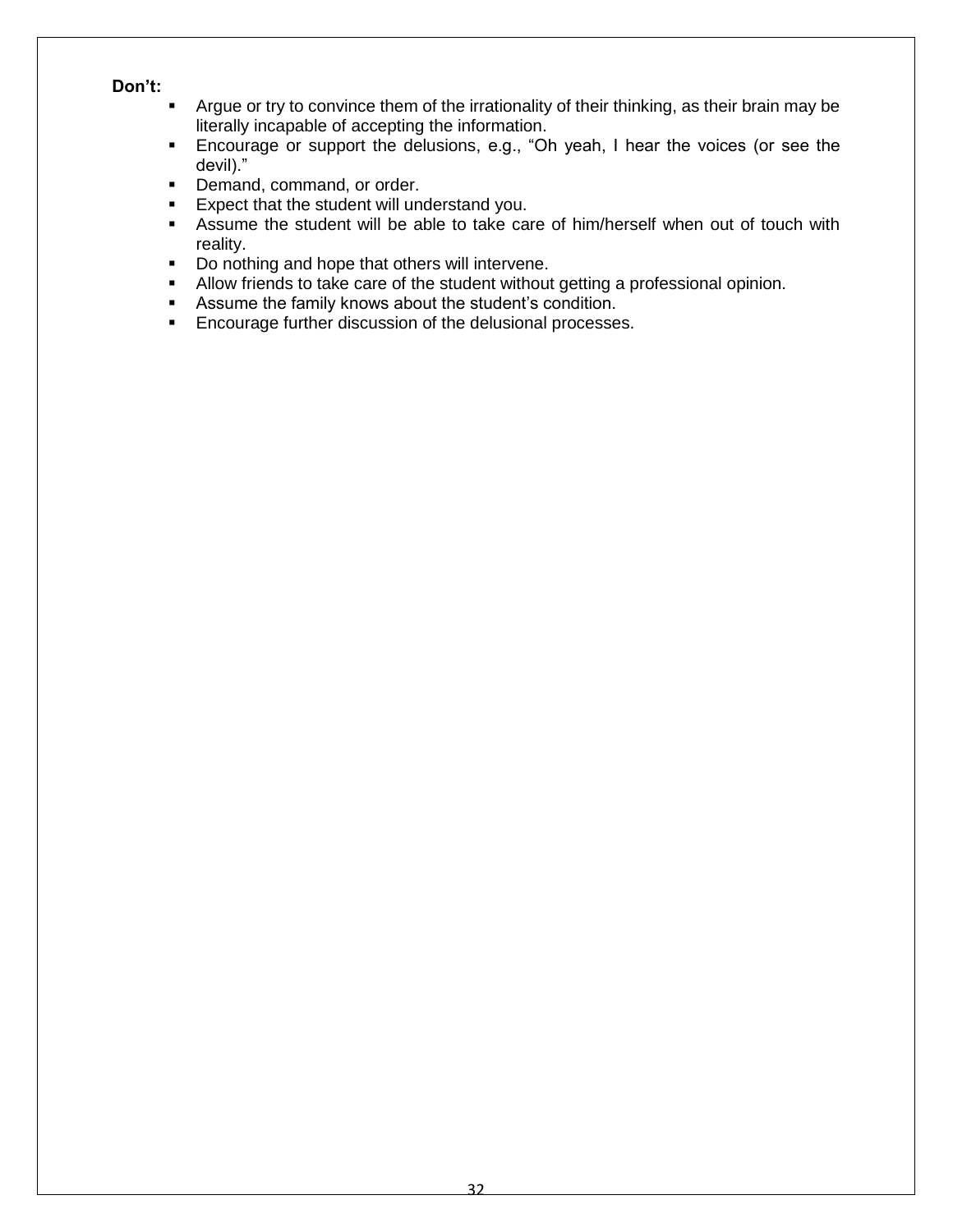**Don't:**

- Argue or try to convince them of the irrationality of their thinking, as their brain may be literally incapable of accepting the information.
- Encourage or support the delusions, e.g., "Oh yeah, I hear the voices (or see the devil)."
- Demand, command, or order.
- Expect that the student will understand you.
- Assume the student will be able to take care of him/herself when out of touch with reality.
- Do nothing and hope that others will intervene.
- Allow friends to take care of the student without getting a professional opinion.
- Assume the family knows about the student's condition.
- Encourage further discussion of the delusional processes.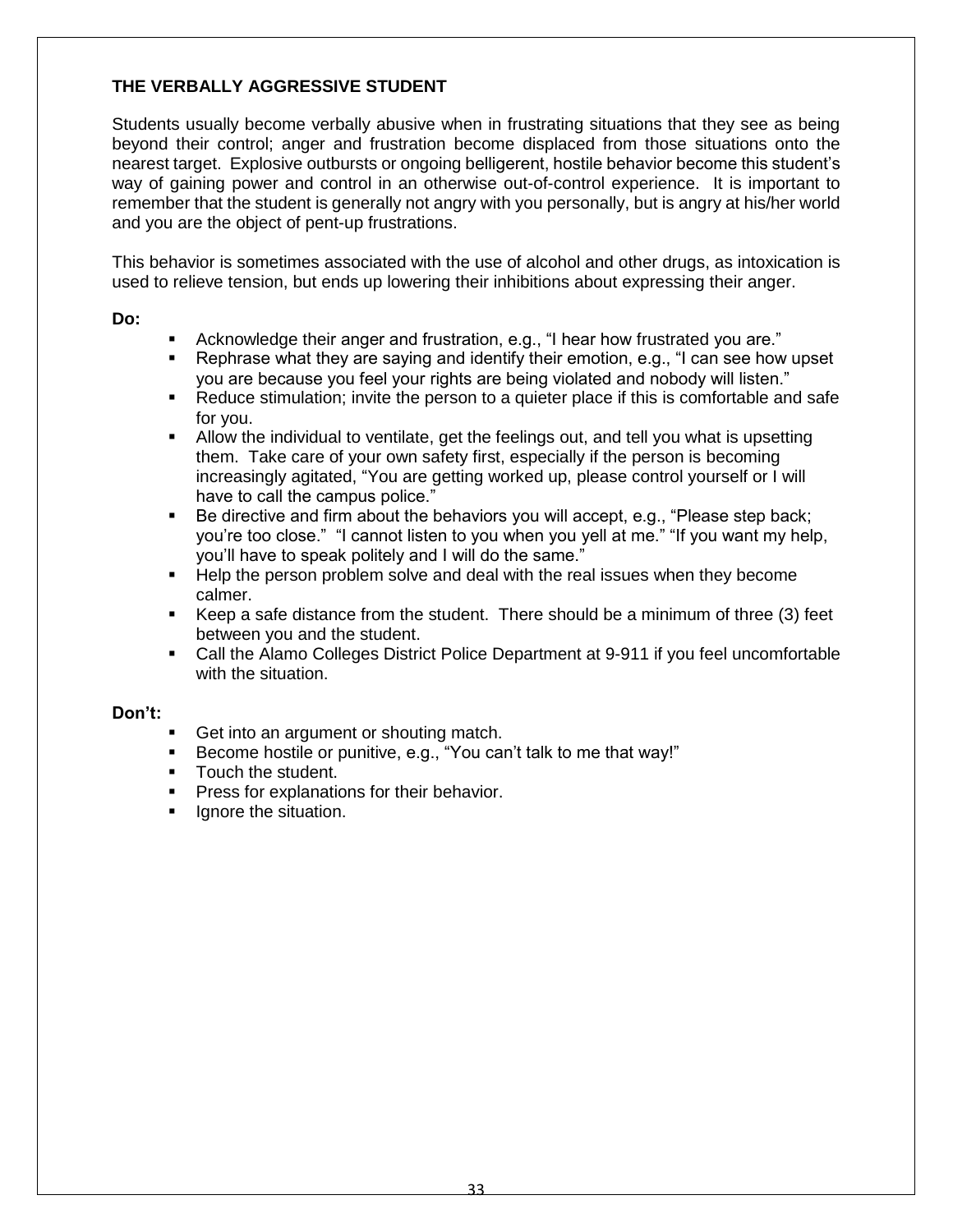## THE VERBALLY AGGRESSIVE STUDENT

Students usually become verbally abusive when in frustrating situations that they see as being beyond their control; anger and frustration become displaced from those situations onto the nearest target. Explosive outbursts or ongoing belligerent, hostile behavior become this student's way of gaining power and control in an otherwise out-of-control experience. It is important to remember that the student is generally not angry with you personally, but is angry at his/her world and you are the object of pent-up frustrations.

This behavior is sometimes associated with the use of alcohol and other drugs, as intoxication is used to relieve tension, but ends up lowering their inhibitions about expressing their anger.

**Do:**

- Acknowledge their anger and frustration, e.g., "I hear how frustrated you are."
- Rephrase what they are saying and identify their emotion, e.g., "I can see how upset you are because you feel your rights are being violated and nobody will listen."
- Reduce stimulation; invite the person to a quieter place if this is comfortable and safe for you.
- Allow the individual to ventilate, get the feelings out, and tell you what is upsetting them. Take care of your own safety first, especially if the person is becoming increasingly agitated, "You are getting worked up, please control yourself or I will have to call the campus police."
- Be directive and firm about the behaviors you will accept, e.g., "Please step back; you're too close." "I cannot listen to you when you yell at me." "If you want my help, you'll have to speak politely and I will do the same."
- Help the person problem solve and deal with the real issues when they become calmer.
- Keep a safe distance from the student. There should be a minimum of three (3) feet between you and the student.
- Call the Alamo Colleges District Police Department at 9-911 if you feel uncomfortable with the situation.

**Don't:**

- Get into an argument or shouting match.
- Become hostile or punitive, e.g., "You can't talk to me that way!"
- Touch the student.
- Press for explanations for their behavior.
- Ignore the situation.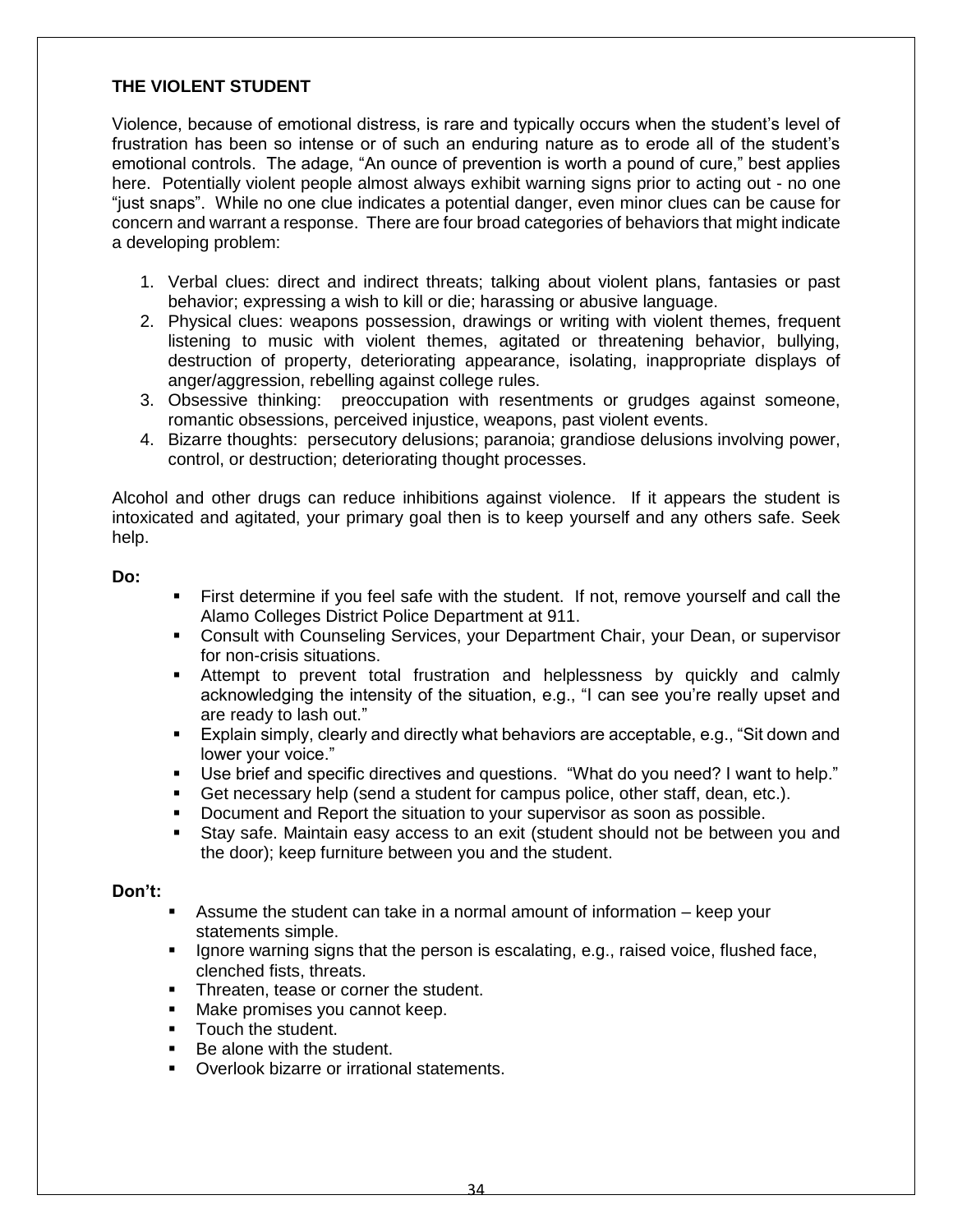## THE VIOLENT STUDENT

Violence, because of emotional distress, is rare and typically occurs when the student's level of frustration has been so intense or of such an enduring nature as to erode all of the student's emotional controls. The adage, "An ounce of prevention is worth a pound of cure," best applies here. Potentially violent people almost always exhibit warning signs prior to acting out - no one "just snaps". While no one clue indicates a potential danger, even minor clues can be cause for concern and warrant a response. There are four broad categories of behaviors that might indicate a developing problem:

1. Verbal clues: direct and indirect threats; talking about violent plans, fantasies or past behavior; expressing a wish to kill or die; harassing or abusive language.
2. Physical clues: weapons possession, drawings or writing with violent themes, frequent listening to music with violent themes, agitated or threatening behavior, bullying, destruction of property, deteriorating appearance, isolating, inappropriate displays of anger/aggression, rebelling against college rules.
3. Obsessive thinking: preoccupation with resentments or grudges against someone, romantic obsessions, perceived injustice, weapons, past violent events.
4. Bizarre thoughts: persecutory delusions; paranoia; grandiose delusions involving power, control, or destruction; deteriorating thought processes.

Alcohol and other drugs can reduce inhibitions against violence. If it appears the student is intoxicated and agitated, your primary goal then is to keep yourself and any others safe. Seek help.

**Do:**

- First determine if you feel safe with the student. If not, remove yourself and call the Alamo Colleges District Police Department at 911.
- Consult with Counseling Services, your Department Chair, your Dean, or supervisor for non-crisis situations.
- Attempt to prevent total frustration and helplessness by quickly and calmly acknowledging the intensity of the situation, e.g., "I can see you're really upset and are ready to lash out."
- Explain simply, clearly and directly what behaviors are acceptable, e.g., "Sit down and lower your voice."
- Use brief and specific directives and questions. "What do you need? I want to help."
- Get necessary help (send a student for campus police, other staff, dean, etc.).
- Document and Report the situation to your supervisor as soon as possible.
- Stay safe. Maintain easy access to an exit (student should not be between you and the door); keep furniture between you and the student.

**Don't:**

- Assume the student can take in a normal amount of information – keep your statements simple.
- Ignore warning signs that the person is escalating, e.g., raised voice, flushed face, clenched fists, threats.
- Threaten, tease or corner the student.
- Make promises you cannot keep.
- Touch the student.
- Be alone with the student.
- Overlook bizarre or irrational statements.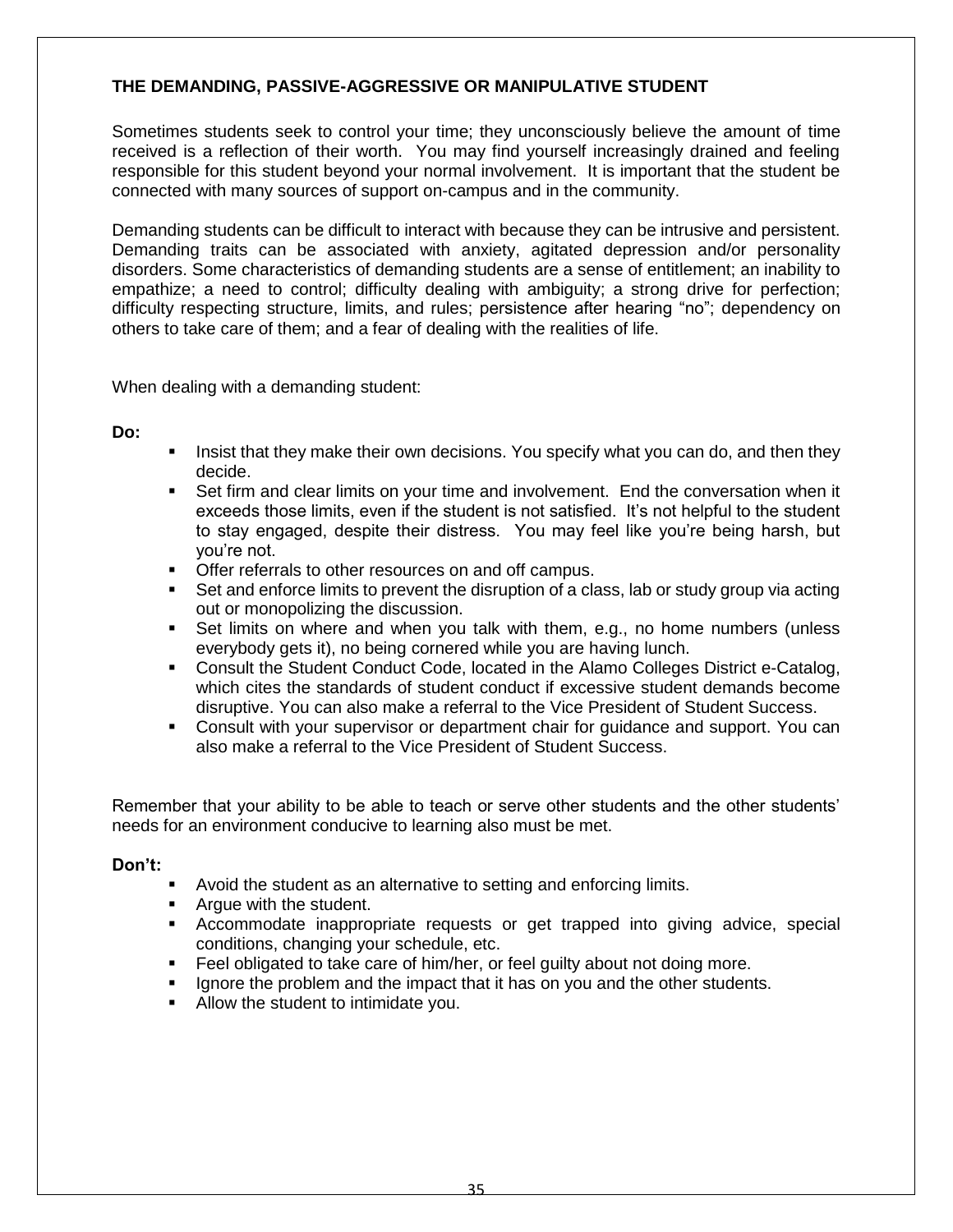## THE DEMANDING, PASSIVE-AGGRESSIVE OR MANIPULATIVE STUDENT

Sometimes students seek to control your time; they unconsciously believe the amount of time received is a reflection of their worth. You may find yourself increasingly drained and feeling responsible for this student beyond your normal involvement. It is important that the student be connected with many sources of support on-campus and in the community.

Demanding students can be difficult to interact with because they can be intrusive and persistent. Demanding traits can be associated with anxiety, agitated depression and/or personality disorders. Some characteristics of demanding students are a sense of entitlement; an inability to empathize; a need to control; difficulty dealing with ambiguity; a strong drive for perfection; difficulty respecting structure, limits, and rules; persistence after hearing "no"; dependency on others to take care of them; and a fear of dealing with the realities of life.

When dealing with a demanding student:

**Do:**

- Insist that they make their own decisions. You specify what you can do, and then they decide.
- Set firm and clear limits on your time and involvement. End the conversation when it exceeds those limits, even if the student is not satisfied. It's not helpful to the student to stay engaged, despite their distress. You may feel like you're being harsh, but you're not.
- Offer referrals to other resources on and off campus.
- Set and enforce limits to prevent the disruption of a class, lab or study group via acting out or monopolizing the discussion.
- Set limits on where and when you talk with them, e.g., no home numbers (unless everybody gets it), no being cornered while you are having lunch.
- Consult the Student Conduct Code, located in the Alamo Colleges District e-Catalog, which cites the standards of student conduct if excessive student demands become disruptive. You can also make a referral to the Vice President of Student Success.
- Consult with your supervisor or department chair for guidance and support. You can also make a referral to the Vice President of Student Success.

Remember that your ability to be able to teach or serve other students and the other students' needs for an environment conducive to learning also must be met.

**Don't:**

- Avoid the student as an alternative to setting and enforcing limits.
- Argue with the student.
- Accommodate inappropriate requests or get trapped into giving advice, special conditions, changing your schedule, etc.
- Feel obligated to take care of him/her, or feel guilty about not doing more.
- Ignore the problem and the impact that it has on you and the other students.
- Allow the student to intimidate you.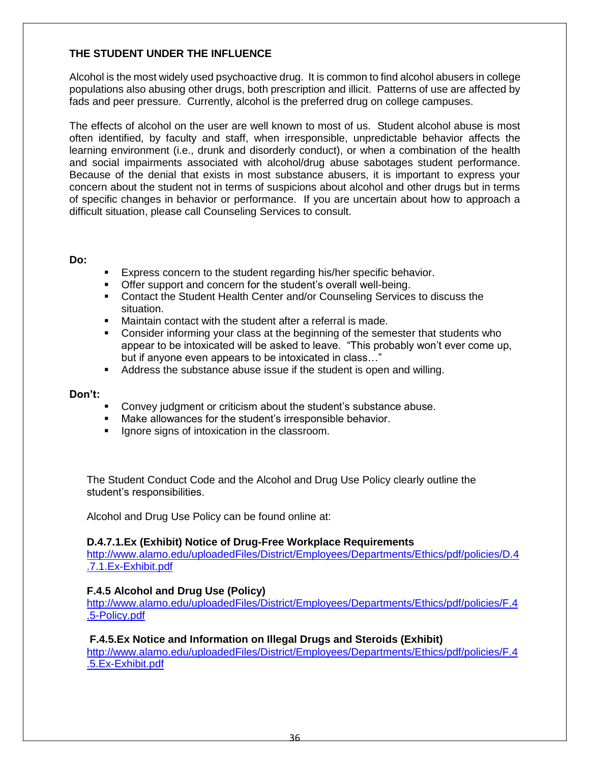## THE STUDENT UNDER THE INFLUENCE

Alcohol is the most widely used psychoactive drug. It is common to find alcohol abusers in college populations also abusing other drugs, both prescription and illicit. Patterns of use are affected by fads and peer pressure. Currently, alcohol is the preferred drug on college campuses.

The effects of alcohol on the user are well known to most of us. Student alcohol abuse is most often identified, by faculty and staff, when irresponsible, unpredictable behavior affects the learning environment (i.e., drunk and disorderly conduct), or when a combination of the health and social impairments associated with alcohol/drug abuse sabotages student performance. Because of the denial that exists in most substance abusers, it is important to express your concern about the student not in terms of suspicions about alcohol and other drugs but in terms of specific changes in behavior or performance. If you are uncertain about how to approach a difficult situation, please call Counseling Services to consult.

**Do:**

- Express concern to the student regarding his/her specific behavior.
- Offer support and concern for the student's overall well-being.
- Contact the Student Health Center and/or Counseling Services to discuss the situation.
- Maintain contact with the student after a referral is made.
- Consider informing your class at the beginning of the semester that students who appear to be intoxicated will be asked to leave. "This probably won't ever come up, but if anyone even appears to be intoxicated in class…"
- Address the substance abuse issue if the student is open and willing.

**Don't:**

- Convey judgment or criticism about the student's substance abuse.
- Make allowances for the student's irresponsible behavior.
- Ignore signs of intoxication in the classroom.

The Student Conduct Code and the Alcohol and Drug Use Policy clearly outline the student's responsibilities.

Alcohol and Drug Use Policy can be found online at:

**D.4.7.1.Ex (Exhibit) Notice of Drug-Free Workplace Requirements**
http://www.alamo.edu/uploadedFiles/District/Employees/Departments/Ethics/pdf/policies/D.4.7.1.Ex-Exhibit.pdf

**F.4.5 Alcohol and Drug Use (Policy)**
http://www.alamo.edu/uploadedFiles/District/Employees/Departments/Ethics/pdf/policies/F.4.5-Policy.pdf

**F.4.5.Ex Notice and Information on Illegal Drugs and Steroids (Exhibit)**
http://www.alamo.edu/uploadedFiles/District/Employees/Departments/Ethics/pdf/policies/F.4.5.Ex-Exhibit.pdf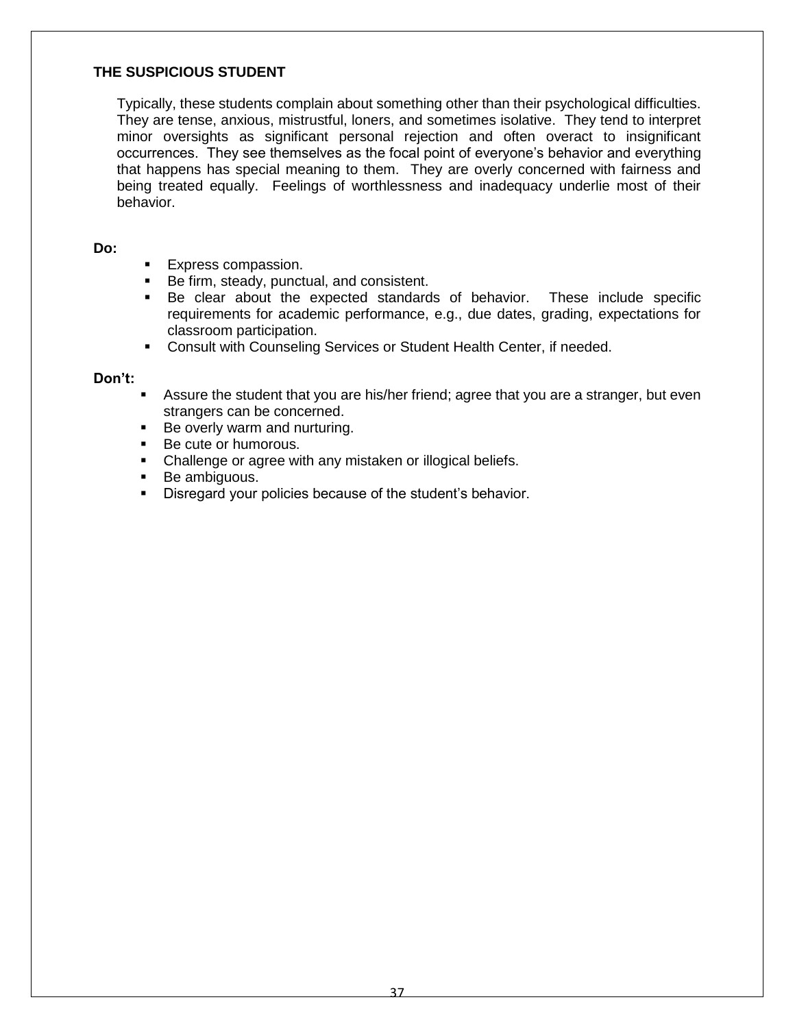### THE SUSPICIOUS STUDENT

Typically, these students complain about something other than their psychological difficulties. They are tense, anxious, mistrustful, loners, and sometimes isolative. They tend to interpret minor oversights as significant personal rejection and often overact to insignificant occurrences. They see themselves as the focal point of everyone's behavior and everything that happens has special meaning to them. They are overly concerned with fairness and being treated equally. Feelings of worthlessness and inadequacy underlie most of their behavior.

**Do:**

- Express compassion.
- Be firm, steady, punctual, and consistent.
- Be clear about the expected standards of behavior. These include specific requirements for academic performance, e.g., due dates, grading, expectations for classroom participation.
- Consult with Counseling Services or Student Health Center, if needed.

**Don't:**

- Assure the student that you are his/her friend; agree that you are a stranger, but even strangers can be concerned.
- Be overly warm and nurturing.
- Be cute or humorous.
- Challenge or agree with any mistaken or illogical beliefs.
- Be ambiguous.
- Disregard your policies because of the student's behavior.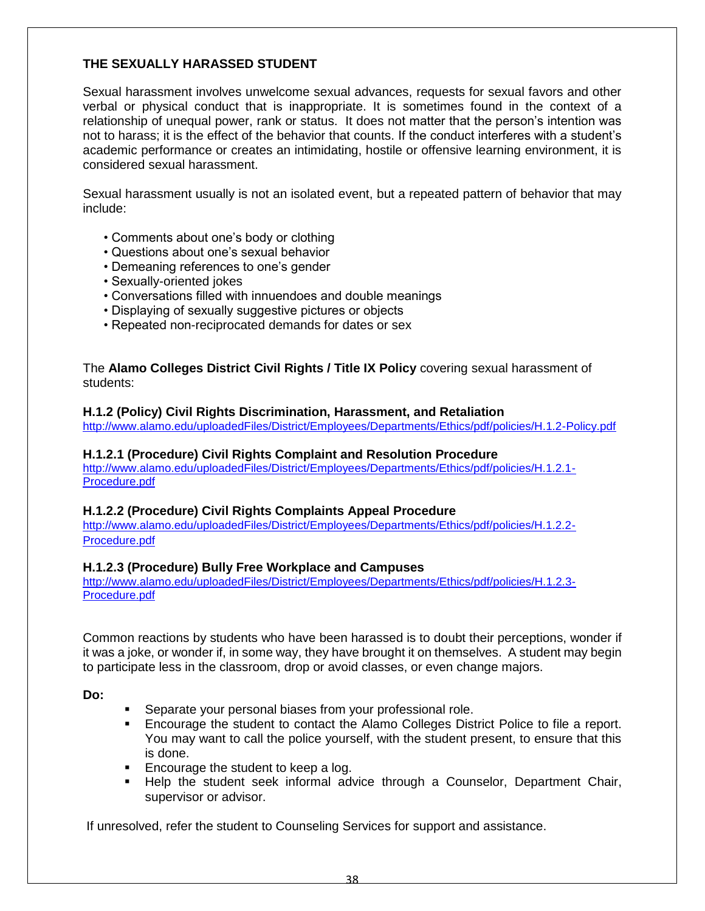## THE SEXUALLY HARASSED STUDENT

Sexual harassment involves unwelcome sexual advances, requests for sexual favors and other verbal or physical conduct that is inappropriate. It is sometimes found in the context of a relationship of unequal power, rank or status. It does not matter that the person's intention was not to harass; it is the effect of the behavior that counts. If the conduct interferes with a student's academic performance or creates an intimidating, hostile or offensive learning environment, it is considered sexual harassment.

Sexual harassment usually is not an isolated event, but a repeated pattern of behavior that may include:

- Comments about one's body or clothing
- Questions about one's sexual behavior
- Demeaning references to one's gender
- Sexually-oriented jokes
- Conversations filled with innuendoes and double meanings
- Displaying of sexually suggestive pictures or objects
- Repeated non-reciprocated demands for dates or sex

The **Alamo Colleges District Civil Rights / Title IX Policy** covering sexual harassment of students:

**H.1.2 (Policy) Civil Rights Discrimination, Harassment, and Retaliation**
http://www.alamo.edu/uploadedFiles/District/Employees/Departments/Ethics/pdf/policies/H.1.2-Policy.pdf

**H.1.2.1 (Procedure) Civil Rights Complaint and Resolution Procedure**
http://www.alamo.edu/uploadedFiles/District/Employees/Departments/Ethics/pdf/policies/H.1.2.1-Procedure.pdf

**H.1.2.2 (Procedure) Civil Rights Complaints Appeal Procedure**
http://www.alamo.edu/uploadedFiles/District/Employees/Departments/Ethics/pdf/policies/H.1.2.2-Procedure.pdf

**H.1.2.3 (Procedure) Bully Free Workplace and Campuses**
http://www.alamo.edu/uploadedFiles/District/Employees/Departments/Ethics/pdf/policies/H.1.2.3-Procedure.pdf

Common reactions by students who have been harassed is to doubt their perceptions, wonder if it was a joke, or wonder if, in some way, they have brought it on themselves. A student may begin to participate less in the classroom, drop or avoid classes, or even change majors.

**Do:**

- Separate your personal biases from your professional role.
- Encourage the student to contact the Alamo Colleges District Police to file a report. You may want to call the police yourself, with the student present, to ensure that this is done.
- Encourage the student to keep a log.
- Help the student seek informal advice through a Counselor, Department Chair, supervisor or advisor.

If unresolved, refer the student to Counseling Services for support and assistance.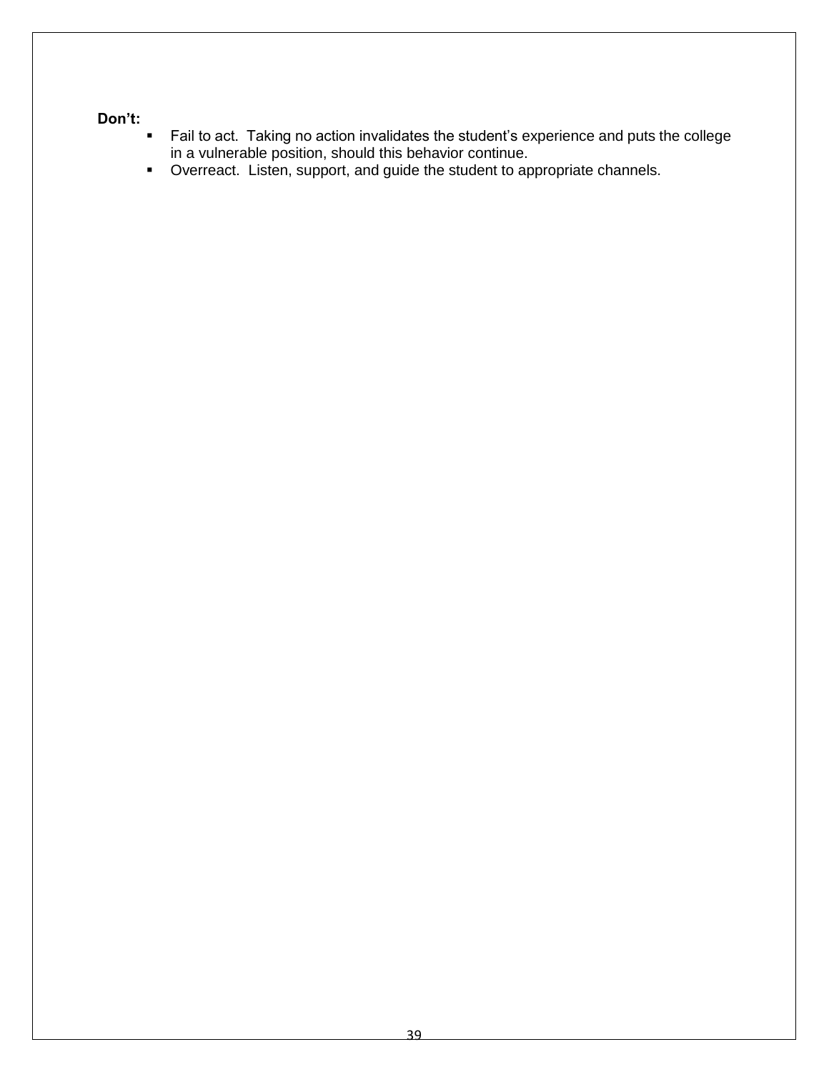**Don't:**

- Fail to act.  Taking no action invalidates the student's experience and puts the college in a vulnerable position, should this behavior continue.
- Overreact.  Listen, support, and guide the student to appropriate channels.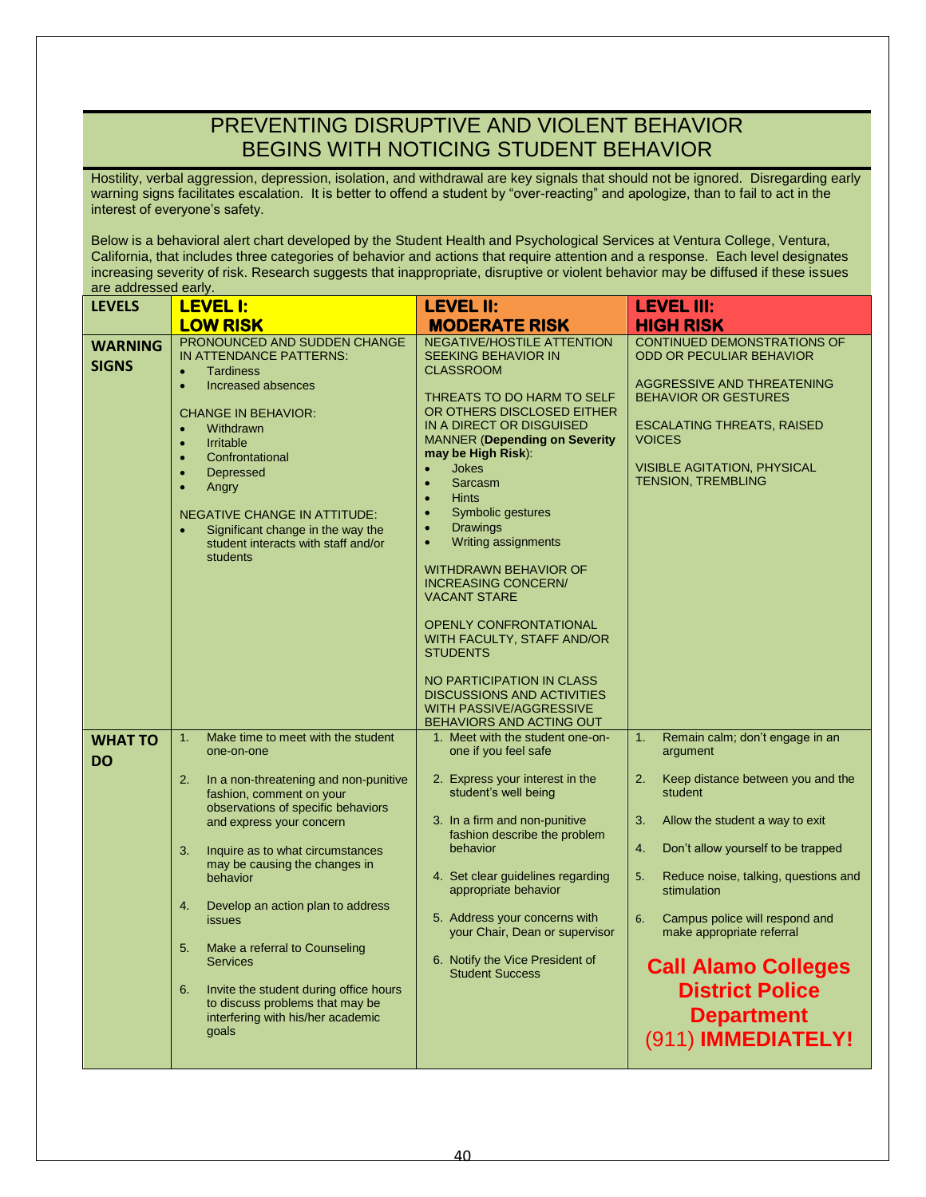# PREVENTING DISRUPTIVE AND VIOLENT BEHAVIOR BEGINS WITH NOTICING STUDENT BEHAVIOR

Hostility, verbal aggression, depression, isolation, and withdrawal are key signals that should not be ignored. Disregarding early warning signs facilitates escalation. It is better to offend a student by "over-reacting" and apologize, than to fail to act in the interest of everyone's safety.

Below is a behavioral alert chart developed by the Student Health and Psychological Services at Ventura College, Ventura, California, that includes three categories of behavior and actions that require attention and a response. Each level designates increasing severity of risk. Research suggests that inappropriate, disruptive or violent behavior may be diffused if these issues are addressed early.

| LEVELS | LEVEL I: LOW RISK | LEVEL II: MODERATE RISK | LEVEL III: HIGH RISK |
|---|---|---|---|
| **WARNING SIGNS** | PRONOUNCED AND SUDDEN CHANGE IN ATTENDANCE PATTERNS:<br>• Tardiness<br>• Increased absences<br><br>CHANGE IN BEHAVIOR:<br>• Withdrawn<br>• Irritable<br>• Confrontational<br>• Depressed<br>• Angry<br><br>NEGATIVE CHANGE IN ATTITUDE:<br>• Significant change in the way the student interacts with staff and/or students | NEGATIVE/HOSTILE ATTENTION SEEKING BEHAVIOR IN CLASSROOM<br><br>THREATS TO DO HARM TO SELF OR OTHERS DISCLOSED EITHER IN A DIRECT OR DISGUISED MANNER (**Depending on Severity may be High Risk**):<br>• Jokes<br>• Sarcasm<br>• Hints<br>• Symbolic gestures<br>• Drawings<br>• Writing assignments<br><br>WITHDRAWN BEHAVIOR OF INCREASING CONCERN/ VACANT STARE<br><br>OPENLY CONFRONTATIONAL WITH FACULTY, STAFF AND/OR STUDENTS<br><br>NO PARTICIPATION IN CLASS DISCUSSIONS AND ACTIVITIES WITH PASSIVE/AGGRESSIVE BEHAVIORS AND ACTING OUT | CONTINUED DEMONSTRATIONS OF ODD OR PECULIAR BEHAVIOR<br><br>AGGRESSIVE AND THREATENING BEHAVIOR OR GESTURES<br><br>ESCALATING THREATS, RAISED VOICES<br><br>VISIBLE AGITATION, PHYSICAL TENSION, TREMBLING |
| **WHAT TO DO** | 1. Make time to meet with the student one-on-one<br><br>2. In a non-threatening and non-punitive fashion, comment on your observations of specific behaviors and express your concern<br><br>3. Inquire as to what circumstances may be causing the changes in behavior<br><br>4. Develop an action plan to address issues<br><br>5. Make a referral to Counseling Services<br><br>6. Invite the student during office hours to discuss problems that may be interfering with his/her academic goals | 1. Meet with the student one-on-one if you feel safe<br><br>2. Express your interest in the student's well being<br><br>3. In a firm and non-punitive fashion describe the problem behavior<br><br>4. Set clear guidelines regarding appropriate behavior<br><br>5. Address your concerns with your Chair, Dean or supervisor<br><br>6. Notify the Vice President of Student Success | 1. Remain calm; don't engage in an argument<br><br>2. Keep distance between you and the student<br><br>3. Allow the student a way to exit<br><br>4. Don't allow yourself to be trapped<br><br>5. Reduce noise, talking, questions and stimulation<br><br>6. Campus police will respond and make appropriate referral<br><br>**Call Alamo Colleges District Police Department (911) IMMEDIATELY!** |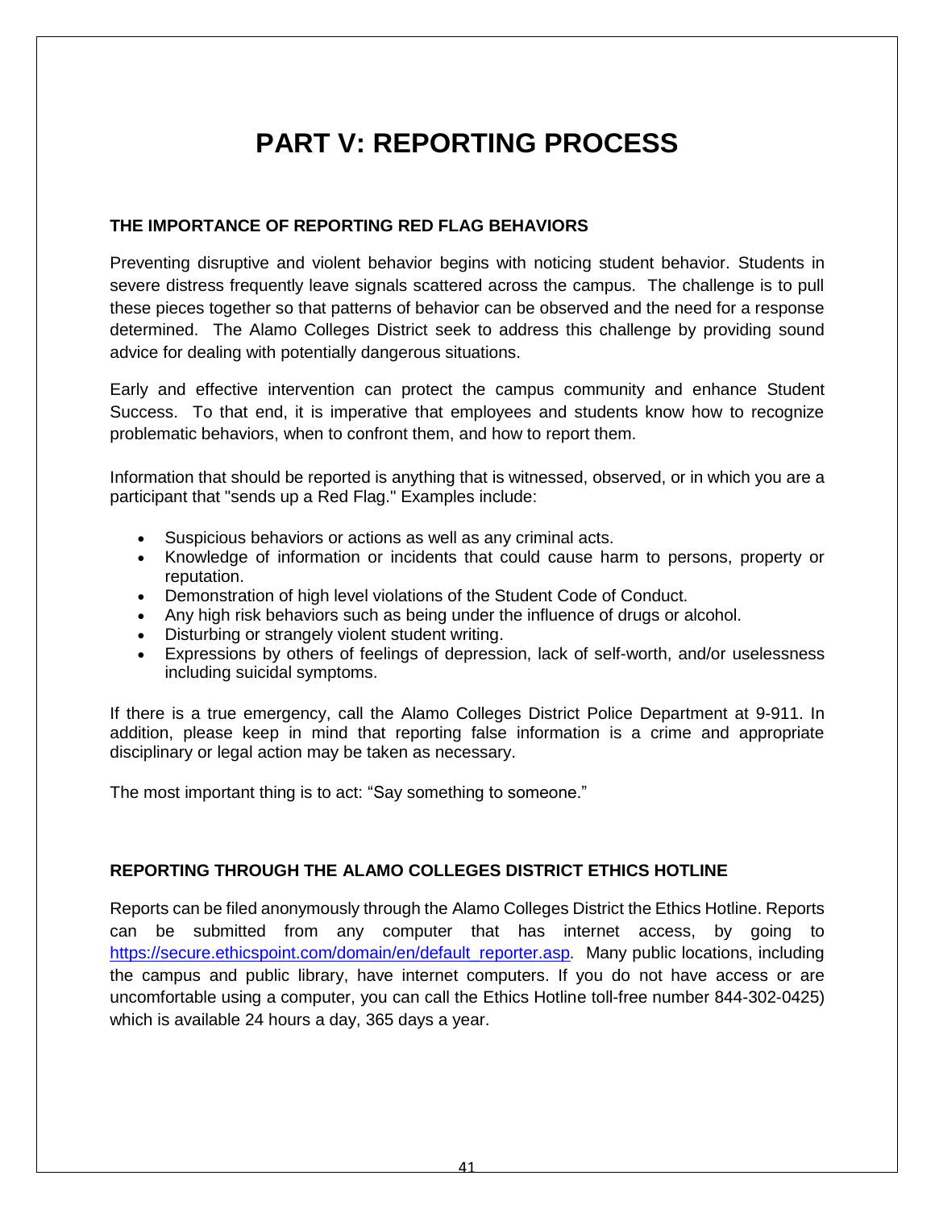# PART V: REPORTING PROCESS

## THE IMPORTANCE OF REPORTING RED FLAG BEHAVIORS

Preventing disruptive and violent behavior begins with noticing student behavior. Students in severe distress frequently leave signals scattered across the campus. The challenge is to pull these pieces together so that patterns of behavior can be observed and the need for a response determined. The Alamo Colleges District seek to address this challenge by providing sound advice for dealing with potentially dangerous situations.

Early and effective intervention can protect the campus community and enhance Student Success. To that end, it is imperative that employees and students know how to recognize problematic behaviors, when to confront them, and how to report them.

Information that should be reported is anything that is witnessed, observed, or in which you are a participant that "sends up a Red Flag." Examples include:

- Suspicious behaviors or actions as well as any criminal acts.
- Knowledge of information or incidents that could cause harm to persons, property or reputation.
- Demonstration of high level violations of the Student Code of Conduct.
- Any high risk behaviors such as being under the influence of drugs or alcohol.
- Disturbing or strangely violent student writing.
- Expressions by others of feelings of depression, lack of self-worth, and/or uselessness including suicidal symptoms.

If there is a true emergency, call the Alamo Colleges District Police Department at 9-911. In addition, please keep in mind that reporting false information is a crime and appropriate disciplinary or legal action may be taken as necessary.

The most important thing is to act: "Say something to someone."

## REPORTING THROUGH THE ALAMO COLLEGES DISTRICT ETHICS HOTLINE

Reports can be filed anonymously through the Alamo Colleges District the Ethics Hotline. Reports can be submitted from any computer that has internet access, by going to https://secure.ethicspoint.com/domain/en/default_reporter.asp. Many public locations, including the campus and public library, have internet computers. If you do not have access or are uncomfortable using a computer, you can call the Ethics Hotline toll-free number 844-302-0425) which is available 24 hours a day, 365 days a year.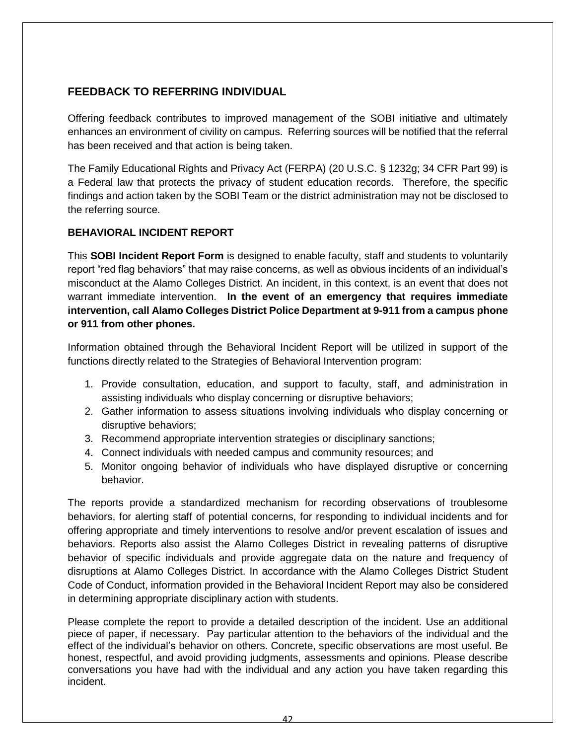## FEEDBACK TO REFERRING INDIVIDUAL

Offering feedback contributes to improved management of the SOBI initiative and ultimately enhances an environment of civility on campus. Referring sources will be notified that the referral has been received and that action is being taken.

The Family Educational Rights and Privacy Act (FERPA) (20 U.S.C. § 1232g; 34 CFR Part 99) is a Federal law that protects the privacy of student education records. Therefore, the specific findings and action taken by the SOBI Team or the district administration may not be disclosed to the referring source.

### BEHAVIORAL INCIDENT REPORT

This **SOBI Incident Report Form** is designed to enable faculty, staff and students to voluntarily report "red flag behaviors" that may raise concerns, as well as obvious incidents of an individual's misconduct at the Alamo Colleges District. An incident, in this context, is an event that does not warrant immediate intervention. **In the event of an emergency that requires immediate intervention, call Alamo Colleges District Police Department at 9-911 from a campus phone or 911 from other phones.**

Information obtained through the Behavioral Incident Report will be utilized in support of the functions directly related to the Strategies of Behavioral Intervention program:

1. Provide consultation, education, and support to faculty, staff, and administration in assisting individuals who display concerning or disruptive behaviors;
2. Gather information to assess situations involving individuals who display concerning or disruptive behaviors;
3. Recommend appropriate intervention strategies or disciplinary sanctions;
4. Connect individuals with needed campus and community resources; and
5. Monitor ongoing behavior of individuals who have displayed disruptive or concerning behavior.

The reports provide a standardized mechanism for recording observations of troublesome behaviors, for alerting staff of potential concerns, for responding to individual incidents and for offering appropriate and timely interventions to resolve and/or prevent escalation of issues and behaviors. Reports also assist the Alamo Colleges District in revealing patterns of disruptive behavior of specific individuals and provide aggregate data on the nature and frequency of disruptions at Alamo Colleges District. In accordance with the Alamo Colleges District Student Code of Conduct, information provided in the Behavioral Incident Report may also be considered in determining appropriate disciplinary action with students.

Please complete the report to provide a detailed description of the incident. Use an additional piece of paper, if necessary. Pay particular attention to the behaviors of the individual and the effect of the individual's behavior on others. Concrete, specific observations are most useful. Be honest, respectful, and avoid providing judgments, assessments and opinions. Please describe conversations you have had with the individual and any action you have taken regarding this incident.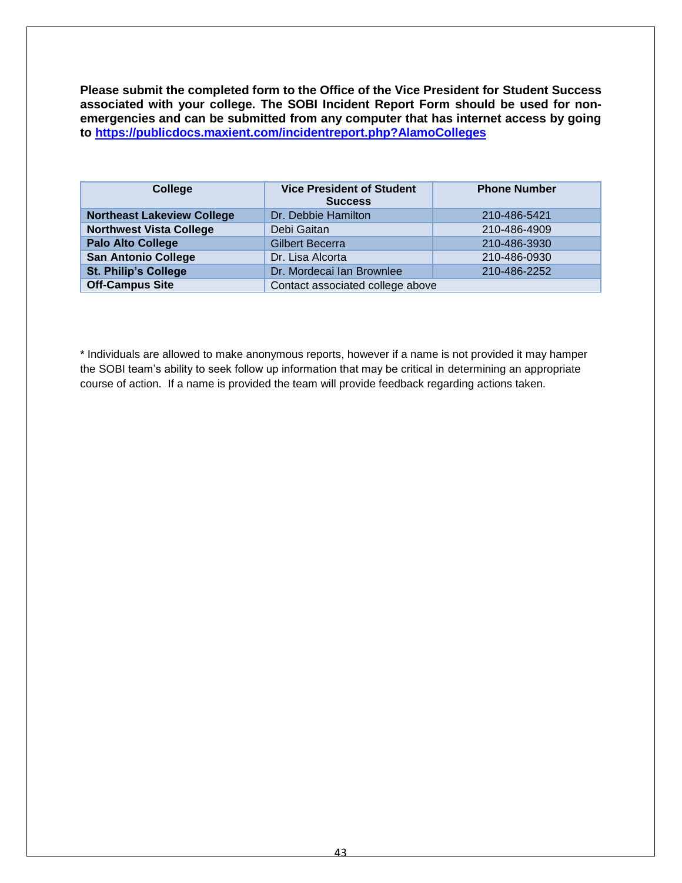**Please submit the completed form to the Office of the Vice President for Student Success associated with your college. The SOBI Incident Report Form should be used for non-emergencies and can be submitted from any computer that has internet access by going to [https://publicdocs.maxient.com/incidentreport.php?AlamoColleges](https://publicdocs.maxient.com/incidentreport.php?AlamoColleges)**

| College | Vice President of Student Success | Phone Number |
|---|---|---|
| **Northeast Lakeview College** | Dr. Debbie Hamilton | 210-486-5421 |
| **Northwest Vista College** | Debi Gaitan | 210-486-4909 |
| **Palo Alto College** | Gilbert Becerra | 210-486-3930 |
| **San Antonio College** | Dr. Lisa Alcorta | 210-486-0930 |
| **St. Philip's College** | Dr. Mordecai Ian Brownlee | 210-486-2252 |
| **Off-Campus Site** | Contact associated college above | |

* Individuals are allowed to make anonymous reports, however if a name is not provided it may hamper the SOBI team's ability to seek follow up information that may be critical in determining an appropriate course of action. If a name is provided the team will provide feedback regarding actions taken.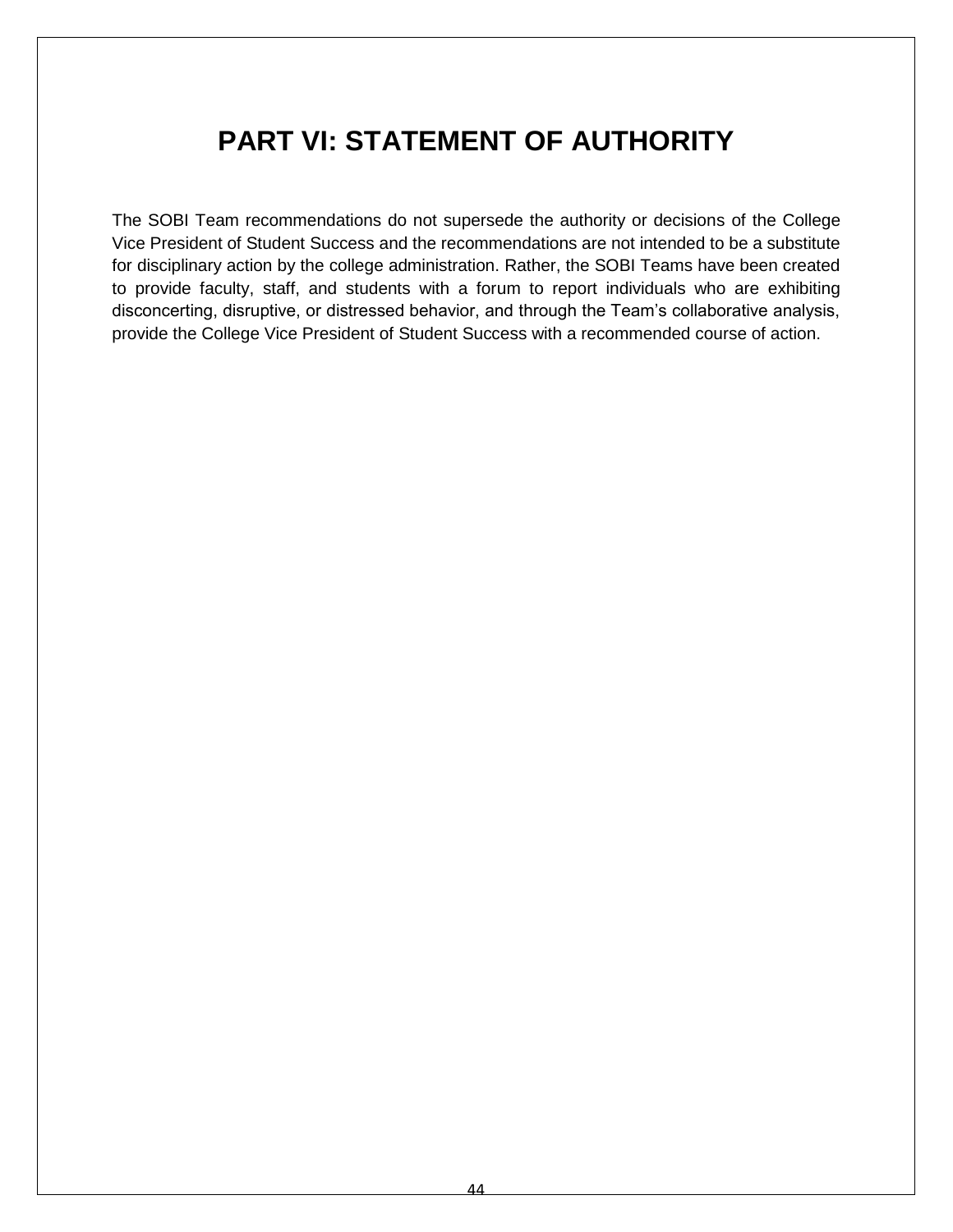# PART VI: STATEMENT OF AUTHORITY

The SOBI Team recommendations do not supersede the authority or decisions of the College Vice President of Student Success and the recommendations are not intended to be a substitute for disciplinary action by the college administration. Rather, the SOBI Teams have been created to provide faculty, staff, and students with a forum to report individuals who are exhibiting disconcerting, disruptive, or distressed behavior, and through the Team's collaborative analysis, provide the College Vice President of Student Success with a recommended course of action.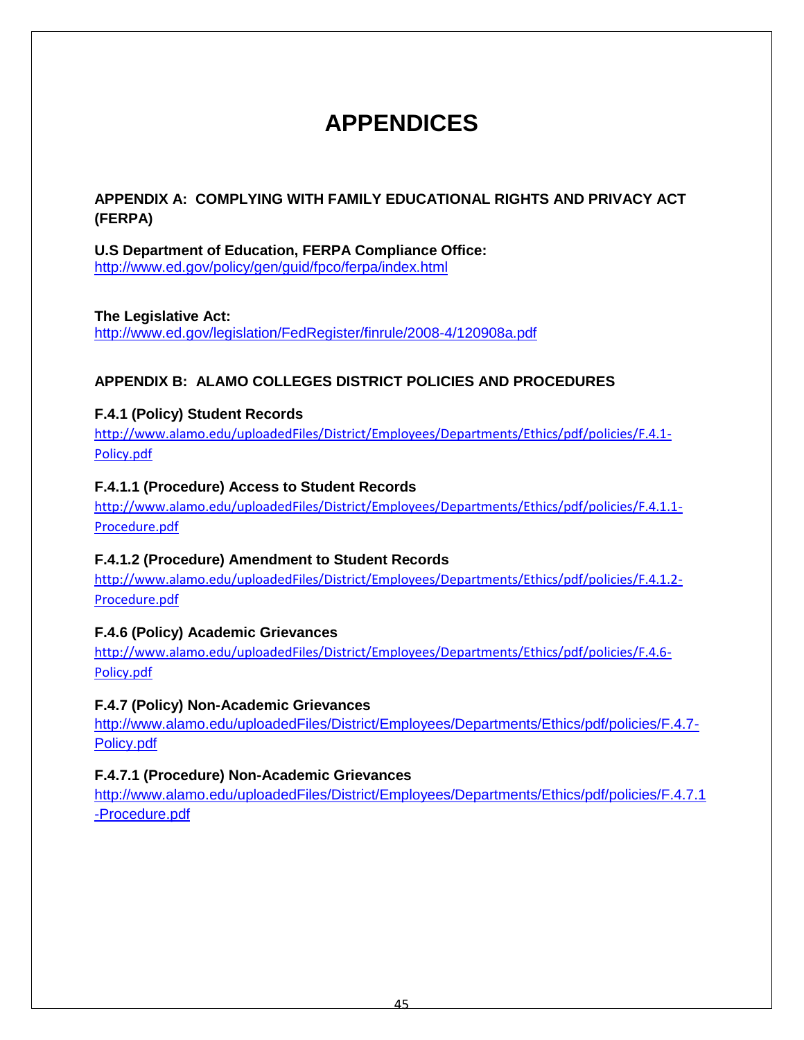# APPENDICES

## APPENDIX A: COMPLYING WITH FAMILY EDUCATIONAL RIGHTS AND PRIVACY ACT (FERPA)

**U.S Department of Education, FERPA Compliance Office:**
http://www.ed.gov/policy/gen/guid/fpco/ferpa/index.html

**The Legislative Act:**
http://www.ed.gov/legislation/FedRegister/finrule/2008-4/120908a.pdf

## APPENDIX B: ALAMO COLLEGES DISTRICT POLICIES AND PROCEDURES

**F.4.1 (Policy) Student Records**
http://www.alamo.edu/uploadedFiles/District/Employees/Departments/Ethics/pdf/policies/F.4.1-Policy.pdf

**F.4.1.1 (Procedure) Access to Student Records**
http://www.alamo.edu/uploadedFiles/District/Employees/Departments/Ethics/pdf/policies/F.4.1.1-Procedure.pdf

**F.4.1.2 (Procedure) Amendment to Student Records**
http://www.alamo.edu/uploadedFiles/District/Employees/Departments/Ethics/pdf/policies/F.4.1.2-Procedure.pdf

**F.4.6 (Policy) Academic Grievances**
http://www.alamo.edu/uploadedFiles/District/Employees/Departments/Ethics/pdf/policies/F.4.6-Policy.pdf

**F.4.7 (Policy) Non-Academic Grievances**
http://www.alamo.edu/uploadedFiles/District/Employees/Departments/Ethics/pdf/policies/F.4.7-Policy.pdf

**F.4.7.1 (Procedure) Non-Academic Grievances**
http://www.alamo.edu/uploadedFiles/District/Employees/Departments/Ethics/pdf/policies/F.4.7.1-Procedure.pdf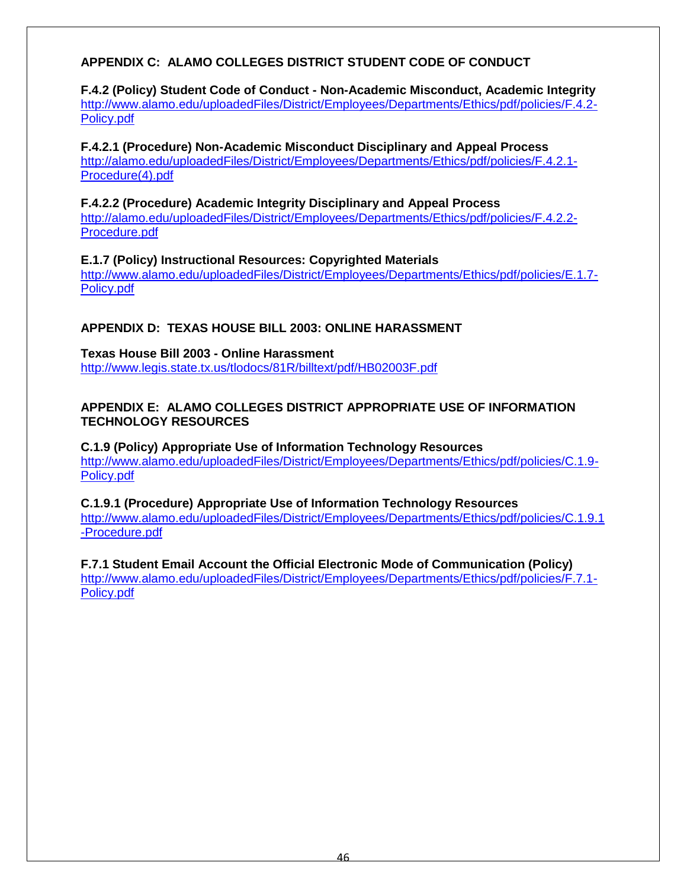## APPENDIX C: ALAMO COLLEGES DISTRICT STUDENT CODE OF CONDUCT

**F.4.2 (Policy) Student Code of Conduct - Non-Academic Misconduct, Academic Integrity**
http://www.alamo.edu/uploadedFiles/District/Employees/Departments/Ethics/pdf/policies/F.4.2-Policy.pdf

**F.4.2.1 (Procedure) Non-Academic Misconduct Disciplinary and Appeal Process**
http://alamo.edu/uploadedFiles/District/Employees/Departments/Ethics/pdf/policies/F.4.2.1-Procedure(4).pdf

**F.4.2.2 (Procedure) Academic Integrity Disciplinary and Appeal Process**
http://alamo.edu/uploadedFiles/District/Employees/Departments/Ethics/pdf/policies/F.4.2.2-Procedure.pdf

**E.1.7 (Policy) Instructional Resources: Copyrighted Materials**
http://www.alamo.edu/uploadedFiles/District/Employees/Departments/Ethics/pdf/policies/E.1.7-Policy.pdf

## APPENDIX D: TEXAS HOUSE BILL 2003: ONLINE HARASSMENT

**Texas House Bill 2003 - Online Harassment**
http://www.legis.state.tx.us/tlodocs/81R/billtext/pdf/HB02003F.pdf

## APPENDIX E: ALAMO COLLEGES DISTRICT APPROPRIATE USE OF INFORMATION TECHNOLOGY RESOURCES

**C.1.9 (Policy) Appropriate Use of Information Technology Resources**
http://www.alamo.edu/uploadedFiles/District/Employees/Departments/Ethics/pdf/policies/C.1.9-Policy.pdf

**C.1.9.1 (Procedure) Appropriate Use of Information Technology Resources**
http://www.alamo.edu/uploadedFiles/District/Employees/Departments/Ethics/pdf/policies/C.1.9.1-Procedure.pdf

**F.7.1 Student Email Account the Official Electronic Mode of Communication (Policy)**
http://www.alamo.edu/uploadedFiles/District/Employees/Departments/Ethics/pdf/policies/F.7.1-Policy.pdf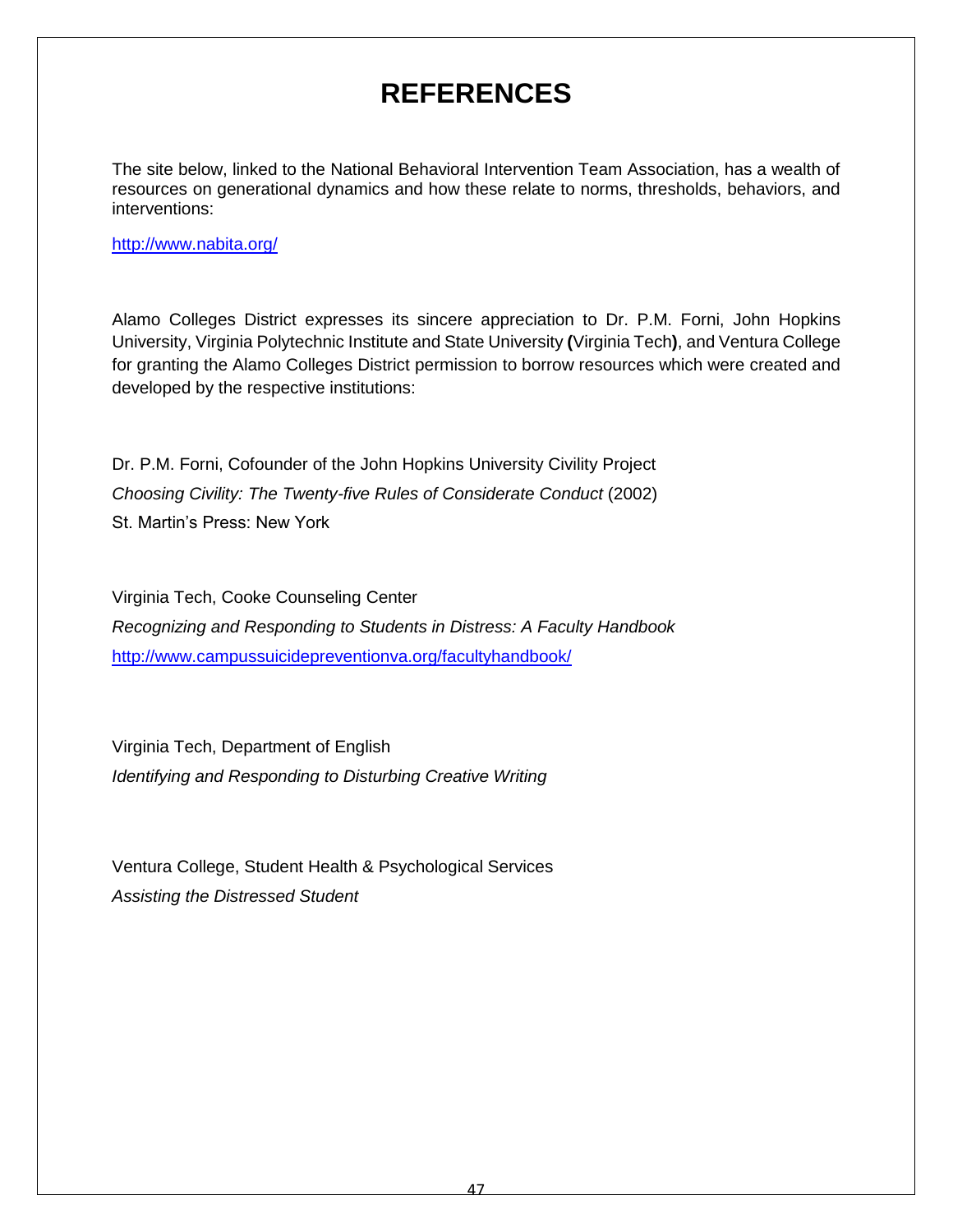# REFERENCES

The site below, linked to the National Behavioral Intervention Team Association, has a wealth of resources on generational dynamics and how these relate to norms, thresholds, behaviors, and interventions:

http://www.nabita.org/

Alamo Colleges District expresses its sincere appreciation to Dr. P.M. Forni, John Hopkins University, Virginia Polytechnic Institute and State University **(**Virginia Tech**)**, and Ventura College for granting the Alamo Colleges District permission to borrow resources which were created and developed by the respective institutions:

Dr. P.M. Forni, Cofounder of the John Hopkins University Civility Project
*Choosing Civility: The Twenty-five Rules of Considerate Conduct* (2002)
St. Martin's Press: New York

Virginia Tech, Cooke Counseling Center
*Recognizing and Responding to Students in Distress: A Faculty Handbook*
http://www.campussuicidepreventionva.org/facultyhandbook/

Virginia Tech, Department of English
*Identifying and Responding to Disturbing Creative Writing*

Ventura College, Student Health & Psychological Services
*Assisting the Distressed Student*